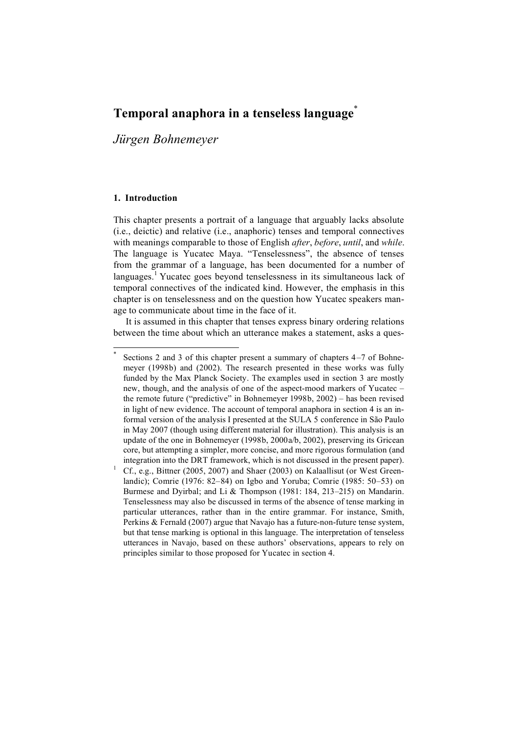# Temporal anaphora in a tenseless language[*]

*Jürgen Bohnemeyer*

## 1. Introduction

This chapter presents a portrait of a language that arguably lacks absolute (i.e., deictic) and relative (i.e., anaphoric) tenses and temporal connectives with meanings comparable to those of English *after*, *before*, *until*, and *while*. The language is Yucatec Maya. "Tenselessness", the absence of tenses from the grammar of a language, has been documented for a number of languages.[1] Yucatec goes beyond tenselessness in its simultaneous lack of temporal connectives of the indicated kind. However, the emphasis in this chapter is on tenselessness and on the question how Yucatec speakers manage to communicate about time in the face of it.

It is assumed in this chapter that tenses express binary ordering relations between the time about which an utterance makes a statement, asks a ques-

---

[*] Sections 2 and 3 of this chapter present a summary of chapters 4–7 of Bohnemeyer (1998b) and (2002). The research presented in these works was fully funded by the Max Planck Society. The examples used in section 3 are mostly new, though, and the analysis of one of the aspect-mood markers of Yucatec – the remote future ("predictive" in Bohnemeyer 1998b, 2002) – has been revised in light of new evidence. The account of temporal anaphora in section 4 is an informal version of the analysis I presented at the SULA 5 conference in São Paulo in May 2007 (though using different material for illustration). This analysis is an update of the one in Bohnemeyer (1998b, 2000a/b, 2002), preserving its Gricean core, but attempting a simpler, more concise, and more rigorous formulation (and integration into the DRT framework, which is not discussed in the present paper).

[1] Cf., e.g., Bittner (2005, 2007) and Shaer (2003) on Kalaallisut (or West Greenlandic); Comrie (1976: 82–84) on Igbo and Yoruba; Comrie (1985: 50–53) on Burmese and Dyirbal; and Li & Thompson (1981: 184, 213–215) on Mandarin. Tenselessness may also be discussed in terms of the absence of tense marking in particular utterances, rather than in the entire grammar. For instance, Smith, Perkins & Fernald (2007) argue that Navajo has a future-non-future tense system, but that tense marking is optional in this language. The interpretation of tenseless utterances in Navajo, based on these authors' observations, appears to rely on principles similar to those proposed for Yucatec in section 4.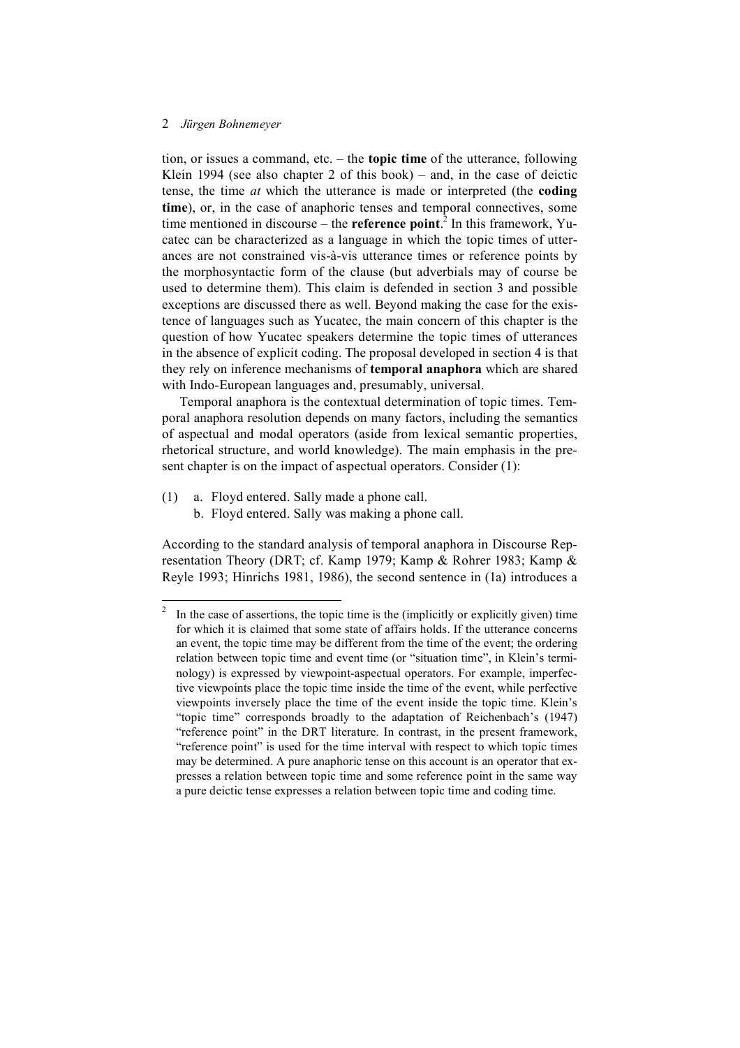tion, or issues a command, etc. – the **topic time** of the utterance, following Klein 1994 (see also chapter 2 of this book) – and, in the case of deictic tense, the time *at* which the utterance is made or interpreted (the **coding time**), or, in the case of anaphoric tenses and temporal connectives, some time mentioned in discourse – the **reference point**.[2] In this framework, Yucatec can be characterized as a language in which the topic times of utterances are not constrained vis-à-vis utterance times or reference points by the morphosyntactic form of the clause (but adverbials may of course be used to determine them). This claim is defended in section 3 and possible exceptions are discussed there as well. Beyond making the case for the existence of languages such as Yucatec, the main concern of this chapter is the question of how Yucatec speakers determine the topic times of utterances in the absence of explicit coding. The proposal developed in section 4 is that they rely on inference mechanisms of **temporal anaphora** which are shared with Indo-European languages and, presumably, universal.

Temporal anaphora is the contextual determination of topic times. Temporal anaphora resolution depends on many factors, including the semantics of aspectual and modal operators (aside from lexical semantic properties, rhetorical structure, and world knowledge). The main emphasis in the present chapter is on the impact of aspectual operators. Consider (1):

(1) a. Floyd entered. Sally made a phone call.
    b. Floyd entered. Sally was making a phone call.

According to the standard analysis of temporal anaphora in Discourse Representation Theory (DRT; cf. Kamp 1979; Kamp & Rohrer 1983; Kamp & Reyle 1993; Hinrichs 1981, 1986), the second sentence in (1a) introduces a

---

[2] In the case of assertions, the topic time is the (implicitly or explicitly given) time for which it is claimed that some state of affairs holds. If the utterance concerns an event, the topic time may be different from the time of the event; the ordering relation between topic time and event time (or "situation time", in Klein's terminology) is expressed by viewpoint-aspectual operators. For example, imperfective viewpoints place the topic time inside the time of the event, while perfective viewpoints inversely place the time of the event inside the topic time. Klein's "topic time" corresponds broadly to the adaptation of Reichenbach's (1947) "reference point" in the DRT literature. In contrast, in the present framework, "reference point" is used for the time interval with respect to which topic times may be determined. A pure anaphoric tense on this account is an operator that expresses a relation between topic time and some reference point in the same way a pure deictic tense expresses a relation between topic time and coding time.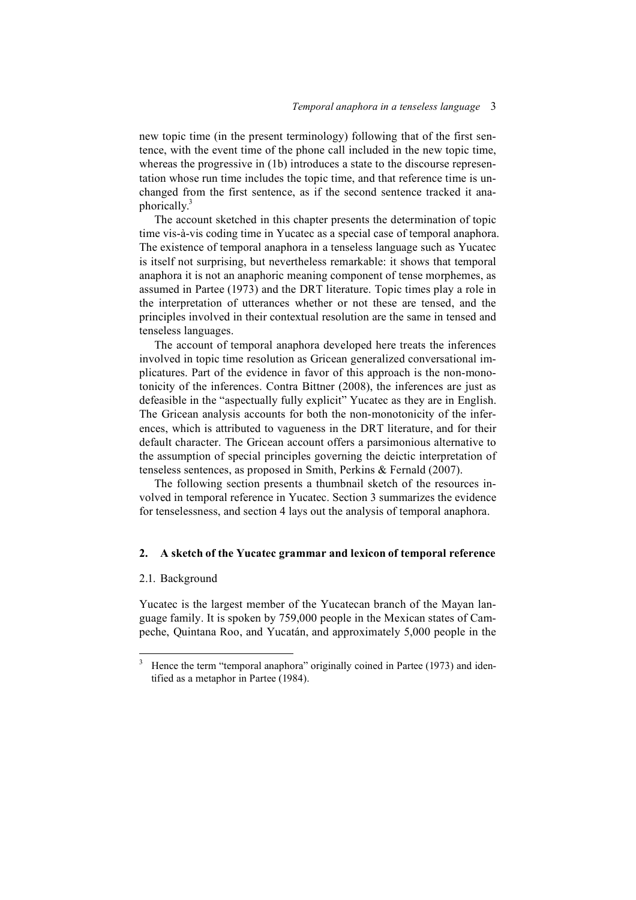new topic time (in the present terminology) following that of the first sentence, with the event time of the phone call included in the new topic time, whereas the progressive in (1b) introduces a state to the discourse representation whose run time includes the topic time, and that reference time is unchanged from the first sentence, as if the second sentence tracked it anaphorically.[3]

The account sketched in this chapter presents the determination of topic time vis-à-vis coding time in Yucatec as a special case of temporal anaphora. The existence of temporal anaphora in a tenseless language such as Yucatec is itself not surprising, but nevertheless remarkable: it shows that temporal anaphora it is not an anaphoric meaning component of tense morphemes, as assumed in Partee (1973) and the DRT literature. Topic times play a role in the interpretation of utterances whether or not these are tensed, and the principles involved in their contextual resolution are the same in tensed and tenseless languages.

The account of temporal anaphora developed here treats the inferences involved in topic time resolution as Gricean generalized conversational implicatures. Part of the evidence in favor of this approach is the non-monotonicity of the inferences. Contra Bittner (2008), the inferences are just as defeasible in the "aspectually fully explicit" Yucatec as they are in English. The Gricean analysis accounts for both the non-monotonicity of the inferences, which is attributed to vagueness in the DRT literature, and for their default character. The Gricean account offers a parsimonious alternative to the assumption of special principles governing the deictic interpretation of tenseless sentences, as proposed in Smith, Perkins & Fernald (2007).

The following section presents a thumbnail sketch of the resources involved in temporal reference in Yucatec. Section 3 summarizes the evidence for tenselessness, and section 4 lays out the analysis of temporal anaphora.

## 2. A sketch of the Yucatec grammar and lexicon of temporal reference

### 2.1. Background

Yucatec is the largest member of the Yucatecan branch of the Mayan language family. It is spoken by 759,000 people in the Mexican states of Campeche, Quintana Roo, and Yucatán, and approximately 5,000 people in the

[3] Hence the term "temporal anaphora" originally coined in Partee (1973) and identified as a metaphor in Partee (1984).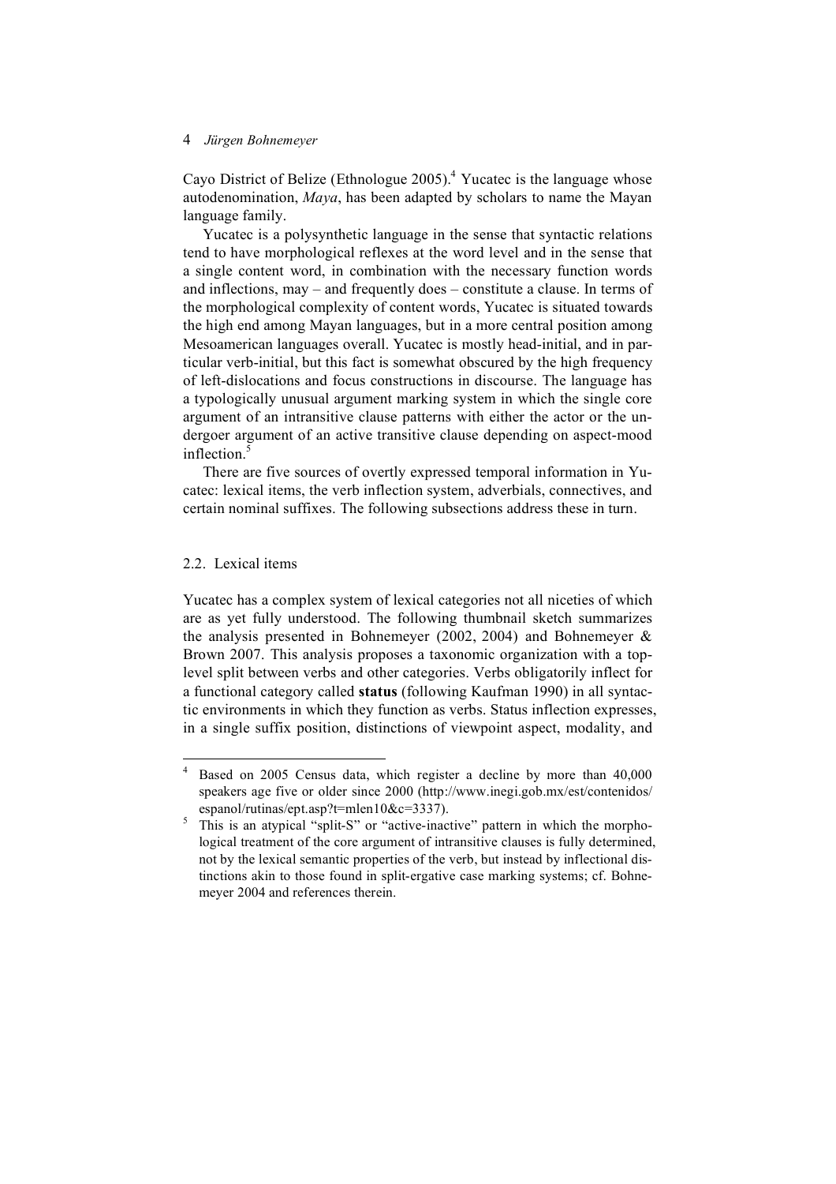Cayo District of Belize (Ethnologue 2005).[4] Yucatec is the language whose autodenomination, *Maya*, has been adapted by scholars to name the Mayan language family.

Yucatec is a polysynthetic language in the sense that syntactic relations tend to have morphological reflexes at the word level and in the sense that a single content word, in combination with the necessary function words and inflections, may – and frequently does – constitute a clause. In terms of the morphological complexity of content words, Yucatec is situated towards the high end among Mayan languages, but in a more central position among Mesoamerican languages overall. Yucatec is mostly head-initial, and in particular verb-initial, but this fact is somewhat obscured by the high frequency of left-dislocations and focus constructions in discourse. The language has a typologically unusual argument marking system in which the single core argument of an intransitive clause patterns with either the actor or the undergoer argument of an active transitive clause depending on aspect-mood inflection.[5]

There are five sources of overtly expressed temporal information in Yucatec: lexical items, the verb inflection system, adverbials, connectives, and certain nominal suffixes. The following subsections address these in turn.

### 2.2. Lexical items

Yucatec has a complex system of lexical categories not all niceties of which are as yet fully understood. The following thumbnail sketch summarizes the analysis presented in Bohnemeyer (2002, 2004) and Bohnemeyer & Brown 2007. This analysis proposes a taxonomic organization with a top-level split between verbs and other categories. Verbs obligatorily inflect for a functional category called **status** (following Kaufman 1990) in all syntactic environments in which they function as verbs. Status inflection expresses, in a single suffix position, distinctions of viewpoint aspect, modality, and

---

[4] Based on 2005 Census data, which register a decline by more than 40,000 speakers age five or older since 2000 (http://www.inegi.gob.mx/est/contenidos/espanol/rutinas/ept.asp?t=mlen10&c=3337).

[5] This is an atypical "split-S" or "active-inactive" pattern in which the morphological treatment of the core argument of intransitive clauses is fully determined, not by the lexical semantic properties of the verb, but instead by inflectional distinctions akin to those found in split-ergative case marking systems; cf. Bohnemeyer 2004 and references therein.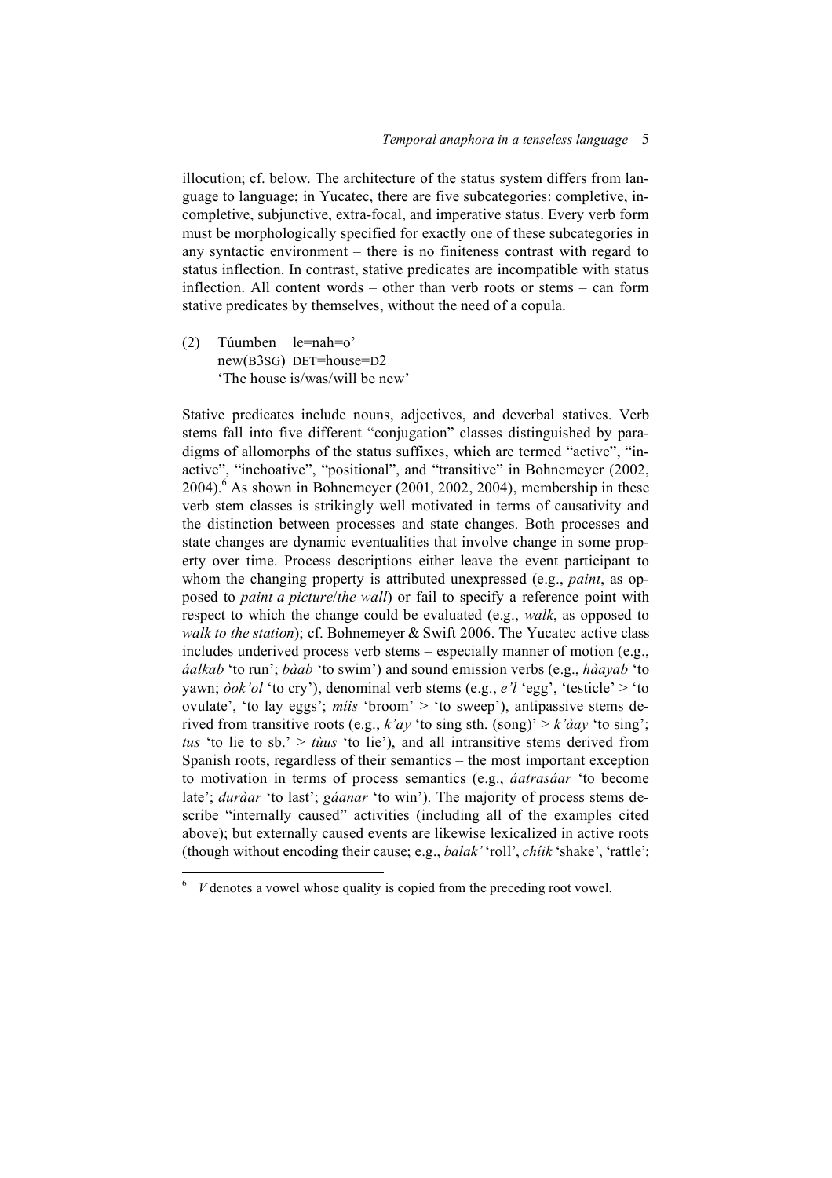illocution; cf. below. The architecture of the status system differs from language to language; in Yucatec, there are five subcategories: completive, incompletive, subjunctive, extra-focal, and imperative status. Every verb form must be morphologically specified for exactly one of these subcategories in any syntactic environment – there is no finiteness contrast with regard to status inflection. In contrast, stative predicates are incompatible with status inflection. All content words – other than verb roots or stems – can form stative predicates by themselves, without the need of a copula.

(2) Túumben le=nah=o'
new(B3SG) DET=house=D2
'The house is/was/will be new'

Stative predicates include nouns, adjectives, and deverbal statives. Verb stems fall into five different "conjugation" classes distinguished by paradigms of allomorphs of the status suffixes, which are termed "active", "inactive", "inchoative", "positional", and "transitive" in Bohnemeyer (2002, 2004).[6] As shown in Bohnemeyer (2001, 2002, 2004), membership in these verb stem classes is strikingly well motivated in terms of causativity and the distinction between processes and state changes. Both processes and state changes are dynamic eventualities that involve change in some property over time. Process descriptions either leave the event participant to whom the changing property is attributed unexpressed (e.g., *paint*, as opposed to *paint a picture*/*the wall*) or fail to specify a reference point with respect to which the change could be evaluated (e.g., *walk*, as opposed to *walk to the station*); cf. Bohnemeyer & Swift 2006. The Yucatec active class includes underived process verb stems – especially manner of motion (e.g., *áalkab* 'to run'; *bàab* 'to swim') and sound emission verbs (e.g., *hàayab* 'to yawn; *òok'ol* 'to cry'), denominal verb stems (e.g., *e'l* 'egg', 'testicle' > 'to ovulate', 'to lay eggs'; *míis* 'broom' > 'to sweep'), antipassive stems derived from transitive roots (e.g., *k'ay* 'to sing sth. (song)' > *k'àay* 'to sing'; *tus* 'to lie to sb.' > *tùus* 'to lie'), and all intransitive stems derived from Spanish roots, regardless of their semantics – the most important exception to motivation in terms of process semantics (e.g., *áatrasáar* 'to become late'; *duràar* 'to last'; *gáanar* 'to win'). The majority of process stems describe "internally caused" activities (including all of the examples cited above); but externally caused events are likewise lexicalized in active roots (though without encoding their cause; e.g., *balak'* 'roll', *chíik* 'shake', 'rattle';

[6] *V* denotes a vowel whose quality is copied from the preceding root vowel.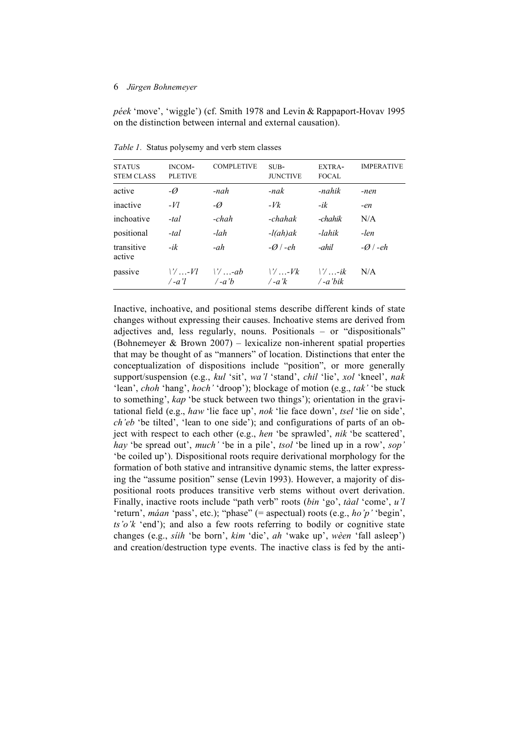*péek* 'move', 'wiggle') (cf. Smith 1978 and Levin & Rappaport-Hovav 1995 on the distinction between internal and external causation).

*Table 1.* Status polysemy and verb stem classes

| STATUS STEM CLASS | INCOMPLETIVE | COMPLETIVE | SUBJUNCTIVE | EXTRAFOCAL | IMPERATIVE |
|---|---|---|---|---|---|
| active | *-Ø* | *-nah* | *-nak* | *-nahik* | *-nen* |
| inactive | *-Vl* | *-Ø* | *-Vk* | *-ik* | *-en* |
| inchoative | *-tal* | *-chah* | *-chahak* | *-chahik* | N/A |
| positional | *-tal* | *-lah* | *-l(ah)ak* | *-lahik* | *-len* |
| transitive active | *-ik* | *-ah* | *-Ø* / *-eh* | *-ahil* | *-Ø* / *-eh* |
| passive | *\'/ …-Vl* / *-a'l* | *\'/ …-ab* / *-a'b* | *\'/ …-Vk* / *-a'k* | *\'/ …-ik* / *-a'bik* | N/A |

Inactive, inchoative, and positional stems describe different kinds of state changes without expressing their causes. Inchoative stems are derived from adjectives and, less regularly, nouns. Positionals – or "dispositionals" (Bohnemeyer & Brown 2007) – lexicalize non-inherent spatial properties that may be thought of as "manners" of location. Distinctions that enter the conceptualization of dispositions include "position", or more generally support/suspension (e.g., *kul* 'sit', *wa'l* 'stand', *chil* 'lie', *xol* 'kneel', *nak* 'lean', *choh* 'hang', *hoch'* 'droop'); blockage of motion (e.g., *tak'* 'be stuck to something', *kap* 'be stuck between two things'); orientation in the gravitational field (e.g., *haw* 'lie face up', *nok* 'lie face down', *tsel* 'lie on side', *ch'eb* 'be tilted', 'lean to one side'); and configurations of parts of an object with respect to each other (e.g., *hen* 'be sprawled', *nik* 'be scattered', *hay* 'be spread out', *much'* 'be in a pile', *tsol* 'be lined up in a row', *sop'* 'be coiled up'). Dispositional roots require derivational morphology for the formation of both stative and intransitive dynamic stems, the latter expressing the "assume position" sense (Levin 1993). However, a majority of dispositional roots produces transitive verb stems without overt derivation. Finally, inactive roots include "path verb" roots (*bin* 'go', *tàal* 'come', *u'l* 'return', *máan* 'pass', etc.); "phase" (= aspectual) roots (e.g., *ho'p'* 'begin', *ts'o'k* 'end'); and also a few roots referring to bodily or cognitive state changes (e.g., *síih* 'be born', *kim* 'die', *ah* 'wake up', *wèen* 'fall asleep') and creation/destruction type events. The inactive class is fed by the anti-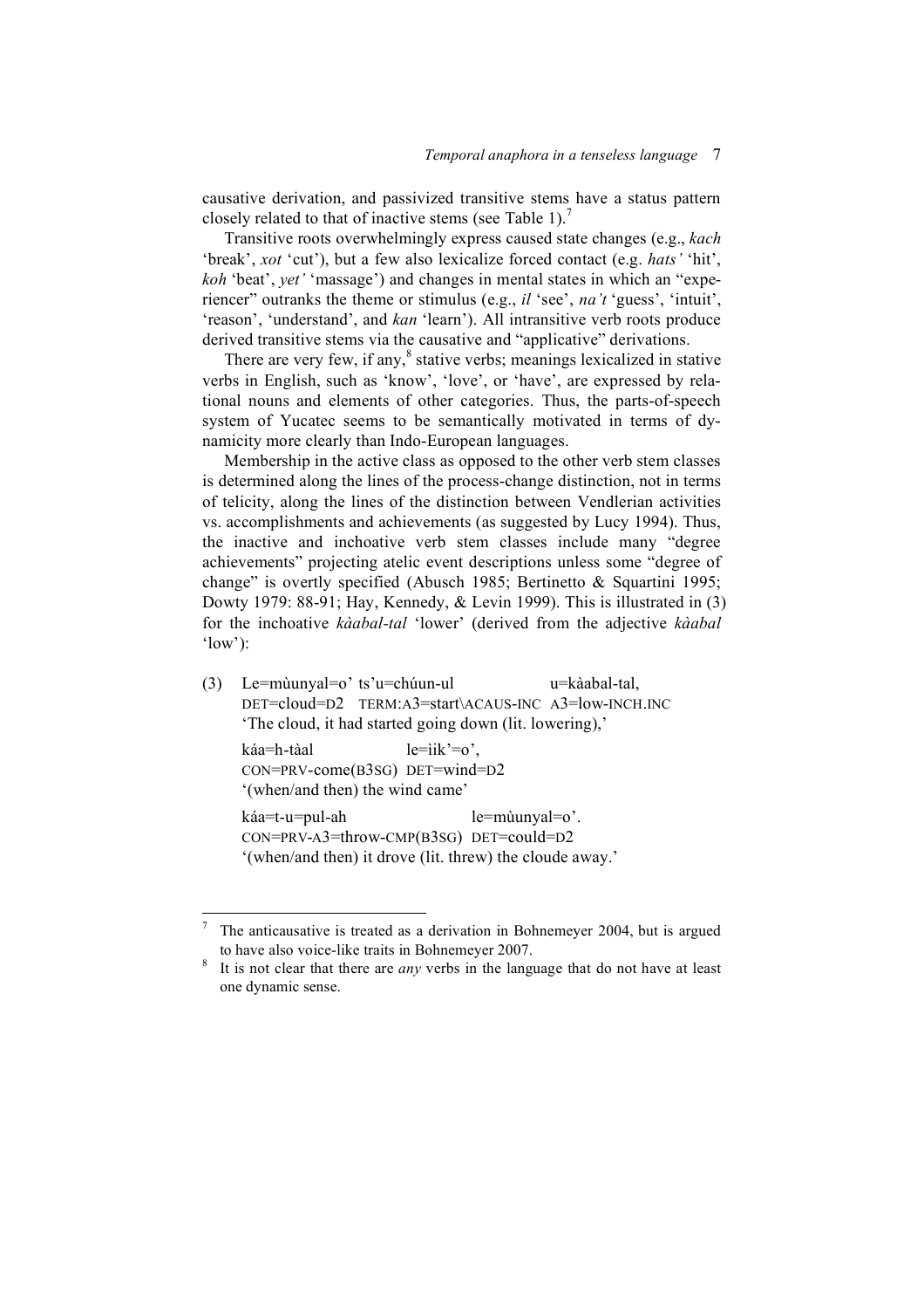causative derivation, and passivized transitive stems have a status pattern closely related to that of inactive stems (see Table 1).[7]

Transitive roots overwhelmingly express caused state changes (e.g., *kach* 'break', *xot* 'cut'), but a few also lexicalize forced contact (e.g. *hats'* 'hit', *koh* 'beat', *yet'* 'massage') and changes in mental states in which an "experiencer" outranks the theme or stimulus (e.g., *il* 'see', *na't* 'guess', 'intuit', 'reason', 'understand', and *kan* 'learn'). All intransitive verb roots produce derived transitive stems via the causative and "applicative" derivations.

There are very few, if any,[8] stative verbs; meanings lexicalized in stative verbs in English, such as 'know', 'love', or 'have', are expressed by relational nouns and elements of other categories. Thus, the parts-of-speech system of Yucatec seems to be semantically motivated in terms of dynamicity more clearly than Indo-European languages.

Membership in the active class as opposed to the other verb stem classes is determined along the lines of the process-change distinction, not in terms of telicity, along the lines of the distinction between Vendlerian activities vs. accomplishments and achievements (as suggested by Lucy 1994). Thus, the inactive and inchoative verb stem classes include many "degree achievements" projecting atelic event descriptions unless some "degree of change" is overtly specified (Abusch 1985; Bertinetto & Squartini 1995; Dowty 1979: 88-91; Hay, Kennedy, & Levin 1999). This is illustrated in (3) for the inchoative *kàabal-tal* 'lower' (derived from the adjective *kàabal* 'low'):

(3) Le=mùunyal=o' ts'u=chúun-ul u=kàabal-tal,
DET=cloud=D2 TERM:A3=start\ACAUS-INC A3=low-INCH.INC
'The cloud, it had started going down (lit. lowering),'

káa=h-tàal le=ìik'=o',
CON=PRV-come(B3SG) DET=wind=D2
'(when/and then) the wind came'

káa=t-u=pul-ah le=mùunyal=o'.
CON=PRV-A3=throw-CMP(B3SG) DET=could=D2
'(when/and then) it drove (lit. threw) the cloude away.'

---

[7] The anticausative is treated as a derivation in Bohnemeyer 2004, but is argued to have also voice-like traits in Bohnemeyer 2007.

[8] It is not clear that there are *any* verbs in the language that do not have at least one dynamic sense.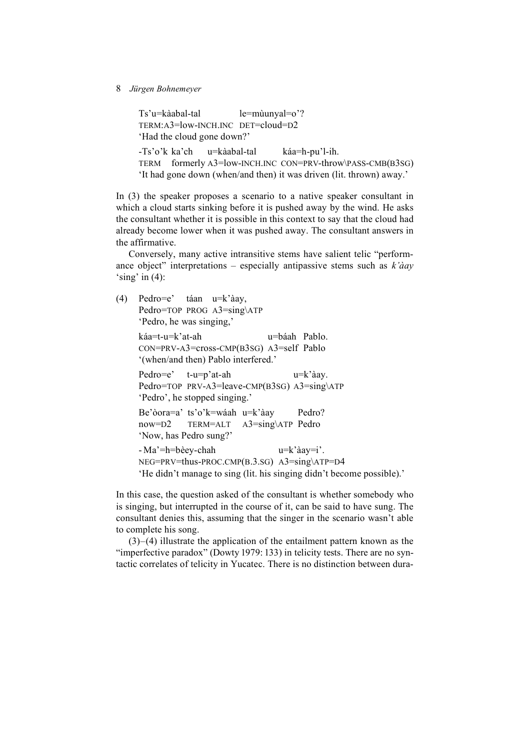Ts'u=kàabal-tal le=mùunyal=o'?
TERM:A3=low-INCH.INC DET=cloud=D2
'Had the cloud gone down?'

-Ts'o'k ka'ch u=kàabal-tal káa=h-pu'l-ih.
TERM formerly A3=low-INCH.INC CON=PRV-throw\PASS-CMB(B3SG)
'It had gone down (when/and then) it was driven (lit. thrown) away.'

In (3) the speaker proposes a scenario to a native speaker consultant in which a cloud starts sinking before it is pushed away by the wind. He asks the consultant whether it is possible in this context to say that the cloud had already become lower when it was pushed away. The consultant answers in the affirmative.

Conversely, many active intransitive stems have salient telic "performance object" interpretations – especially antipassive stems such as *k'àay* 'sing' in (4):

(4) Pedro=e' táan u=k'àay,
Pedro=TOP PROG A3=sing\ATP
'Pedro, he was singing,'

káa=t-u=k'at-ah u=báah Pablo.
CON=PRV-A3=cross-CMP(B3SG) A3=self Pablo
'(when/and then) Pablo interfered.'

Pedro=e' t-u=p'at-ah u=k'àay.
Pedro=TOP PRV-A3=leave-CMP(B3SG) A3=sing\ATP
'Pedro', he stopped singing.'

Be'òora=a' ts'o'k=wáah u=k'àay Pedro?
now=D2 TERM=ALT A3=sing\ATP Pedro
'Now, has Pedro sung?'

-Ma'=h=bèey-chah u=k'àay=i'.
NEG=PRV=thus-PROC.CMP(B.3.SG) A3=sing\ATP=D4
'He didn't manage to sing (lit. his singing didn't become possible).'

In this case, the question asked of the consultant is whether somebody who is singing, but interrupted in the course of it, can be said to have sung. The consultant denies this, assuming that the singer in the scenario wasn't able to complete his song.

(3)–(4) illustrate the application of the entailment pattern known as the "imperfective paradox" (Dowty 1979: 133) in telicity tests. There are no syntactic correlates of telicity in Yucatec. There is no distinction between dura-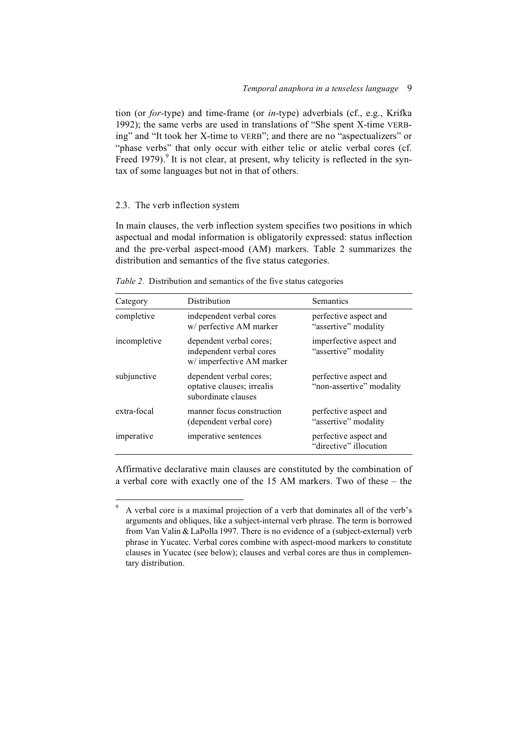tion (or *for*-type) and time-frame (or *in*-type) adverbials (cf., e.g., Krifka 1992); the same verbs are used in translations of "She spent X-time VERB-ing" and "It took her X-time to VERB"; and there are no "aspectualizers" or "phase verbs" that only occur with either telic or atelic verbal cores (cf. Freed 1979).[9] It is not clear, at present, why telicity is reflected in the syntax of some languages but not in that of others.

### 2.3. The verb inflection system

In main clauses, the verb inflection system specifies two positions in which aspectual and modal information is obligatorily expressed: status inflection and the pre-verbal aspect-mood (AM) markers. Table 2 summarizes the distribution and semantics of the five status categories.

*Table 2.* Distribution and semantics of the five status categories

| Category | Distribution | Semantics |
|---|---|---|
| completive | independent verbal cores w/ perfective AM marker | perfective aspect and "assertive" modality |
| incompletive | dependent verbal cores; independent verbal cores w/ imperfective AM marker | imperfective aspect and "assertive" modality |
| subjunctive | dependent verbal cores; optative clauses; irrealis subordinate clauses | perfective aspect and "non-assertive" modality |
| extra-focal | manner focus construction (dependent verbal core) | perfective aspect and "assertive" modality |
| imperative | imperative sentences | perfective aspect and "directive" illocution |

Affirmative declarative main clauses are constituted by the combination of a verbal core with exactly one of the 15 AM markers. Two of these – the

---

[9] A verbal core is a maximal projection of a verb that dominates all of the verb's arguments and obliques, like a subject-internal verb phrase. The term is borrowed from Van Valin & LaPolla 1997. There is no evidence of a (subject-external) verb phrase in Yucatec. Verbal cores combine with aspect-mood markers to constitute clauses in Yucatec (see below); clauses and verbal cores are thus in complementary distribution.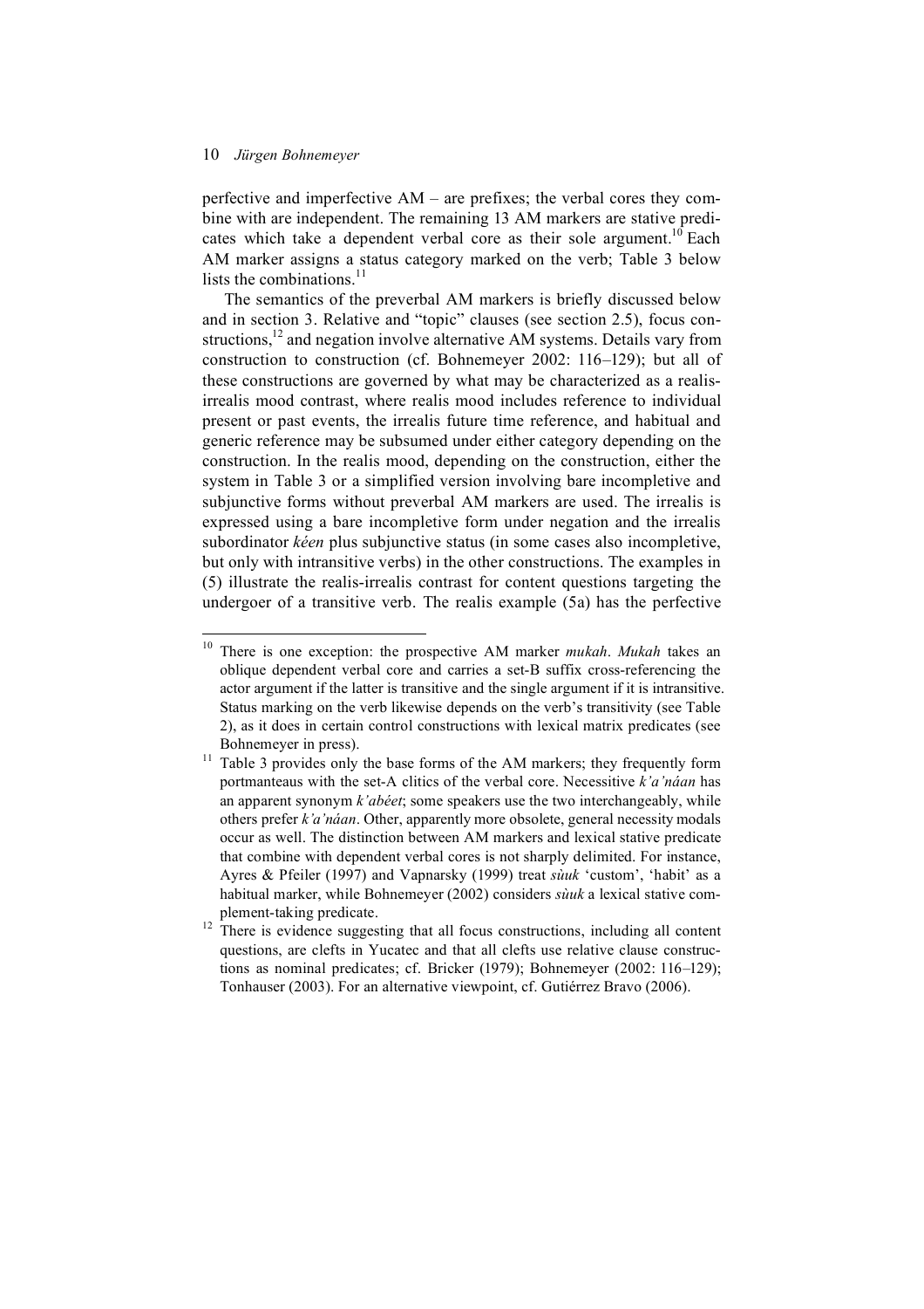perfective and imperfective AM – are prefixes; the verbal cores they combine with are independent. The remaining 13 AM markers are stative predicates which take a dependent verbal core as their sole argument.[10] Each AM marker assigns a status category marked on the verb; Table 3 below lists the combinations.[11]

The semantics of the preverbal AM markers is briefly discussed below and in section 3. Relative and "topic" clauses (see section 2.5), focus constructions,[12] and negation involve alternative AM systems. Details vary from construction to construction (cf. Bohnemeyer 2002: 116–129); but all of these constructions are governed by what may be characterized as a realis-irrealis mood contrast, where realis mood includes reference to individual present or past events, the irrealis future time reference, and habitual and generic reference may be subsumed under either category depending on the construction. In the realis mood, depending on the construction, either the system in Table 3 or a simplified version involving bare incompletive and subjunctive forms without preverbal AM markers are used. The irrealis is expressed using a bare incompletive form under negation and the irrealis subordinator *kéen* plus subjunctive status (in some cases also incompletive, but only with intransitive verbs) in the other constructions. The examples in (5) illustrate the realis-irrealis contrast for content questions targeting the undergoer of a transitive verb. The realis example (5a) has the perfective

---

[10] There is one exception: the prospective AM marker *mukah*. *Mukah* takes an oblique dependent verbal core and carries a set-B suffix cross-referencing the actor argument if the latter is transitive and the single argument if it is intransitive. Status marking on the verb likewise depends on the verb's transitivity (see Table 2), as it does in certain control constructions with lexical matrix predicates (see Bohnemeyer in press).

[11] Table 3 provides only the base forms of the AM markers; they frequently form portmanteaus with the set-A clitics of the verbal core. Necessitive *k'a'náan* has an apparent synonym *k'abéet*; some speakers use the two interchangeably, while others prefer *k'a'náan*. Other, apparently more obsolete, general necessity modals occur as well. The distinction between AM markers and lexical stative predicate that combine with dependent verbal cores is not sharply delimited. For instance, Ayres & Pfeiler (1997) and Vapnarsky (1999) treat *sùuk* 'custom', 'habit' as a habitual marker, while Bohnemeyer (2002) considers *sùuk* a lexical stative complement-taking predicate.

[12] There is evidence suggesting that all focus constructions, including all content questions, are clefts in Yucatec and that all clefts use relative clause constructions as nominal predicates; cf. Bricker (1979); Bohnemeyer (2002: 116–129); Tonhauser (2003). For an alternative viewpoint, cf. Gutiérrez Bravo (2006).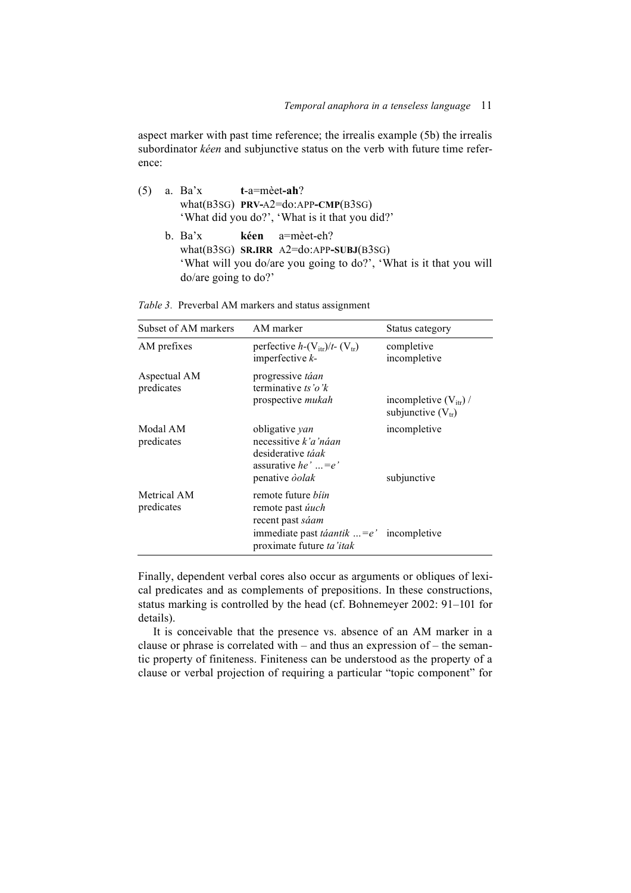aspect marker with past time reference; the irrealis example (5b) the irrealis subordinator *kéen* and subjunctive status on the verb with future time reference:

(5) a. Ba'x **t**-a=mèet-**ah**?
   what(B3SG) **PRV-**A2=do:APP**-CMP**(B3SG)
   'What did you do?', 'What is it that you did?'

   b. Ba'x **kéen** a=mèet-eh?
   what(B3SG) **SR.IRR** A2=do:APP**-SUBJ**(B3SG)
   'What will you do/are you going to do?', 'What is it that you will do/are going to do?'

*Table 3.* Preverbal AM markers and status assignment

| Subset of AM markers | AM marker | Status category |
|---|---|---|
| AM prefixes | perfective *h*-($V_{itr}$)/*t*- ($V_{tr}$) | completive |
| | imperfective *k*- | incompletive |
| Aspectual AM predicates | progressive *táan* | |
| | terminative *ts'o'k* | |
| | prospective *mukah* | incompletive ($V_{itr}$) / subjunctive ($V_{tr}$) |
| Modal AM predicates | obligative *yan* | incompletive |
| | necessitive *k'a'náan* | |
| | desiderative *táak* | |
| | assurative *he' …=e'* | |
| | penative *òolak* | subjunctive |
| Metrical AM predicates | remote future *bíin* | |
| | remote past *úuch* | |
| | recent past *sáam* | |
| | immediate past *táantik …=e'* | incompletive |
| | proximate future *ta'itak* | |

Finally, dependent verbal cores also occur as arguments or obliques of lexical predicates and as complements of prepositions. In these constructions, status marking is controlled by the head (cf. Bohnemeyer 2002: 91–101 for details).

It is conceivable that the presence vs. absence of an AM marker in a clause or phrase is correlated with – and thus an expression of – the semantic property of finiteness. Finiteness can be understood as the property of a clause or verbal projection of requiring a particular "topic component" for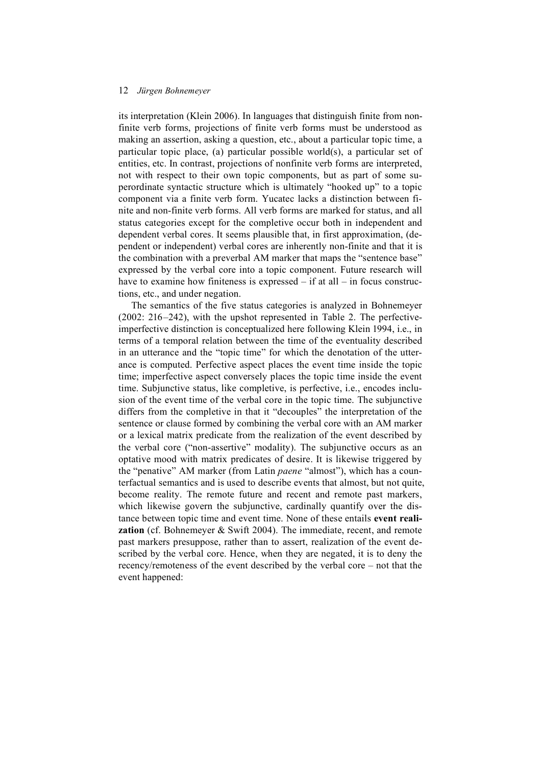its interpretation (Klein 2006). In languages that distinguish finite from non-finite verb forms, projections of finite verb forms must be understood as making an assertion, asking a question, etc., about a particular topic time, a particular topic place, (a) particular possible world(s), a particular set of entities, etc. In contrast, projections of nonfinite verb forms are interpreted, not with respect to their own topic components, but as part of some superordinate syntactic structure which is ultimately "hooked up" to a topic component via a finite verb form. Yucatec lacks a distinction between finite and non-finite verb forms. All verb forms are marked for status, and all status categories except for the completive occur both in independent and dependent verbal cores. It seems plausible that, in first approximation, (dependent or independent) verbal cores are inherently non-finite and that it is the combination with a preverbal AM marker that maps the "sentence base" expressed by the verbal core into a topic component. Future research will have to examine how finiteness is expressed – if at all – in focus constructions, etc., and under negation.

The semantics of the five status categories is analyzed in Bohnemeyer (2002: 216–242), with the upshot represented in Table 2. The perfective-imperfective distinction is conceptualized here following Klein 1994, i.e., in terms of a temporal relation between the time of the eventuality described in an utterance and the "topic time" for which the denotation of the utterance is computed. Perfective aspect places the event time inside the topic time; imperfective aspect conversely places the topic time inside the event time. Subjunctive status, like completive, is perfective, i.e., encodes inclusion of the event time of the verbal core in the topic time. The subjunctive differs from the completive in that it "decouples" the interpretation of the sentence or clause formed by combining the verbal core with an AM marker or a lexical matrix predicate from the realization of the event described by the verbal core ("non-assertive" modality). The subjunctive occurs as an optative mood with matrix predicates of desire. It is likewise triggered by the "penative" AM marker (from Latin *paene* "almost"), which has a counterfactual semantics and is used to describe events that almost, but not quite, become reality. The remote future and recent and remote past markers, which likewise govern the subjunctive, cardinally quantify over the distance between topic time and event time. None of these entails **event realization** (cf. Bohnemeyer & Swift 2004). The immediate, recent, and remote past markers presuppose, rather than to assert, realization of the event described by the verbal core. Hence, when they are negated, it is to deny the recency/remoteness of the event described by the verbal core – not that the event happened: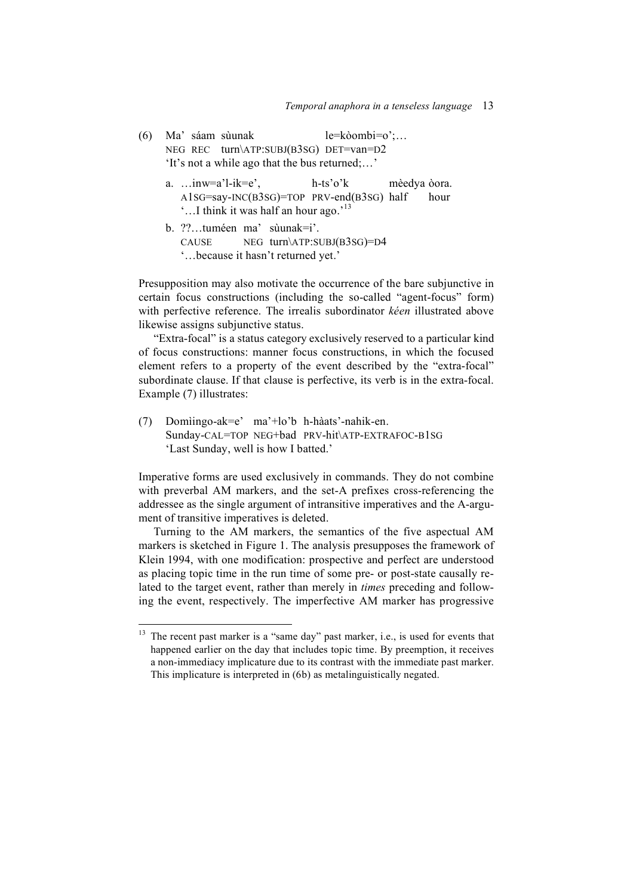(6) Ma' sáam sùunak le=kòombi=o';…
NEG REC turn\ATP:SUBJ(B3SG) DET=van=D2
'It's not a while ago that the bus returned;…'

a. …inw=a'l-ik=e', h-ts'o'k mèedya òora.
A1SG=say-INC(B3SG)=TOP PRV-end(B3SG) half hour
'…I think it was half an hour ago.'[13]

b. ??…tuméen ma' sùunak=i'.
CAUSE NEG turn\ATP:SUBJ(B3SG)=D4
'…because it hasn't returned yet.'

Presupposition may also motivate the occurrence of the bare subjunctive in certain focus constructions (including the so-called "agent-focus" form) with perfective reference. The irrealis subordinator *kéen* illustrated above likewise assigns subjunctive status.

"Extra-focal" is a status category exclusively reserved to a particular kind of focus constructions: manner focus constructions, in which the focused element refers to a property of the event described by the "extra-focal" subordinate clause. If that clause is perfective, its verb is in the extra-focal. Example (7) illustrates:

(7) Domìingo-ak=e' ma'+lo'b h-hàats'-nahik-en.
Sunday-CAL=TOP NEG+bad PRV-hit\ATP-EXTRAFOC-B1SG
'Last Sunday, well is how I batted.'

Imperative forms are used exclusively in commands. They do not combine with preverbal AM markers, and the set-A prefixes cross-referencing the addressee as the single argument of intransitive imperatives and the A-argument of transitive imperatives is deleted.

Turning to the AM markers, the semantics of the five aspectual AM markers is sketched in Figure 1. The analysis presupposes the framework of Klein 1994, with one modification: prospective and perfect are understood as placing topic time in the run time of some pre- or post-state causally related to the target event, rather than merely in *times* preceding and following the event, respectively. The imperfective AM marker has progressive

[13] The recent past marker is a "same day" past marker, i.e., is used for events that happened earlier on the day that includes topic time. By preemption, it receives a non-immediacy implicature due to its contrast with the immediate past marker. This implicature is interpreted in (6b) as metalinguistically negated.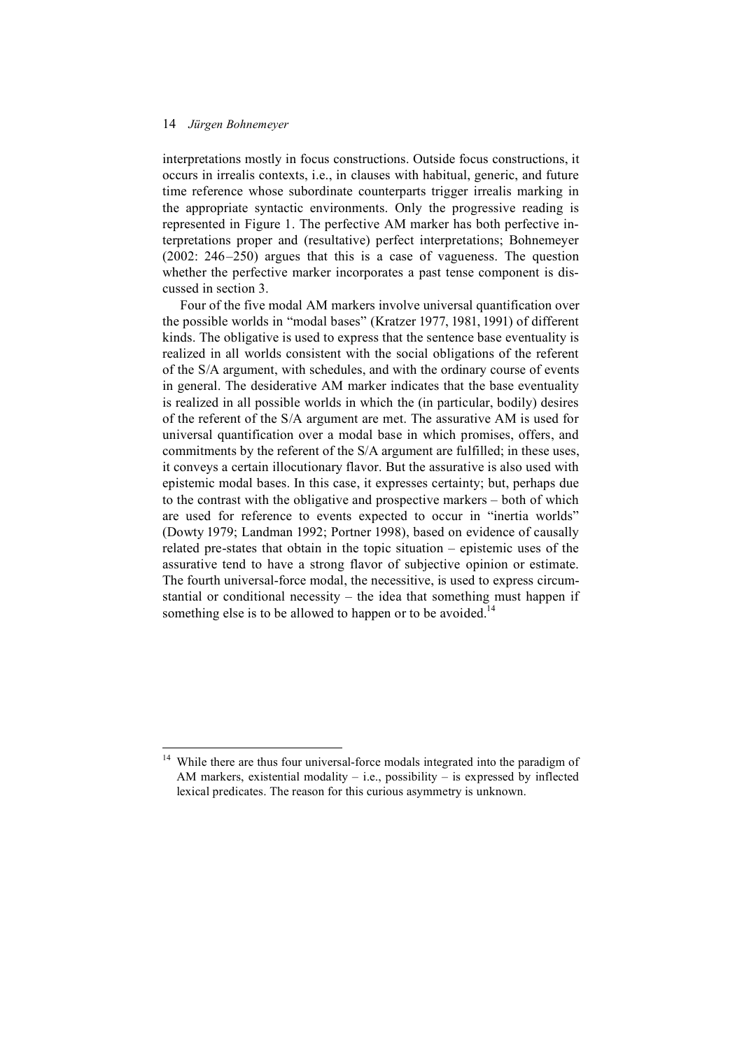interpretations mostly in focus constructions. Outside focus constructions, it occurs in irrealis contexts, i.e., in clauses with habitual, generic, and future time reference whose subordinate counterparts trigger irrealis marking in the appropriate syntactic environments. Only the progressive reading is represented in Figure 1. The perfective AM marker has both perfective interpretations proper and (resultative) perfect interpretations; Bohnemeyer (2002: 246–250) argues that this is a case of vagueness. The question whether the perfective marker incorporates a past tense component is discussed in section 3.

Four of the five modal AM markers involve universal quantification over the possible worlds in "modal bases" (Kratzer 1977, 1981, 1991) of different kinds. The obligative is used to express that the sentence base eventuality is realized in all worlds consistent with the social obligations of the referent of the S/A argument, with schedules, and with the ordinary course of events in general. The desiderative AM marker indicates that the base eventuality is realized in all possible worlds in which the (in particular, bodily) desires of the referent of the S/A argument are met. The assurative AM is used for universal quantification over a modal base in which promises, offers, and commitments by the referent of the S/A argument are fulfilled; in these uses, it conveys a certain illocutionary flavor. But the assurative is also used with epistemic modal bases. In this case, it expresses certainty; but, perhaps due to the contrast with the obligative and prospective markers – both of which are used for reference to events expected to occur in "inertia worlds" (Dowty 1979; Landman 1992; Portner 1998), based on evidence of causally related pre-states that obtain in the topic situation – epistemic uses of the assurative tend to have a strong flavor of subjective opinion or estimate. The fourth universal-force modal, the necessitive, is used to express circumstantial or conditional necessity – the idea that something must happen if something else is to be allowed to happen or to be avoided.[14]

[14] While there are thus four universal-force modals integrated into the paradigm of AM markers, existential modality – i.e., possibility – is expressed by inflected lexical predicates. The reason for this curious asymmetry is unknown.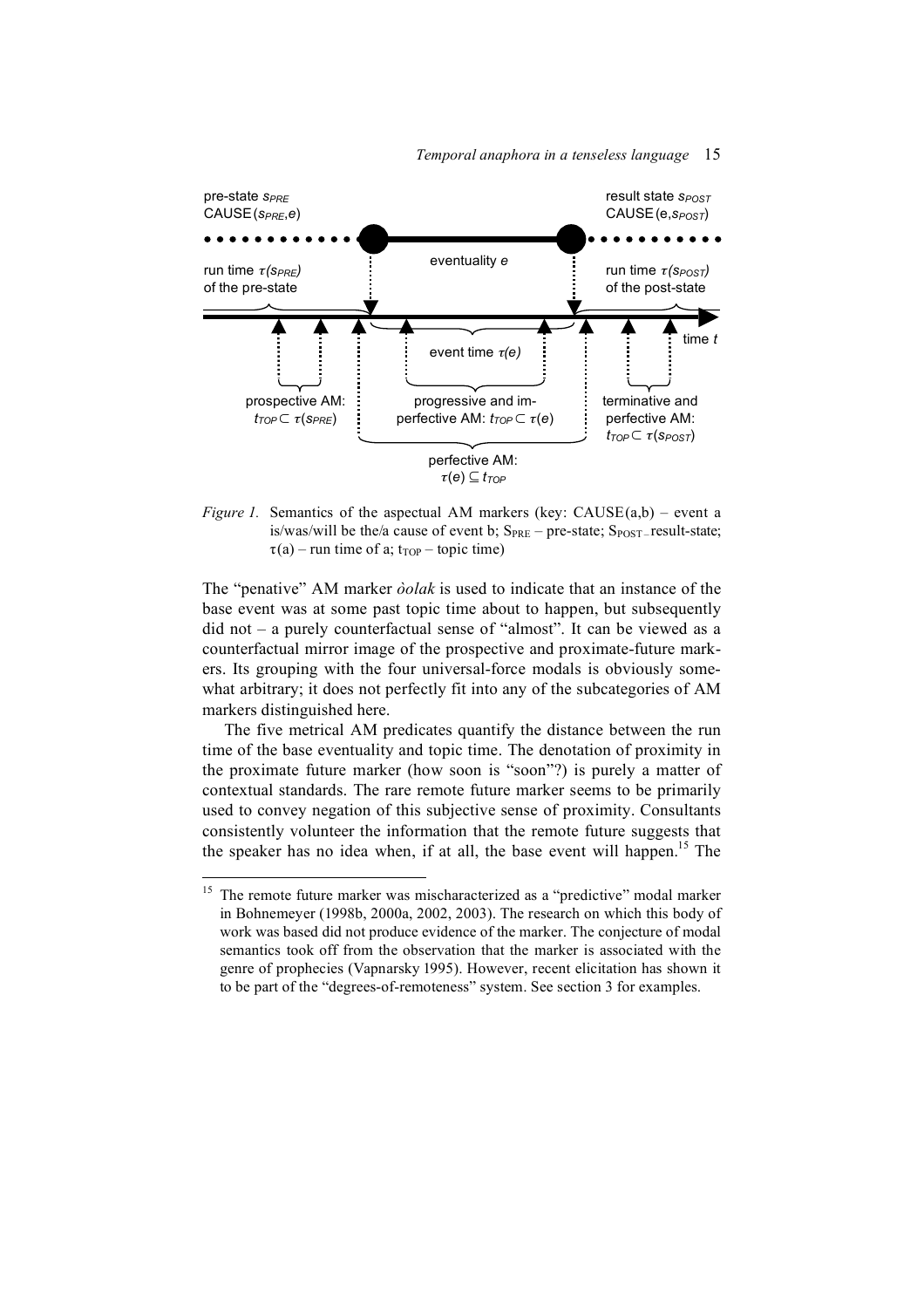*Figure 1.* Semantics of the aspectual AM markers (key: CAUSE(a,b) – event a is/was/will be the/a cause of event b; $S_{PRE}$ – pre-state; $S_{POST}$ – result-state; $\tau(a)$ – run time of a; $t_{TOP}$ – topic time)

The "penative" AM marker *òolak* is used to indicate that an instance of the base event was at some past topic time about to happen, but subsequently did not – a purely counterfactual sense of "almost". It can be viewed as a counterfactual mirror image of the prospective and proximate-future markers. Its grouping with the four universal-force modals is obviously somewhat arbitrary; it does not perfectly fit into any of the subcategories of AM markers distinguished here.

The five metrical AM predicates quantify the distance between the run time of the base eventuality and topic time. The denotation of proximity in the proximate future marker (how soon is "soon"?) is purely a matter of contextual standards. The rare remote future marker seems to be primarily used to convey negation of this subjective sense of proximity. Consultants consistently volunteer the information that the remote future suggests that the speaker has no idea when, if at all, the base event will happen.[15] The

[15] The remote future marker was mischaracterized as a "predictive" modal marker in Bohnemeyer (1998b, 2000a, 2002, 2003). The research on which this body of work was based did not produce evidence of the marker. The conjecture of modal semantics took off from the observation that the marker is associated with the genre of prophecies (Vapnarsky 1995). However, recent elicitation has shown it to be part of the "degrees-of-remoteness" system. See section 3 for examples.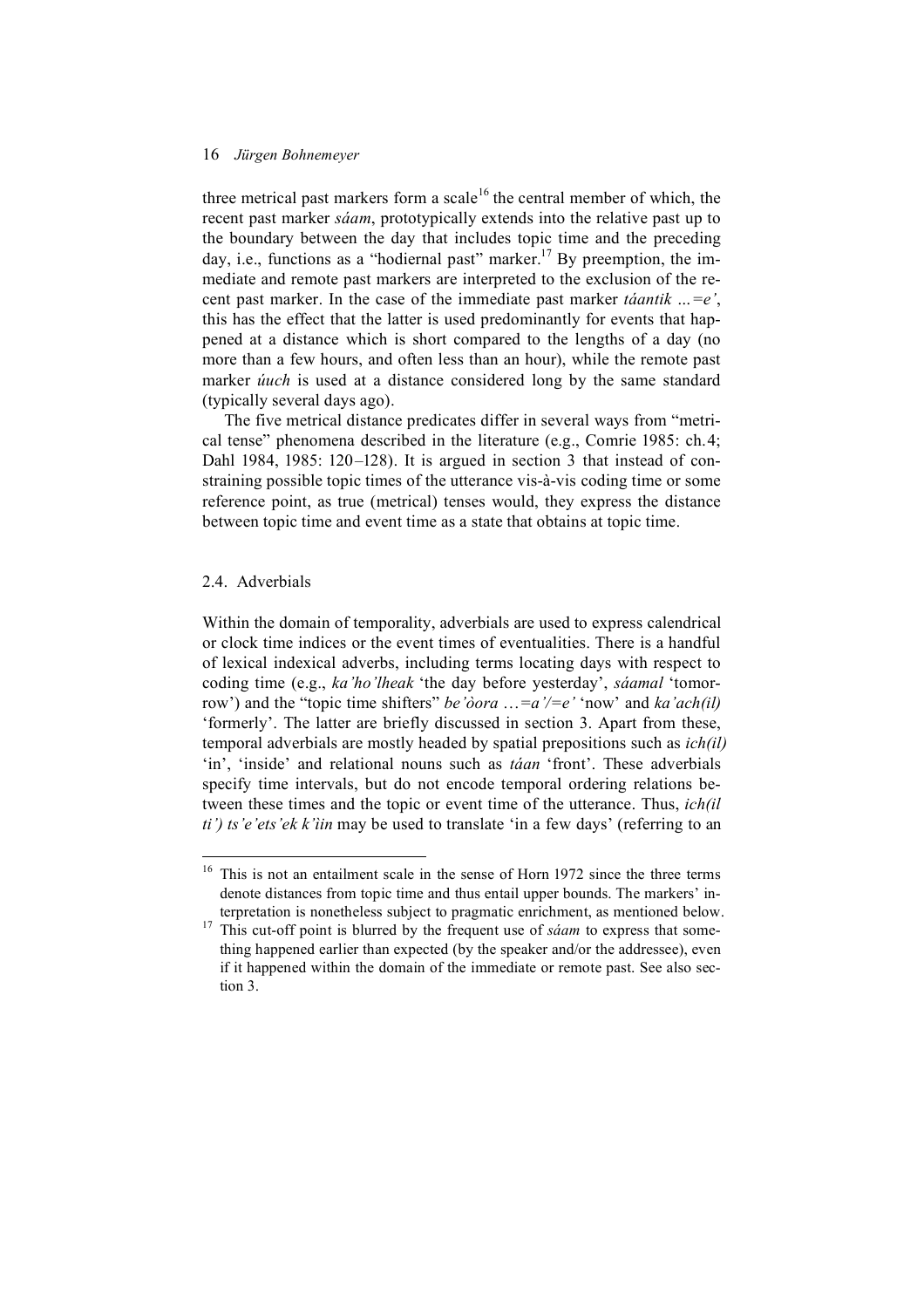three metrical past markers form a scale[16] the central member of which, the recent past marker *sáam*, prototypically extends into the relative past up to the boundary between the day that includes topic time and the preceding day, i.e., functions as a "hodiernal past" marker.[17] By preemption, the immediate and remote past markers are interpreted to the exclusion of the recent past marker. In the case of the immediate past marker *táantik …=e'*, this has the effect that the latter is used predominantly for events that happened at a distance which is short compared to the lengths of a day (no more than a few hours, and often less than an hour), while the remote past marker *úuch* is used at a distance considered long by the same standard (typically several days ago).

The five metrical distance predicates differ in several ways from "metrical tense" phenomena described in the literature (e.g., Comrie 1985: ch. 4; Dahl 1984, 1985: 120–128). It is argued in section 3 that instead of constraining possible topic times of the utterance vis-à-vis coding time or some reference point, as true (metrical) tenses would, they express the distance between topic time and event time as a state that obtains at topic time.

## 2.4. Adverbials

Within the domain of temporality, adverbials are used to express calendrical or clock time indices or the event times of eventualities. There is a handful of lexical indexical adverbs, including terms locating days with respect to coding time (e.g., *ka'ho'lheak* 'the day before yesterday', *sáamal* 'tomorrow') and the "topic time shifters" *be'òora …=a'/=e'* 'now' and *ka'ach(il)* 'formerly'. The latter are briefly discussed in section 3. Apart from these, temporal adverbials are mostly headed by spatial prepositions such as *ich(il)* 'in', 'inside' and relational nouns such as *táan* 'front'. These adverbials specify time intervals, but do not encode temporal ordering relations between these times and the topic or event time of the utterance. Thus, *ich(il ti') ts'e'ets'ek k'iin* may be used to translate 'in a few days' (referring to an

---

[16] This is not an entailment scale in the sense of Horn 1972 since the three terms denote distances from topic time and thus entail upper bounds. The markers' interpretation is nonetheless subject to pragmatic enrichment, as mentioned below.

[17] This cut-off point is blurred by the frequent use of *sáam* to express that something happened earlier than expected (by the speaker and/or the addressee), even if it happened within the domain of the immediate or remote past. See also section 3.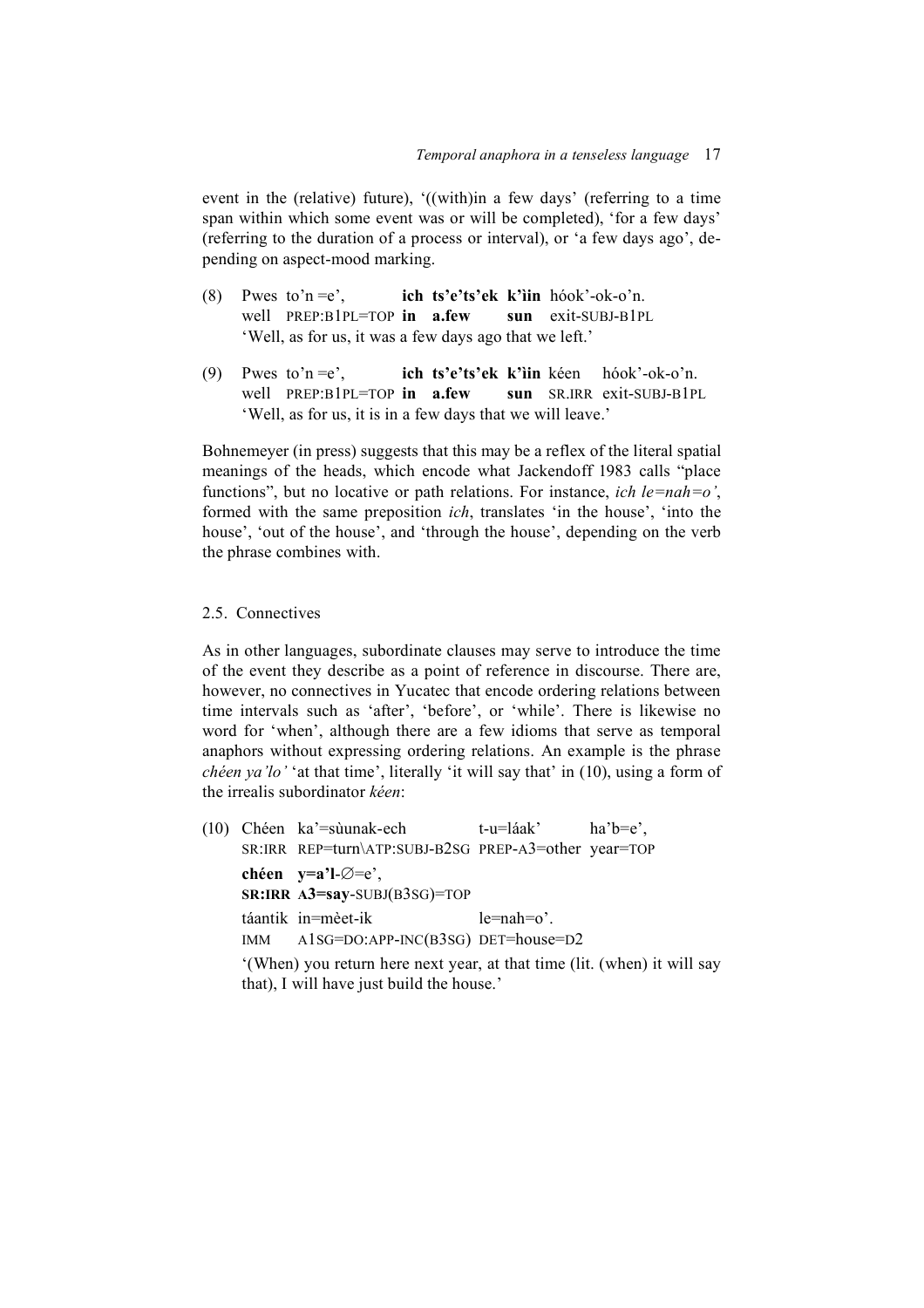event in the (relative) future), '((with)in a few days' (referring to a time span within which some event was or will be completed), 'for a few days' (referring to the duration of a process or interval), or 'a few days ago', depending on aspect-mood marking.

(8) Pwes to'n =e', **ich ts'e'ts'ek k'ìin** hóok'-ok-o'n.
well PREP:B1PL=TOP **in a.few sun** exit-SUBJ-B1PL
'Well, as for us, it was a few days ago that we left.'

(9) Pwes to'n =e', **ich ts'e'ts'ek k'ìin** kéen hóok'-ok-o'n.
well PREP:B1PL=TOP **in a.few sun** SR.IRR exit-SUBJ-B1PL
'Well, as for us, it is in a few days that we will leave.'

Bohnemeyer (in press) suggests that this may be a reflex of the literal spatial meanings of the heads, which encode what Jackendoff 1983 calls "place functions", but no locative or path relations. For instance, *ich le=nah=o'*, formed with the same preposition *ich*, translates 'in the house', 'into the house', 'out of the house', and 'through the house', depending on the verb the phrase combines with.

### 2.5. Connectives

As in other languages, subordinate clauses may serve to introduce the time of the event they describe as a point of reference in discourse. There are, however, no connectives in Yucatec that encode ordering relations between time intervals such as 'after', 'before', or 'while'. There is likewise no word for 'when', although there are a few idioms that serve as temporal anaphors without expressing ordering relations. An example is the phrase *chéen ya'lo'* 'at that time', literally 'it will say that' in (10), using a form of the irrealis subordinator *kéen*:

(10) Chéen ka'=sùunak-ech t-u=láak' ha'b=e',
SR:IRR REP=turn\ATP:SUBJ-B2SG PREP-A3=other year=TOP
**chéen y=a'l-∅=e',**
**SR:IRR A3=say-SUBJ(B3SG)=TOP**
táantik in=mèet-ik le=nah=o'.
IMM A1SG=DO:APP-INC(B3SG) DET=house=D2
'(When) you return here next year, at that time (lit. (when) it will say that), I will have just build the house.'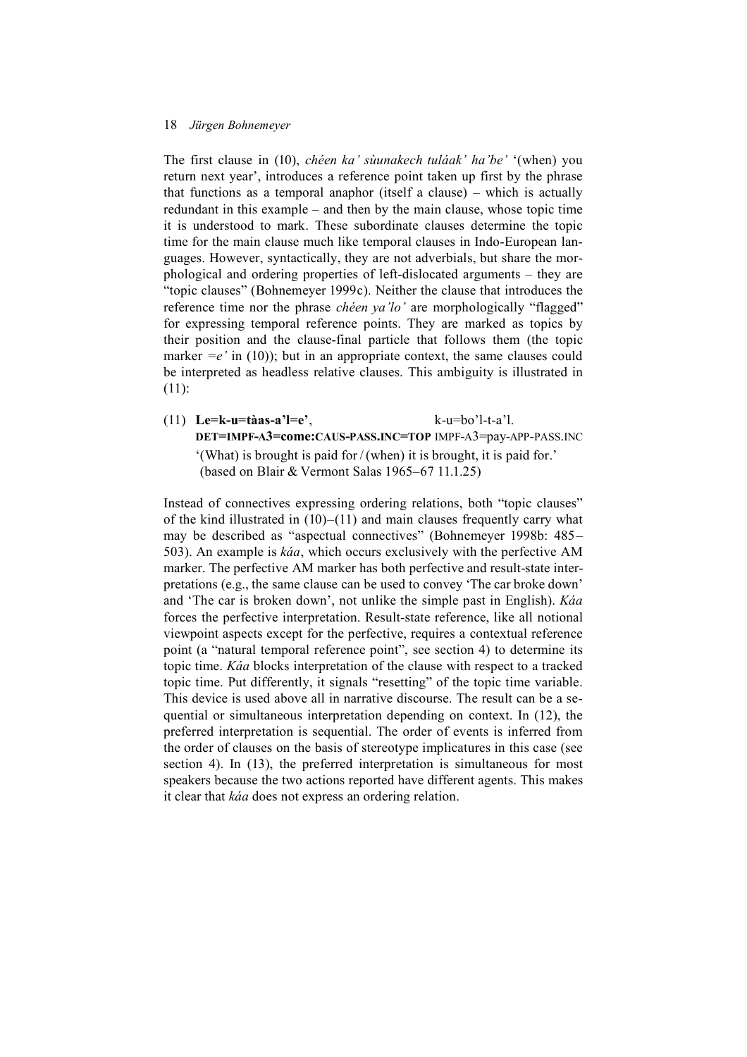The first clause in (10), *chéen ka' sùunakech tuláak' ha'be'* '(when) you return next year', introduces a reference point taken up first by the phrase that functions as a temporal anaphor (itself a clause) – which is actually redundant in this example – and then by the main clause, whose topic time it is understood to mark. These subordinate clauses determine the topic time for the main clause much like temporal clauses in Indo-European languages. However, syntactically, they are not adverbials, but share the morphological and ordering properties of left-dislocated arguments – they are "topic clauses" (Bohnemeyer 1999c). Neither the clause that introduces the reference time nor the phrase *chéen ya'lo'* are morphologically "flagged" for expressing temporal reference points. They are marked as topics by their position and the clause-final particle that follows them (the topic marker *=e'* in (10)); but in an appropriate context, the same clauses could be interpreted as headless relative clauses. This ambiguity is illustrated in (11):

(11) **Le=k-u=tàas-a'l=e'**, k-u=bo'l-t-a'l.
**DET=IMPF-A3=come:CAUS-PASS.INC=TOP** IMPF-A3=pay-APP-PASS.INC
'(What) is brought is paid for / (when) it is brought, it is paid for.'
(based on Blair & Vermont Salas 1965–67 11.1.25)

Instead of connectives expressing ordering relations, both "topic clauses" of the kind illustrated in (10)–(11) and main clauses frequently carry what may be described as "aspectual connectives" (Bohnemeyer 1998b: 485–503). An example is *káa*, which occurs exclusively with the perfective AM marker. The perfective AM marker has both perfective and result-state interpretations (e.g., the same clause can be used to convey 'The car broke down' and 'The car is broken down', not unlike the simple past in English). *Káa* forces the perfective interpretation. Result-state reference, like all notional viewpoint aspects except for the perfective, requires a contextual reference point (a "natural temporal reference point", see section 4) to determine its topic time. *Káa* blocks interpretation of the clause with respect to a tracked topic time. Put differently, it signals "resetting" of the topic time variable. This device is used above all in narrative discourse. The result can be a sequential or simultaneous interpretation depending on context. In (12), the preferred interpretation is sequential. The order of events is inferred from the order of clauses on the basis of stereotype implicatures in this case (see section 4). In (13), the preferred interpretation is simultaneous for most speakers because the two actions reported have different agents. This makes it clear that *káa* does not express an ordering relation.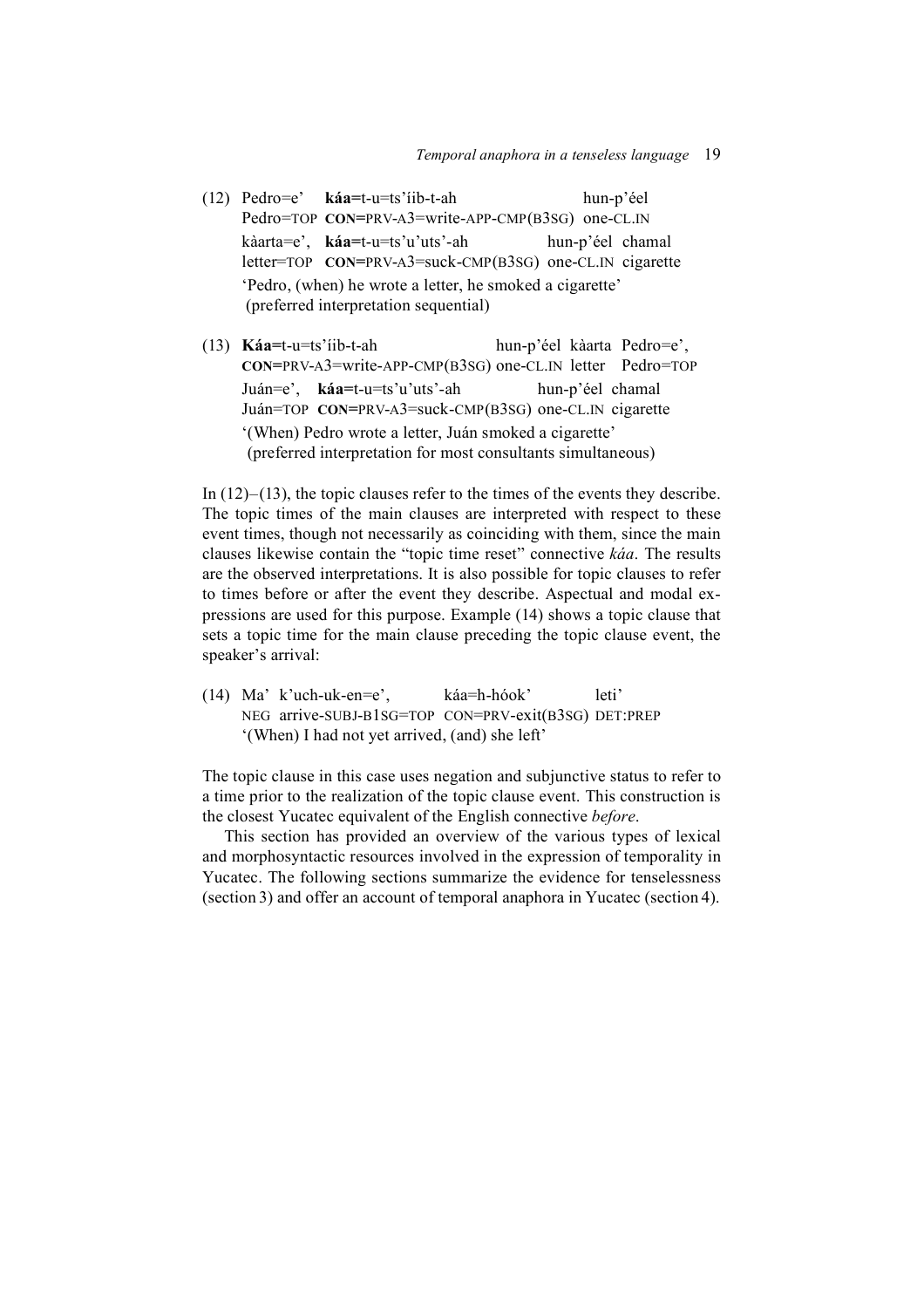(12) Pedro=e' **káa**=t-u=ts'íib-t-ah hun-p'éel
Pedro=TOP **CON**=PRV-A3=write-APP-CMP(B3SG) one-CL.IN
kàarta=e', **káa**=t-u=ts'u'uts'-ah hun-p'éel chamal
letter=TOP **CON**=PRV-A3=suck-CMP(B3SG) one-CL.IN cigarette
'Pedro, (when) he wrote a letter, he smoked a cigarette'
(preferred interpretation sequential)

(13) **Káa**=t-u=ts'íib-t-ah hun-p'éel kàarta Pedro=e',
**CON**=PRV-A3=write-APP-CMP(B3SG) one-CL.IN letter Pedro=TOP
Juán=e', **káa**=t-u=ts'u'uts'-ah hun-p'éel chamal
Juán=TOP **CON**=PRV-A3=suck-CMP(B3SG) one-CL.IN cigarette
'(When) Pedro wrote a letter, Juán smoked a cigarette'
(preferred interpretation for most consultants simultaneous)

In (12)–(13), the topic clauses refer to the times of the events they describe. The topic times of the main clauses are interpreted with respect to these event times, though not necessarily as coinciding with them, since the main clauses likewise contain the "topic time reset" connective *káa*. The results are the observed interpretations. It is also possible for topic clauses to refer to times before or after the event they describe. Aspectual and modal expressions are used for this purpose. Example (14) shows a topic clause that sets a topic time for the main clause preceding the topic clause event, the speaker's arrival:

(14) Ma' k'uch-uk-en=e', káa=h-hóok' leti'
NEG arrive-SUBJ-B1SG=TOP CON=PRV-exit(B3SG) DET:PREP
'(When) I had not yet arrived, (and) she left'

The topic clause in this case uses negation and subjunctive status to refer to a time prior to the realization of the topic clause event. This construction is the closest Yucatec equivalent of the English connective *before*.

This section has provided an overview of the various types of lexical and morphosyntactic resources involved in the expression of temporality in Yucatec. The following sections summarize the evidence for tenselessness (section 3) and offer an account of temporal anaphora in Yucatec (section 4).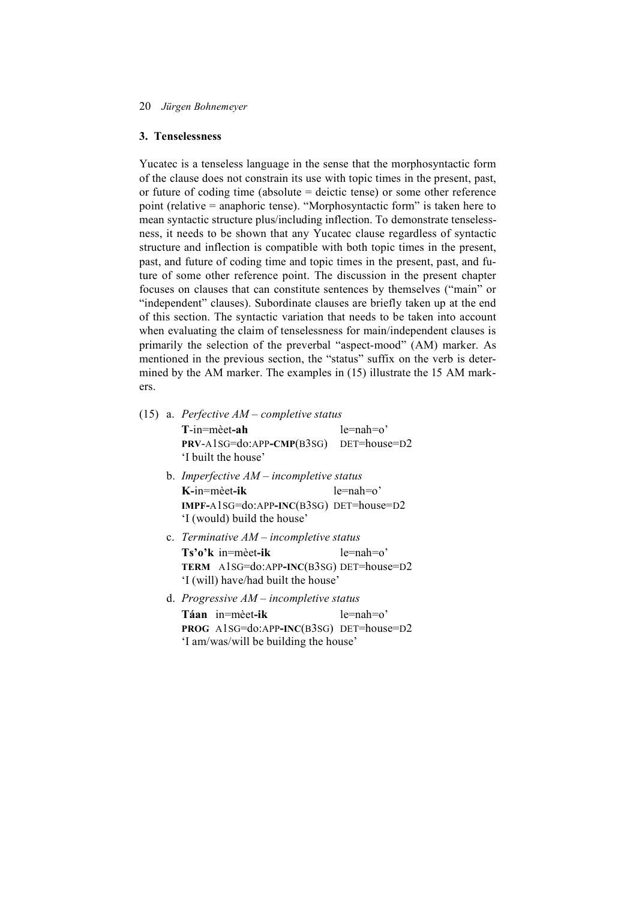### 3. Tenselessness

Yucatec is a tenseless language in the sense that the morphosyntactic form of the clause does not constrain its use with topic times in the present, past, or future of coding time (absolute = deictic tense) or some other reference point (relative = anaphoric tense). "Morphosyntactic form" is taken here to mean syntactic structure plus/including inflection. To demonstrate tenselessness, it needs to be shown that any Yucatec clause regardless of syntactic structure and inflection is compatible with both topic times in the present, past, and future of coding time and topic times in the present, past, and future of some other reference point. The discussion in the present chapter focuses on clauses that can constitute sentences by themselves ("main" or "independent" clauses). Subordinate clauses are briefly taken up at the end of this section. The syntactic variation that needs to be taken into account when evaluating the claim of tenselessness for main/independent clauses is primarily the selection of the preverbal "aspect-mood" (AM) marker. As mentioned in the previous section, the "status" suffix on the verb is determined by the AM marker. The examples in (15) illustrate the 15 AM markers.

(15) a. *Perfective AM – completive status*

```
        T-in=mèet-ah                   le=nah=o'
        PRV-A1SG=do:APP-CMP(B3SG)      DET=house=D2
        'I built the house'
```

b. *Imperfective AM – incompletive status*

```
        K-in=mèet-ik                   le=nah=o'
        IMPF-A1SG=do:APP-INC(B3SG)     DET=house=D2
        'I (would) build the house'
```

c. *Terminative AM – incompletive status*

```
        Ts'o'k  in=mèet-ik             le=nah=o'
        TERM    A1SG=do:APP-INC(B3SG)  DET=house=D2
        'I (will) have/had built the house'
```

d. *Progressive AM – incompletive status*

```
        Táan  in=mèet-ik               le=nah=o'
        PROG  A1SG=do:APP-INC(B3SG)    DET=house=D2
        'I am/was/will be building the house'
```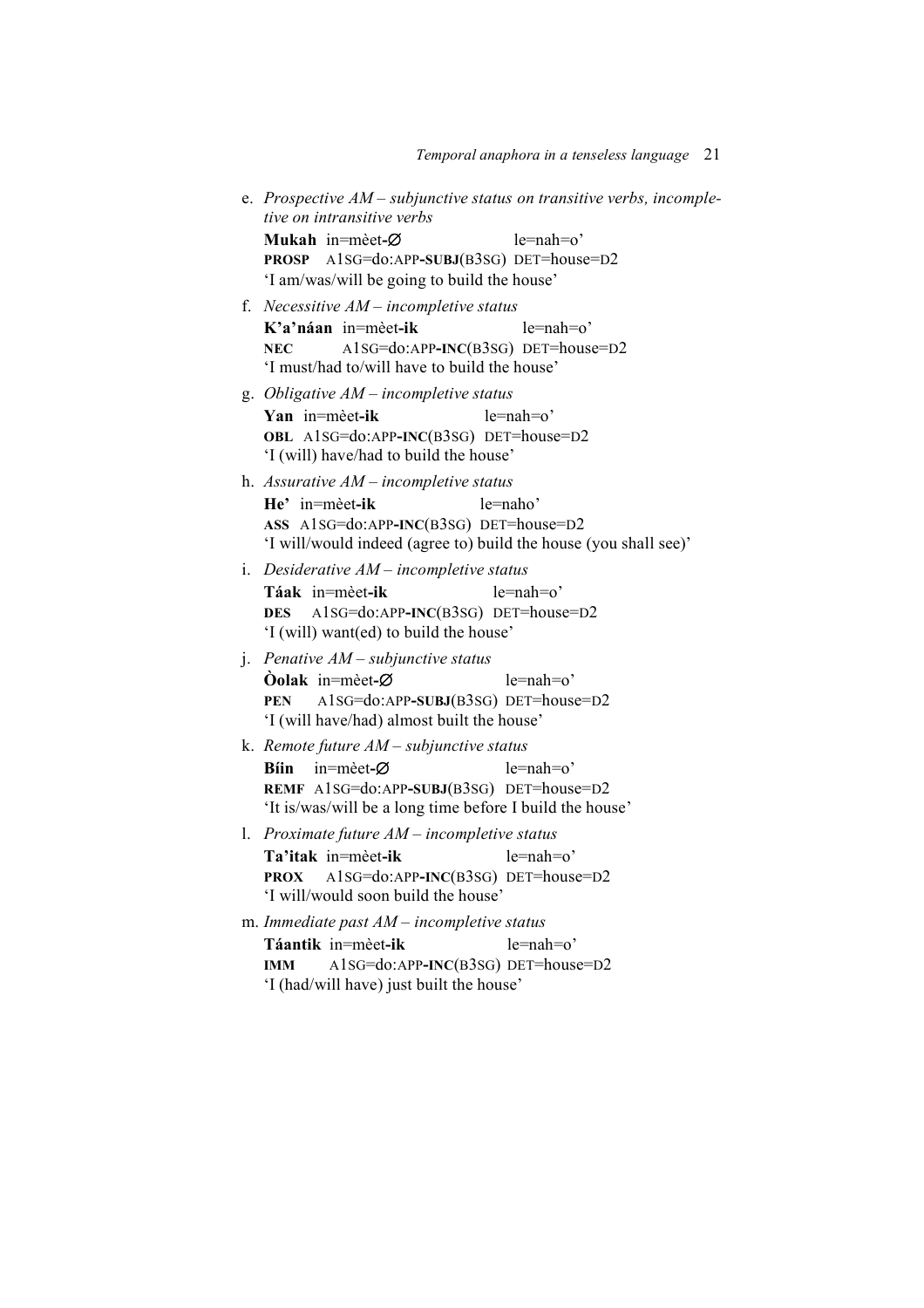e. *Prospective AM – subjunctive status on transitive verbs, incompletive on intransitive verbs*

   **Mukah** in=mèet-**∅** le=nah=o'
   **PROSP** A1SG=do:APP-**SUBJ**(B3SG) DET=house=D2
   'I am/was/will be going to build the house'

f. *Necessitive AM – incompletive status*

   **K'a'náan** in=mèet-**ik** le=nah=o'
   **NEC** A1SG=do:APP-**INC**(B3SG) DET=house=D2
   'I must/had to/will have to build the house'

g. *Obligative AM – incompletive status*

   **Yan** in=mèet-**ik** le=nah=o'
   **OBL** A1SG=do:APP-**INC**(B3SG) DET=house=D2
   'I (will) have/had to build the house'

h. *Assurative AM – incompletive status*

   **He'** in=mèet-**ik** le=naho'
   **ASS** A1SG=do:APP-**INC**(B3SG) DET=house=D2
   'I will/would indeed (agree to) build the house (you shall see)'

i. *Desiderative AM – incompletive status*

   **Táak** in=mèet-**ik** le=nah=o'
   **DES** A1SG=do:APP-**INC**(B3SG) DET=house=D2
   'I (will) want(ed) to build the house'

j. *Penative AM – subjunctive status*

   **Òolak** in=mèet-**∅** le=nah=o'
   **PEN** A1SG=do:APP-**SUBJ**(B3SG) DET=house=D2
   'I (will have/had) almost built the house'

k. *Remote future AM – subjunctive status*

   **Bíin** in=mèet-**∅** le=nah=o'
   **REMF** A1SG=do:APP-**SUBJ**(B3SG) DET=house=D2
   'It is/was/will be a long time before I build the house'

l. *Proximate future AM – incompletive status*

   **Ta'itak** in=mèet-**ik** le=nah=o'
   **PROX** A1SG=do:APP-**INC**(B3SG) DET=house=D2
   'I will/would soon build the house'

m. *Immediate past AM – incompletive status*

   **Táantik** in=mèet-**ik** le=nah=o'
   **IMM** A1SG=do:APP-**INC**(B3SG) DET=house=D2
   'I (had/will have) just built the house'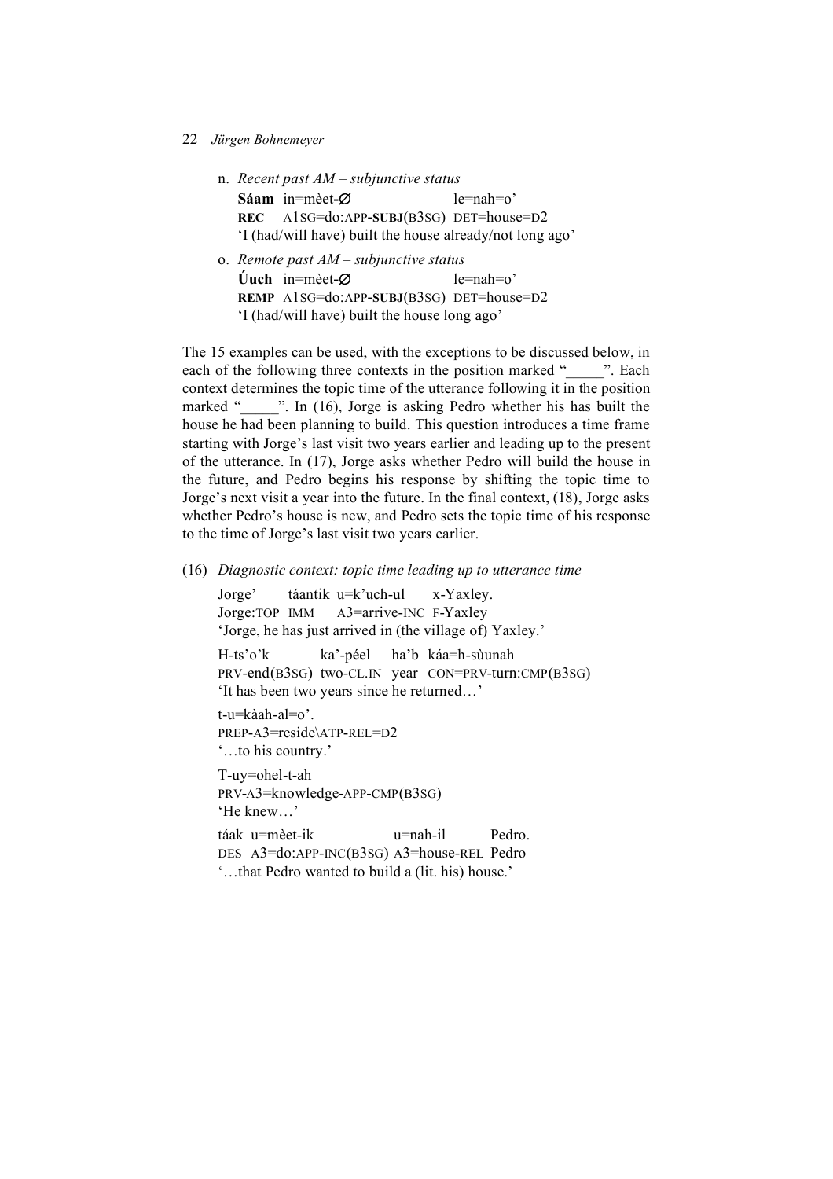n. *Recent past AM – subjunctive status*

**Sáam** in=mèet-**∅** le=nah=o'
**REC** A1SG=do:APP-**SUBJ**(B3SG) DET=house=D2
'I (had/will have) built the house already/not long ago'

o. *Remote past AM – subjunctive status*

**Úuch** in=mèet-**∅** le=nah=o'
**REMP** A1SG=do:APP-**SUBJ**(B3SG) DET=house=D2
'I (had/will have) built the house long ago'

The 15 examples can be used, with the exceptions to be discussed below, in each of the following three contexts in the position marked "_____". Each context determines the topic time of the utterance following it in the position marked "_____". In (16), Jorge is asking Pedro whether his has built the house he had been planning to build. This question introduces a time frame starting with Jorge's last visit two years earlier and leading up to the present of the utterance. In (17), Jorge asks whether Pedro will build the house in the future, and Pedro begins his response by shifting the topic time to Jorge's next visit a year into the future. In the final context, (18), Jorge asks whether Pedro's house is new, and Pedro sets the topic time of his response to the time of Jorge's last visit two years earlier.

(16) *Diagnostic context: topic time leading up to utterance time*

Jorge' táantik u=k'uch-ul x-Yaxley.
Jorge:TOP IMM A3=arrive-INC F-Yaxley
'Jorge, he has just arrived in (the village of) Yaxley.'

H-ts'o'k ka'-péel ha'b káa=h-sùunah
PRV-end(B3SG) two-CL.IN year CON=PRV-turn:CMP(B3SG)
'It has been two years since he returned…'

t-u=kàah-al=o'.
PREP-A3=reside\ATP-REL=D2
'…to his country.'

T-uy=ohel-t-ah
PRV-A3=knowledge-APP-CMP(B3SG)
'He knew…'

táak u=mèet-ik u=nah-il Pedro.
DES A3=do:APP-INC(B3SG) A3=house-REL Pedro
'…that Pedro wanted to build a (lit. his) house.'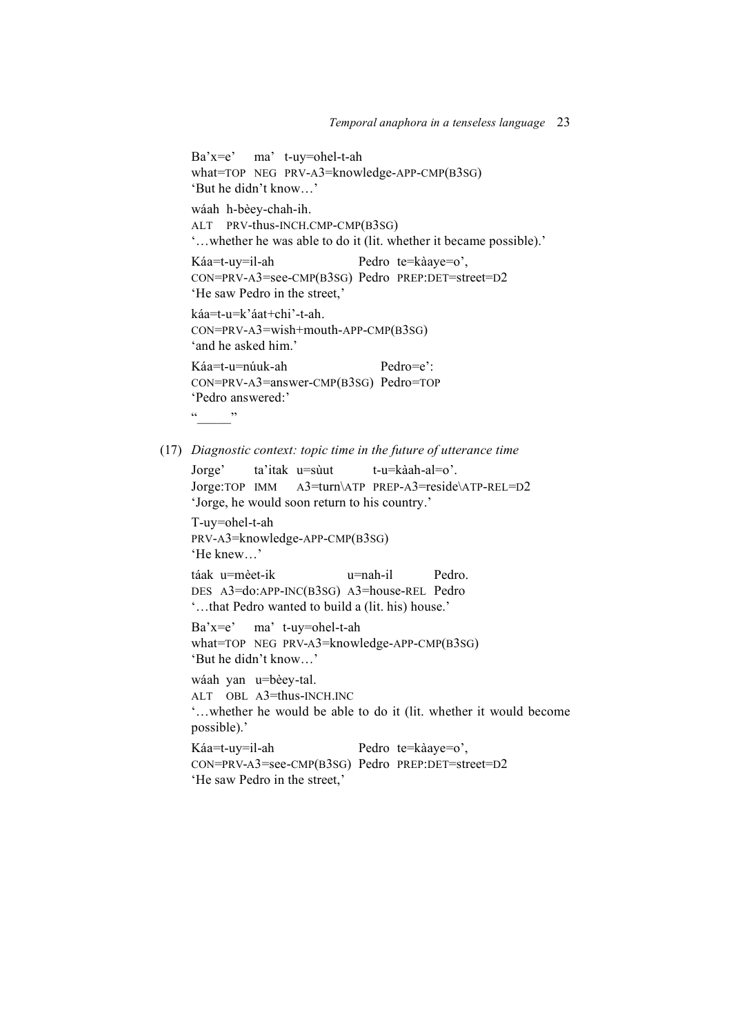Ba’x=e’ ma’ t-uy=ohel-t-ah
what=TOP NEG PRV-A3=knowledge-APP-CMP(B3SG)
‘But he didn’t know…’

wáah h-bèey-chah-ih.
ALT PRV-thus-INCH.CMP-CMP(B3SG)
‘…whether he was able to do it (lit. whether it became possible).’

Káa=t-uy=il-ah Pedro te=kàaye=o’,
CON=PRV-A3=see-CMP(B3SG) Pedro PREP:DET=street=D2
‘He saw Pedro in the street,’

káa=t-u=k’áat+chi’-t-ah.
CON=PRV-A3=wish+mouth-APP-CMP(B3SG)
‘and he asked him.’

Káa=t-u=núuk-ah Pedro=e’:
CON=PRV-A3=answer-CMP(B3SG) Pedro=TOP
‘Pedro answered:’

“_____”

(17) *Diagnostic context: topic time in the future of utterance time*

Jorge’ ta’itak u=sùut t-u=kàah-al=o’.
Jorge:TOP IMM A3=turn\ATP PREP-A3=reside\ATP-REL=D2
‘Jorge, he would soon return to his country.’

T-uy=ohel-t-ah
PRV-A3=knowledge-APP-CMP(B3SG)
‘He knew…’

táak u=mèet-ik u=nah-il Pedro.
DES A3=do:APP-INC(B3SG) A3=house-REL Pedro
‘…that Pedro wanted to build a (lit. his) house.’

Ba’x=e’ ma’ t-uy=ohel-t-ah
what=TOP NEG PRV-A3=knowledge-APP-CMP(B3SG)
‘But he didn’t know…’

wáah yan u=bèey-tal.
ALT OBL A3=thus-INCH.INC
‘…whether he would be able to do it (lit. whether it would become possible).’

Káa=t-uy=il-ah Pedro te=kàaye=o’,
CON=PRV-A3=see-CMP(B3SG) Pedro PREP:DET=street=D2
‘He saw Pedro in the street,’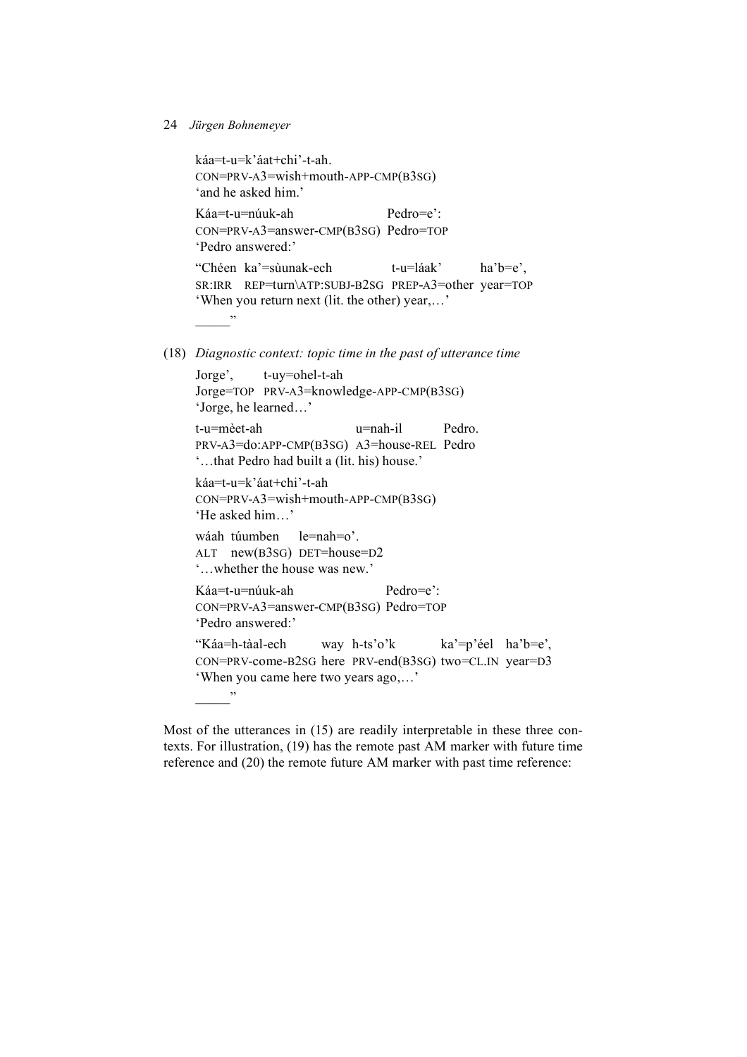káa=t-u=k'áat+chi'-t-ah.
CON=PRV-A3=wish+mouth-APP-CMP(B3SG)
'and he asked him.'

Káa=t-u=núuk-ah Pedro=e':
CON=PRV-A3=answer-CMP(B3SG) Pedro=TOP
'Pedro answered:'

"Chéen ka'=sùunak-ech t-u=láak' ha'b=e',
SR:IRR REP=turn\ATP:SUBJ-B2SG PREP-A3=other year=TOP
'When you return next (lit. the other) year,…'
_____"

(18) *Diagnostic context: topic time in the past of utterance time*

Jorge', t-uy=ohel-t-ah
Jorge=TOP PRV-A3=knowledge-APP-CMP(B3SG)
'Jorge, he learned…'

t-u=mèet-ah u=nah-il Pedro.
PRV-A3=do:APP-CMP(B3SG) A3=house-REL Pedro
'…that Pedro had built a (lit. his) house.'

káa=t-u=k'áat+chi'-t-ah
CON=PRV-A3=wish+mouth-APP-CMP(B3SG)
'He asked him…'

wáah túumben le=nah=o'.
ALT new(B3SG) DET=house=D2
'…whether the house was new.'

Káa=t-u=núuk-ah Pedro=e':
CON=PRV-A3=answer-CMP(B3SG) Pedro=TOP
'Pedro answered:'

"Káa=h-tàal-ech way h-ts'o'k ka'=p'éel ha'b=e',
CON=PRV-come-B2SG here PRV-end(B3SG) two=CL.IN year=D3
'When you came here two years ago,…'
_____"

Most of the utterances in (15) are readily interpretable in these three contexts. For illustration, (19) has the remote past AM marker with future time reference and (20) the remote future AM marker with past time reference: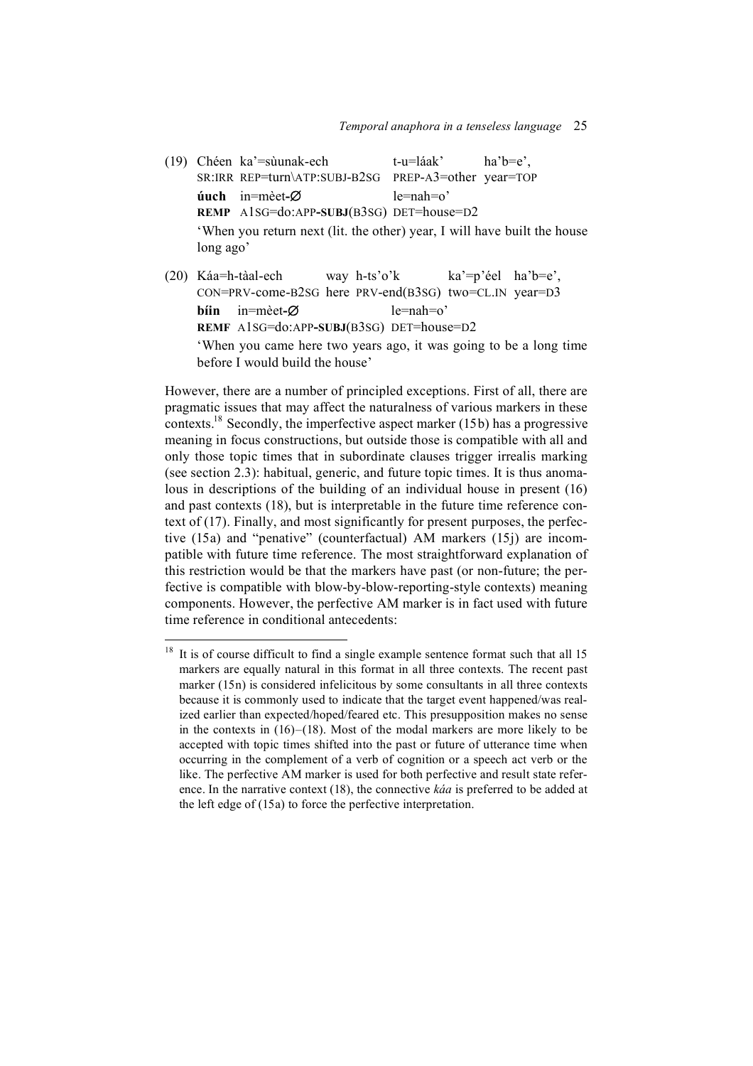(19) Chéen ka'=sùunak-ech t-u=láak' ha'b=e',
SR:IRR REP=turn\ATP:SUBJ-B2SG PREP-A3=other year=TOP
**úuch** in=mèet-∅ le=nah=o'
**REMP** A1SG=do:APP-**SUBJ**(B3SG) DET=house=D2
'When you return next (lit. the other) year, I will have built the house long ago'

(20) Káa=h-tàal-ech way h-ts'o'k ka'=p'éel ha'b=e',
CON=PRV-come-B2SG here PRV-end(B3SG) two=CL.IN year=D3
**bíin** in=mèet-∅ le=nah=o'
**REMF** A1SG=do:APP-**SUBJ**(B3SG) DET=house=D2
'When you came here two years ago, it was going to be a long time before I would build the house'

However, there are a number of principled exceptions. First of all, there are pragmatic issues that may affect the naturalness of various markers in these contexts.[18] Secondly, the imperfective aspect marker (15b) has a progressive meaning in focus constructions, but outside those is compatible with all and only those topic times that in subordinate clauses trigger irrealis marking (see section 2.3): habitual, generic, and future topic times. It is thus anomalous in descriptions of the building of an individual house in present (16) and past contexts (18), but is interpretable in the future time reference context of (17). Finally, and most significantly for present purposes, the perfective (15a) and "penative" (counterfactual) AM markers (15j) are incompatible with future time reference. The most straightforward explanation of this restriction would be that the markers have past (or non-future; the perfective is compatible with blow-by-blow-reporting-style contexts) meaning components. However, the perfective AM marker is in fact used with future time reference in conditional antecedents:

[18] It is of course difficult to find a single example sentence format such that all 15 markers are equally natural in this format in all three contexts. The recent past marker (15n) is considered infelicitous by some consultants in all three contexts because it is commonly used to indicate that the target event happened/was realized earlier than expected/hoped/feared etc. This presupposition makes no sense in the contexts in (16)–(18). Most of the modal markers are more likely to be accepted with topic times shifted into the past or future of utterance time when occurring in the complement of a verb of cognition or a speech act verb or the like. The perfective AM marker is used for both perfective and result state reference. In the narrative context (18), the connective *káa* is preferred to be added at the left edge of (15a) to force the perfective interpretation.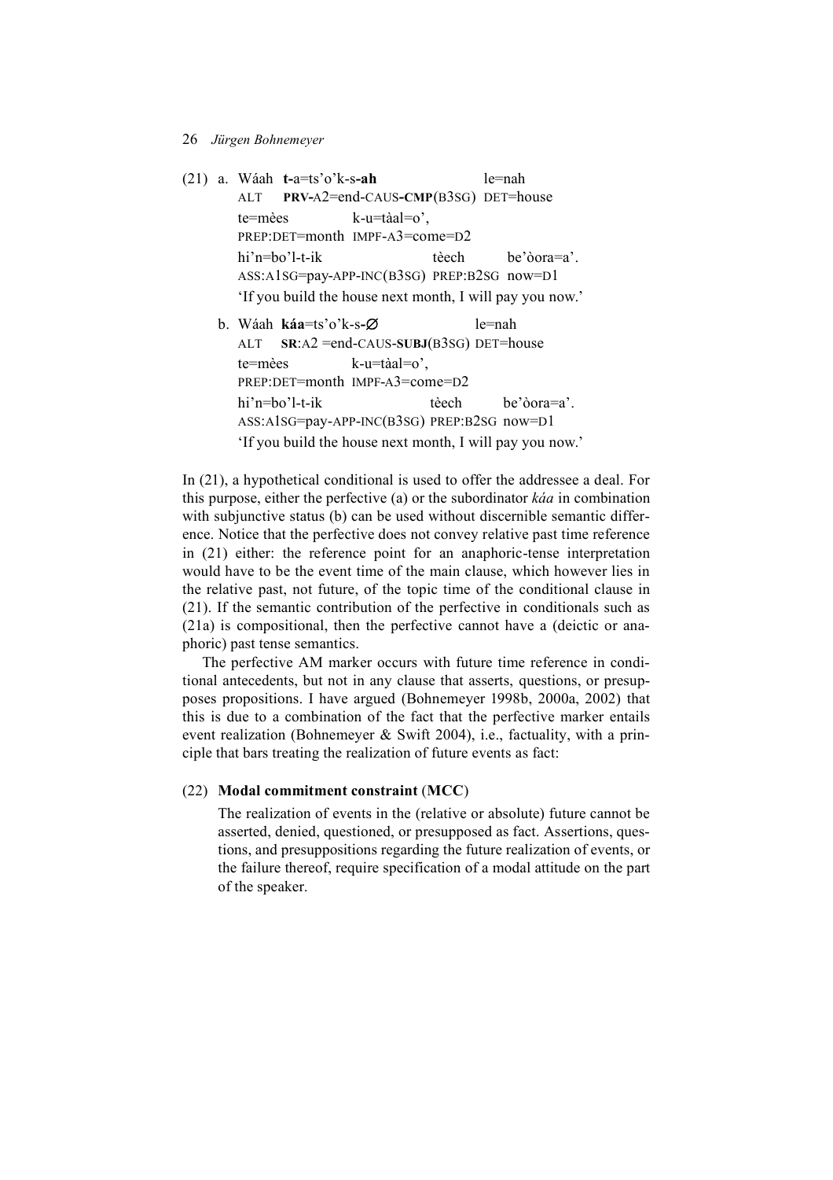(21) a. Wáah **t-**a=ts'o'k-s-**ah** le=nah
ALT **PRV-**A2=end-CAUS-**CMP**(B3SG) DET=house
te=mèes k-u=tàal=o',
PREP:DET=month IMPF-A3=come=D2
hi'n=bo'l-t-ik tèech be'òora=a'.
ASS:A1SG=pay-APP-INC(B3SG) PREP:B2SG now=D1
'If you build the house next month, I will pay you now.'

b. Wáah **káa**=ts'o'k-s-**∅** le=nah
ALT **SR**:A2 =end-CAUS-**SUBJ**(B3SG) DET=house
te=mèes k-u=tàal=o',
PREP:DET=month IMPF-A3=come=D2
hi'n=bo'l-t-ik tèech be'òora=a'.
ASS:A1SG=pay-APP-INC(B3SG) PREP:B2SG now=D1
'If you build the house next month, I will pay you now.'

In (21), a hypothetical conditional is used to offer the addressee a deal. For this purpose, either the perfective (a) or the subordinator *káa* in combination with subjunctive status (b) can be used without discernible semantic difference. Notice that the perfective does not convey relative past time reference in (21) either: the reference point for an anaphoric-tense interpretation would have to be the event time of the main clause, which however lies in the relative past, not future, of the topic time of the conditional clause in (21). If the semantic contribution of the perfective in conditionals such as (21a) is compositional, then the perfective cannot have a (deictic or anaphoric) past tense semantics.

The perfective AM marker occurs with future time reference in conditional antecedents, but not in any clause that asserts, questions, or presupposes propositions. I have argued (Bohnemeyer 1998b, 2000a, 2002) that this is due to a combination of the fact that the perfective marker entails event realization (Bohnemeyer & Swift 2004), i.e., factuality, with a principle that bars treating the realization of future events as fact:

(22) **Modal commitment constraint** (**MCC**)

The realization of events in the (relative or absolute) future cannot be asserted, denied, questioned, or presupposed as fact. Assertions, questions, and presuppositions regarding the future realization of events, or the failure thereof, require specification of a modal attitude on the part of the speaker.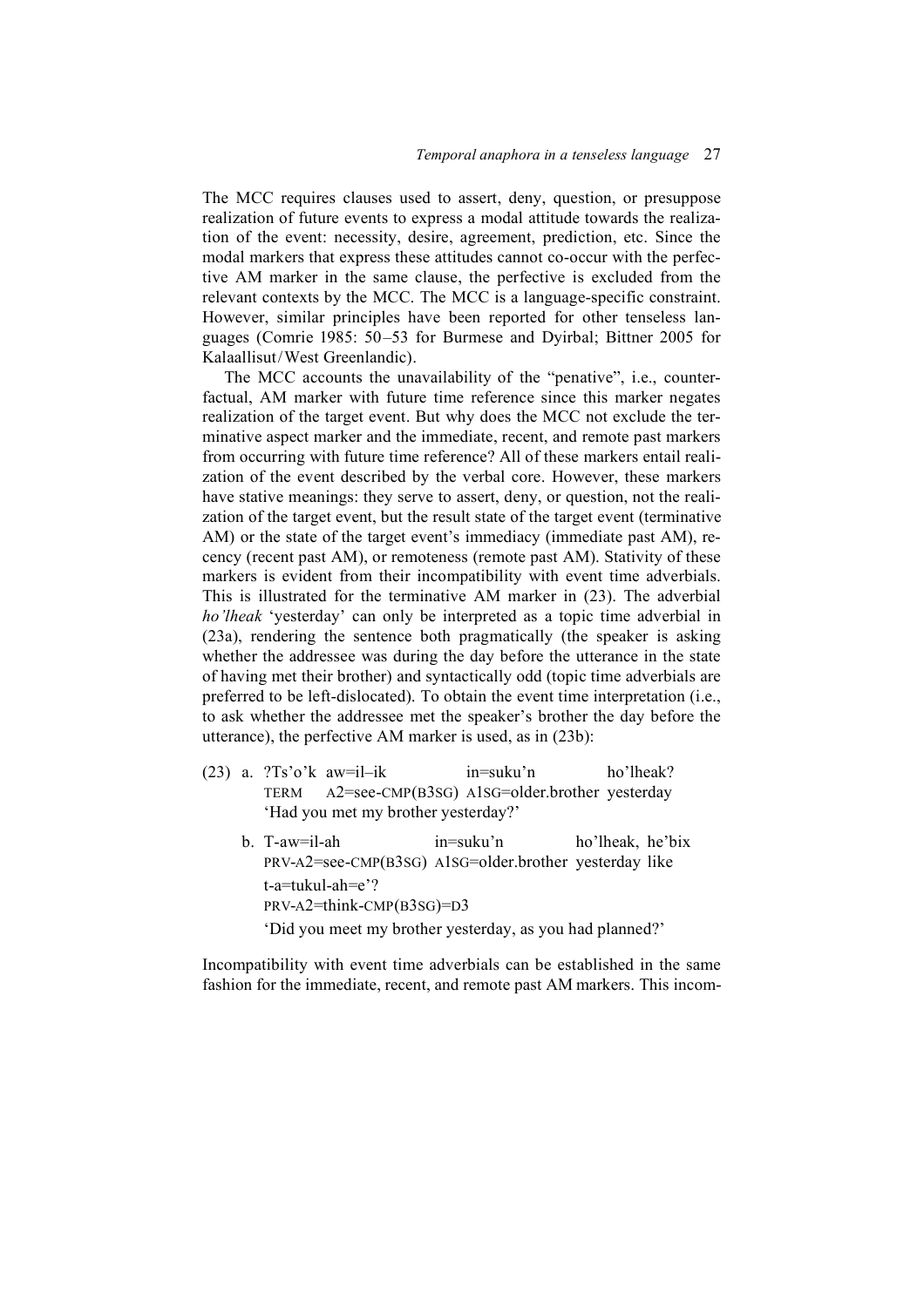The MCC requires clauses used to assert, deny, question, or presuppose realization of future events to express a modal attitude towards the realization of the event: necessity, desire, agreement, prediction, etc. Since the modal markers that express these attitudes cannot co-occur with the perfective AM marker in the same clause, the perfective is excluded from the relevant contexts by the MCC. The MCC is a language-specific constraint. However, similar principles have been reported for other tenseless languages (Comrie 1985: 50–53 for Burmese and Dyirbal; Bittner 2005 for Kalaallisut / West Greenlandic).

The MCC accounts the unavailability of the "penative", i.e., counterfactual, AM marker with future time reference since this marker negates realization of the target event. But why does the MCC not exclude the terminative aspect marker and the immediate, recent, and remote past markers from occurring with future time reference? All of these markers entail realization of the event described by the verbal core. However, these markers have stative meanings: they serve to assert, deny, or question, not the realization of the target event, but the result state of the target event (terminative AM) or the state of the target event's immediacy (immediate past AM), recency (recent past AM), or remoteness (remote past AM). Stativity of these markers is evident from their incompatibility with event time adverbials. This is illustrated for the terminative AM marker in (23). The adverbial *ho'lheak* 'yesterday' can only be interpreted as a topic time adverbial in (23a), rendering the sentence both pragmatically (the speaker is asking whether the addressee was during the day before the utterance in the state of having met their brother) and syntactically odd (topic time adverbials are preferred to be left-dislocated). To obtain the event time interpretation (i.e., to ask whether the addressee met the speaker's brother the day before the utterance), the perfective AM marker is used, as in (23b):

(23) a. ?Ts'o'k aw=il–ik in=suku'n ho'lheak?
TERM A2=see-CMP(B3SG) A1SG=older.brother yesterday
'Had you met my brother yesterday?'

b. T-aw=il-ah in=suku'n ho'lheak, he'bix
PRV-A2=see-CMP(B3SG) A1SG=older.brother yesterday like
t-a=tukul-ah=e'?
PRV-A2=think-CMP(B3SG)=D3
'Did you meet my brother yesterday, as you had planned?'

Incompatibility with event time adverbials can be established in the same fashion for the immediate, recent, and remote past AM markers. This incom-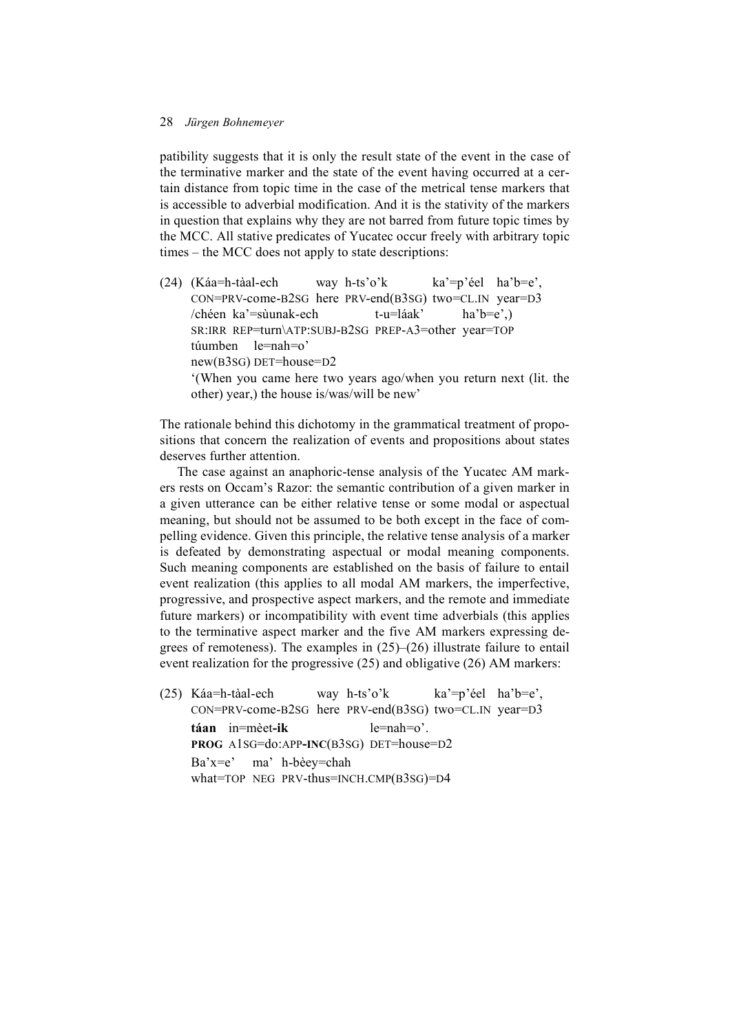patibility suggests that it is only the result state of the event in the case of the terminative marker and the state of the event having occurred at a certain distance from topic time in the case of the metrical tense markers that is accessible to adverbial modification. And it is the stativity of the markers in question that explains why they are not barred from future topic times by the MCC. All stative predicates of Yucatec occur freely with arbitrary topic times – the MCC does not apply to state descriptions:

(24) (Káa=h-tàal-ech way h-ts'o'k ka'=p'éel ha'b=e',
CON=PRV-come-B2SG here PRV-end(B3SG) two=CL.IN year=D3
/chéen ka'=sùunak-ech t-u=láak' ha'b=e',)
SR:IRR REP=turn\ATP:SUBJ-B2SG PREP-A3=other year=TOP
túumben le=nah=o'
new(B3SG) DET=house=D2
'(When you came here two years ago/when you return next (lit. the other) year,) the house is/was/will be new'

The rationale behind this dichotomy in the grammatical treatment of propositions that concern the realization of events and propositions about states deserves further attention.

The case against an anaphoric-tense analysis of the Yucatec AM markers rests on Occam's Razor: the semantic contribution of a given marker in a given utterance can be either relative tense or some modal or aspectual meaning, but should not be assumed to be both except in the face of compelling evidence. Given this principle, the relative tense analysis of a marker is defeated by demonstrating aspectual or modal meaning components. Such meaning components are established on the basis of failure to entail event realization (this applies to all modal AM markers, the imperfective, progressive, and prospective aspect markers, and the remote and immediate future markers) or incompatibility with event time adverbials (this applies to the terminative aspect marker and the five AM markers expressing degrees of remoteness). The examples in (25)–(26) illustrate failure to entail event realization for the progressive (25) and obligative (26) AM markers:

(25) Káa=h-tàal-ech way h-ts'o'k ka'=p'éel ha'b=e',
CON=PRV-come-B2SG here PRV-end(B3SG) two=CL.IN year=D3
**táan** in=mèet-**ik** le=nah=o'.
**PROG** A1SG=do:APP-**INC**(B3SG) DET=house=D2
Ba'x=e' ma' h-bèey=chah
what=TOP NEG PRV-thus=INCH.CMP(B3SG)=D4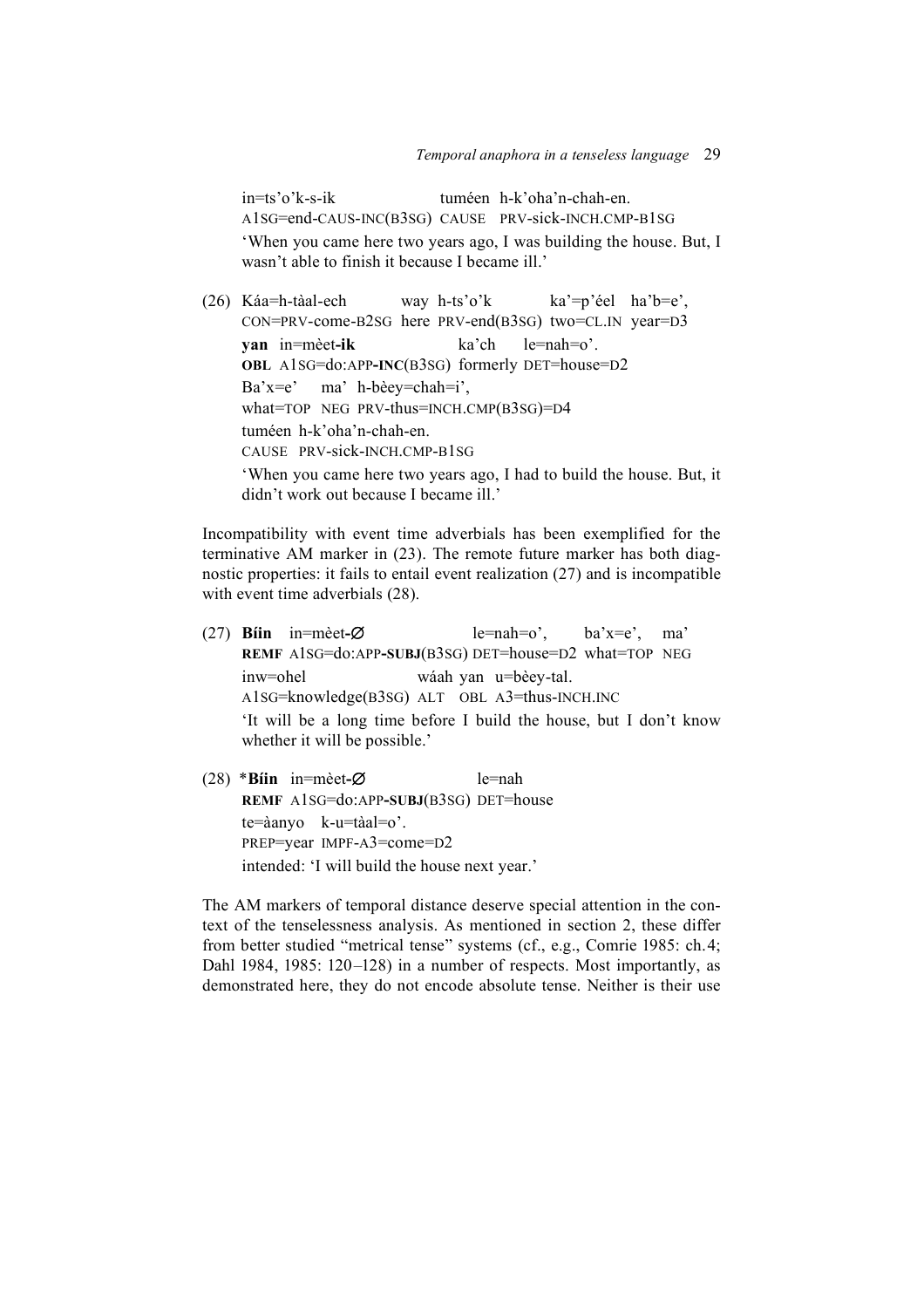in=ts'o'k-s-ik tuméen h-k'oha'n-chah-en.
A1SG=end-CAUS-INC(B3SG) CAUSE PRV-sick-INCH.CMP-B1SG
'When you came here two years ago, I was building the house. But, I wasn't able to finish it because I became ill.'

(26) Káa=h-tàal-ech way h-ts'o'k ka'=p'éel ha'b=e',
CON=PRV-come-B2SG here PRV-end(B3SG) two=CL.IN year=D3
**yan** in=mèet-**ik** ka'ch le=nah=o'.
**OBL** A1SG=do:APP-**INC**(B3SG) formerly DET=house=D2
Ba'x=e' ma' h-bèey=chah=i',
what=TOP NEG PRV-thus=INCH.CMP(B3SG)=D4
tuméen h-k'oha'n-chah-en.
CAUSE PRV-sick-INCH.CMP-B1SG
'When you came here two years ago, I had to build the house. But, it didn't work out because I became ill.'

Incompatibility with event time adverbials has been exemplified for the terminative AM marker in (23). The remote future marker has both diagnostic properties: it fails to entail event realization (27) and is incompatible with event time adverbials (28).

(27) **Bíin** in=mèet-∅ le=nah=o', ba'x=e', ma'
**REMF** A1SG=do:APP-**SUBJ**(B3SG) DET=house=D2 what=TOP NEG
inw=ohel wáah yan u=bèey-tal.
A1SG=knowledge(B3SG) ALT OBL A3=thus-INCH.INC
'It will be a long time before I build the house, but I don't know whether it will be possible.'

(28) \***Bíin** in=mèet-∅ le=nah
**REMF** A1SG=do:APP-**SUBJ**(B3SG) DET=house
te=àanyo k-u=tàal=o'.
PREP=year IMPF-A3=come=D2
intended: 'I will build the house next year.'

The AM markers of temporal distance deserve special attention in the context of the tenselessness analysis. As mentioned in section 2, these differ from better studied "metrical tense" systems (cf., e.g., Comrie 1985: ch. 4; Dahl 1984, 1985: 120–128) in a number of respects. Most importantly, as demonstrated here, they do not encode absolute tense. Neither is their use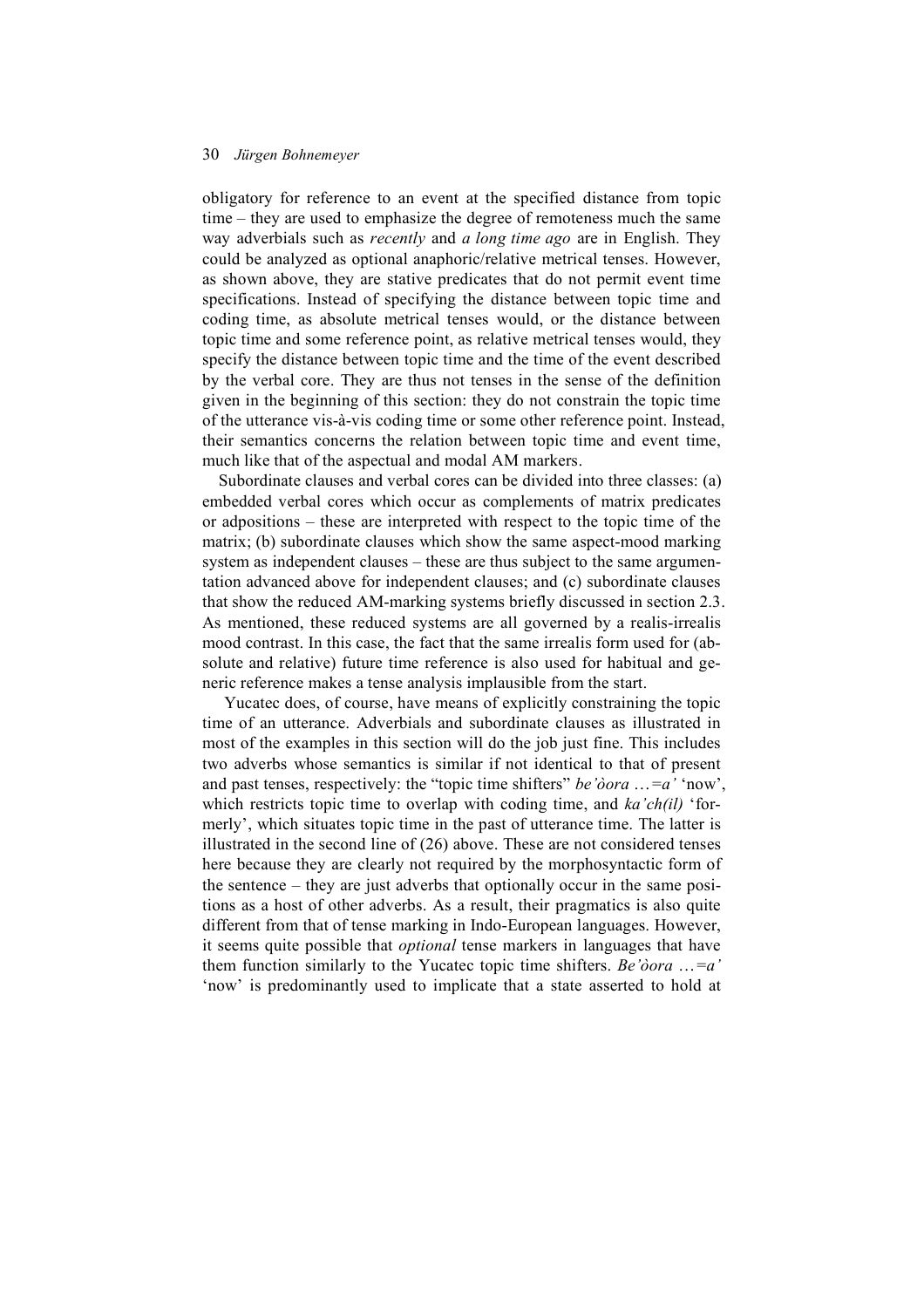obligatory for reference to an event at the specified distance from topic time – they are used to emphasize the degree of remoteness much the same way adverbials such as *recently* and *a long time ago* are in English. They could be analyzed as optional anaphoric/relative metrical tenses. However, as shown above, they are stative predicates that do not permit event time specifications. Instead of specifying the distance between topic time and coding time, as absolute metrical tenses would, or the distance between topic time and some reference point, as relative metrical tenses would, they specify the distance between topic time and the time of the event described by the verbal core. They are thus not tenses in the sense of the definition given in the beginning of this section: they do not constrain the topic time of the utterance vis-à-vis coding time or some other reference point. Instead, their semantics concerns the relation between topic time and event time, much like that of the aspectual and modal AM markers.

Subordinate clauses and verbal cores can be divided into three classes: (a) embedded verbal cores which occur as complements of matrix predicates or adpositions – these are interpreted with respect to the topic time of the matrix; (b) subordinate clauses which show the same aspect-mood marking system as independent clauses – these are thus subject to the same argumentation advanced above for independent clauses; and (c) subordinate clauses that show the reduced AM-marking systems briefly discussed in section 2.3. As mentioned, these reduced systems are all governed by a realis-irrealis mood contrast. In this case, the fact that the same irrealis form used for (absolute and relative) future time reference is also used for habitual and generic reference makes a tense analysis implausible from the start.

Yucatec does, of course, have means of explicitly constraining the topic time of an utterance. Adverbials and subordinate clauses as illustrated in most of the examples in this section will do the job just fine. This includes two adverbs whose semantics is similar if not identical to that of present and past tenses, respectively: the "topic time shifters" *be'òora …=a'* 'now', which restricts topic time to overlap with coding time, and *ka'ch(il)* 'formerly', which situates topic time in the past of utterance time. The latter is illustrated in the second line of (26) above. These are not considered tenses here because they are clearly not required by the morphosyntactic form of the sentence – they are just adverbs that optionally occur in the same positions as a host of other adverbs. As a result, their pragmatics is also quite different from that of tense marking in Indo-European languages. However, it seems quite possible that *optional* tense markers in languages that have them function similarly to the Yucatec topic time shifters. *Be'òora …=a'* 'now' is predominantly used to implicate that a state asserted to hold at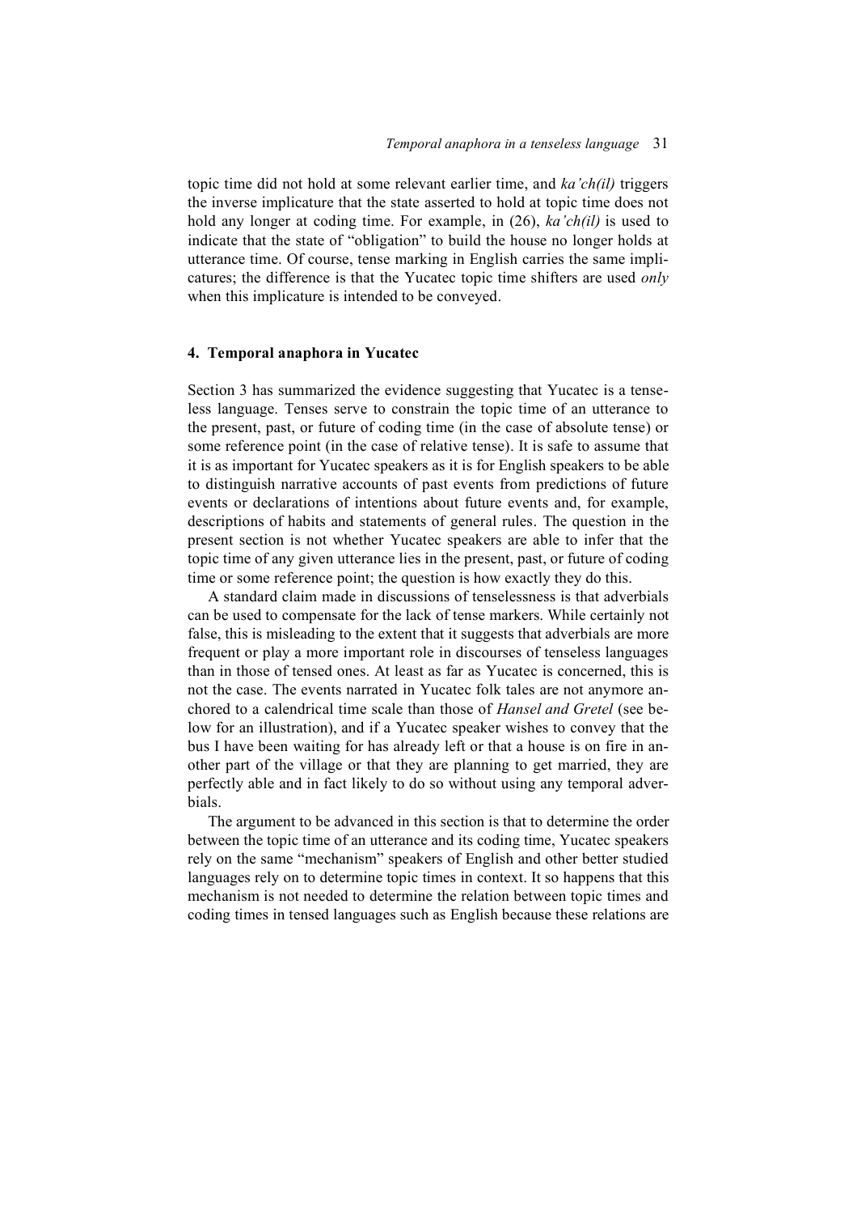topic time did not hold at some relevant earlier time, and *ka'ch(il)* triggers the inverse implicature that the state asserted to hold at topic time does not hold any longer at coding time. For example, in (26), *ka'ch(il)* is used to indicate that the state of "obligation" to build the house no longer holds at utterance time. Of course, tense marking in English carries the same implicatures; the difference is that the Yucatec topic time shifters are used *only* when this implicature is intended to be conveyed.

## 4. Temporal anaphora in Yucatec

Section 3 has summarized the evidence suggesting that Yucatec is a tenseless language. Tenses serve to constrain the topic time of an utterance to the present, past, or future of coding time (in the case of absolute tense) or some reference point (in the case of relative tense). It is safe to assume that it is as important for Yucatec speakers as it is for English speakers to be able to distinguish narrative accounts of past events from predictions of future events or declarations of intentions about future events and, for example, descriptions of habits and statements of general rules. The question in the present section is not whether Yucatec speakers are able to infer that the topic time of any given utterance lies in the present, past, or future of coding time or some reference point; the question is how exactly they do this.

A standard claim made in discussions of tenselessness is that adverbials can be used to compensate for the lack of tense markers. While certainly not false, this is misleading to the extent that it suggests that adverbials are more frequent or play a more important role in discourses of tenseless languages than in those of tensed ones. At least as far as Yucatec is concerned, this is not the case. The events narrated in Yucatec folk tales are not anymore anchored to a calendrical time scale than those of *Hansel and Gretel* (see below for an illustration), and if a Yucatec speaker wishes to convey that the bus I have been waiting for has already left or that a house is on fire in another part of the village or that they are planning to get married, they are perfectly able and in fact likely to do so without using any temporal adverbials.

The argument to be advanced in this section is that to determine the order between the topic time of an utterance and its coding time, Yucatec speakers rely on the same "mechanism" speakers of English and other better studied languages rely on to determine topic times in context. It so happens that this mechanism is not needed to determine the relation between topic times and coding times in tensed languages such as English because these relations are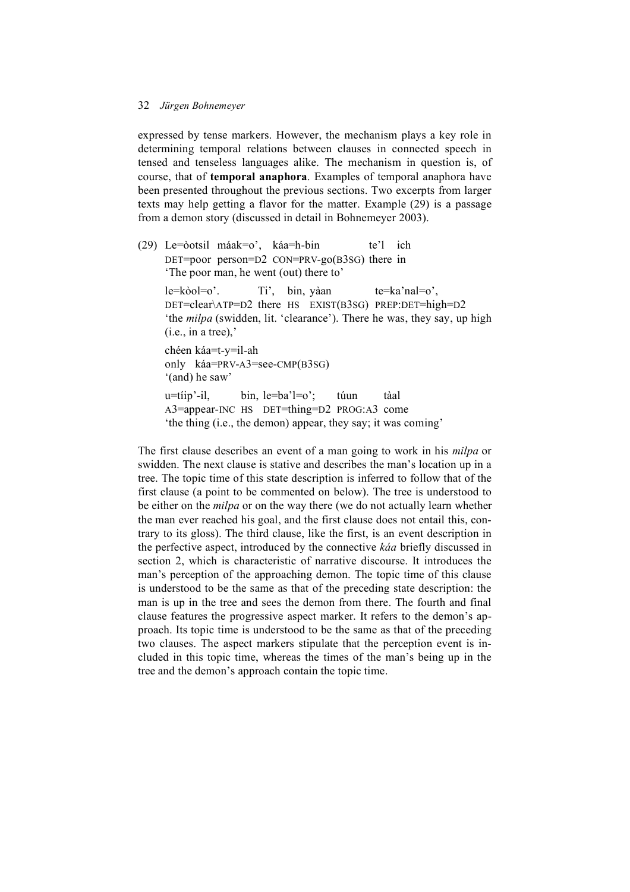expressed by tense markers. However, the mechanism plays a key role in determining temporal relations between clauses in connected speech in tensed and tenseless languages alike. The mechanism in question is, of course, that of **temporal anaphora**. Examples of temporal anaphora have been presented throughout the previous sections. Two excerpts from larger texts may help getting a flavor for the matter. Example (29) is a passage from a demon story (discussed in detail in Bohnemeyer 2003).

(29) Le=òotsil máak=o', káa=h-bin te'l ich
DET=poor person=D2 CON=PRV-go(B3SG) there in
'The poor man, he went (out) there to'

le=kòol=o'. Ti', bin, yàan te=ka'nal=o',
DET=clear\ATP=D2 there HS EXIST(B3SG) PREP:DET=high=D2
'the *milpa* (swidden, lit. 'clearance'). There he was, they say, up high (i.e., in a tree),'

chéen káa=t-y=il-ah
only káa=PRV-A3=see-CMP(B3SG)
'(and) he saw'

u=tíip'-il, bin, le=ba'l=o'; túun tàal
A3=appear-INC HS DET=thing=D2 PROG:A3 come
'the thing (i.e., the demon) appear, they say; it was coming'

The first clause describes an event of a man going to work in his *milpa* or swidden. The next clause is stative and describes the man's location up in a tree. The topic time of this state description is inferred to follow that of the first clause (a point to be commented on below). The tree is understood to be either on the *milpa* or on the way there (we do not actually learn whether the man ever reached his goal, and the first clause does not entail this, contrary to its gloss). The third clause, like the first, is an event description in the perfective aspect, introduced by the connective *káa* briefly discussed in section 2, which is characteristic of narrative discourse. It introduces the man's perception of the approaching demon. The topic time of this clause is understood to be the same as that of the preceding state description: the man is up in the tree and sees the demon from there. The fourth and final clause features the progressive aspect marker. It refers to the demon's approach. Its topic time is understood to be the same as that of the preceding two clauses. The aspect markers stipulate that the perception event is included in this topic time, whereas the times of the man's being up in the tree and the demon's approach contain the topic time.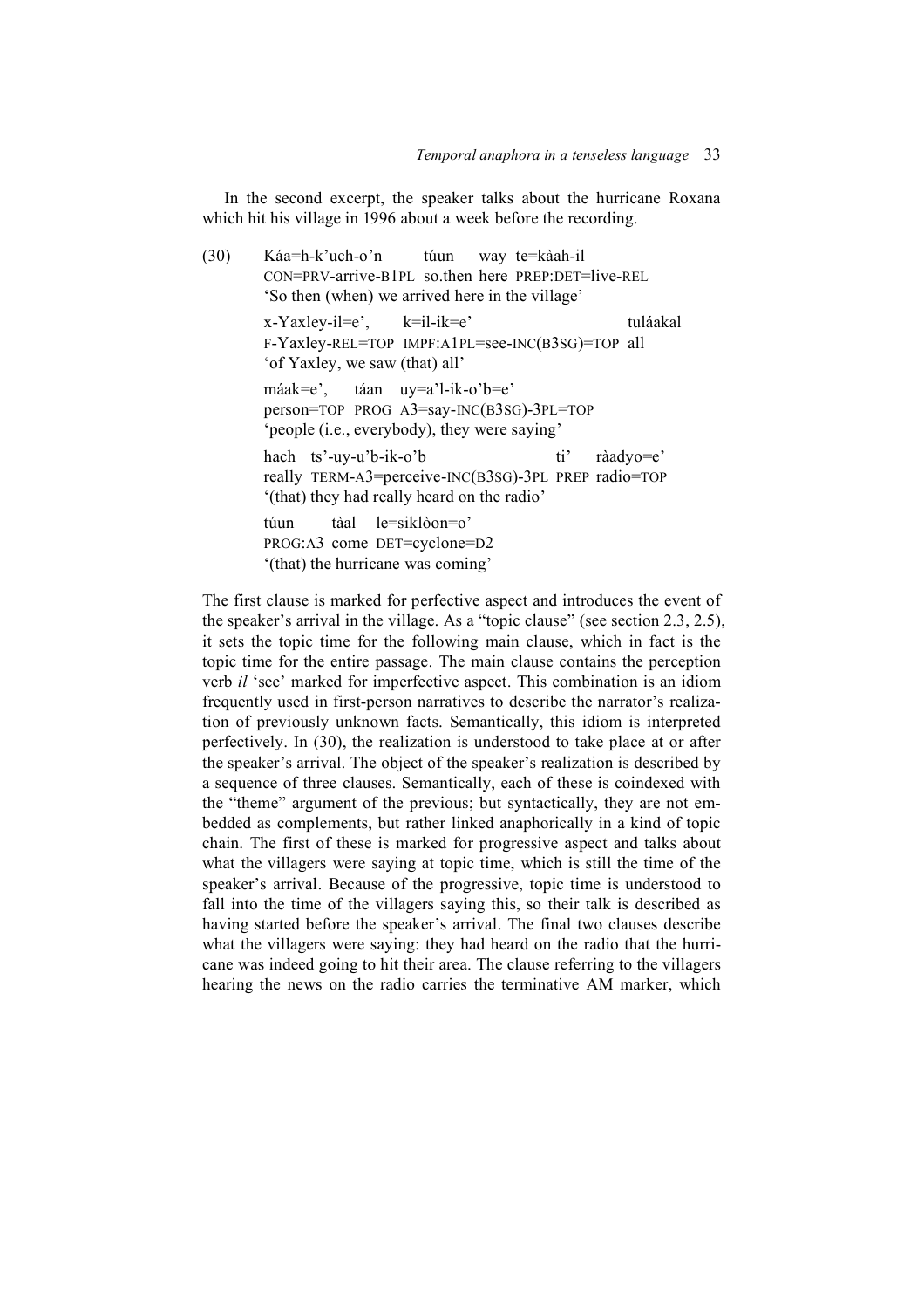In the second excerpt, the speaker talks about the hurricane Roxana which hit his village in 1996 about a week before the recording.

(30) Káa=h-k'uch-o'n túun way te=kàah-il
CON=PRV-arrive-B1PL so.then here PREP:DET=live-REL
'So then (when) we arrived here in the village'

x-Yaxley-il=e', k=il-ik=e' tuláakal
F-Yaxley-REL=TOP IMPF:A1PL=see-INC(B3SG)=TOP all
'of Yaxley, we saw (that) all'

máak=e', táan uy=a'l-ik-o'b=e'
person=TOP PROG A3=say-INC(B3SG)-3PL=TOP
'people (i.e., everybody), they were saying'

hach ts'-uy-u'b-ik-o'b ti' ràadyo=e'
really TERM-A3=perceive-INC(B3SG)-3PL PREP radio=TOP
'(that) they had really heard on the radio'

túun tàal le=siklòon=o'
PROG:A3 come DET=cyclone=D2
'(that) the hurricane was coming'

The first clause is marked for perfective aspect and introduces the event of the speaker's arrival in the village. As a "topic clause" (see section 2.3, 2.5), it sets the topic time for the following main clause, which in fact is the topic time for the entire passage. The main clause contains the perception verb *il* 'see' marked for imperfective aspect. This combination is an idiom frequently used in first-person narratives to describe the narrator's realization of previously unknown facts. Semantically, this idiom is interpreted perfectively. In (30), the realization is understood to take place at or after the speaker's arrival. The object of the speaker's realization is described by a sequence of three clauses. Semantically, each of these is coindexed with the "theme" argument of the previous; but syntactically, they are not embedded as complements, but rather linked anaphorically in a kind of topic chain. The first of these is marked for progressive aspect and talks about what the villagers were saying at topic time, which is still the time of the speaker's arrival. Because of the progressive, topic time is understood to fall into the time of the villagers saying this, so their talk is described as having started before the speaker's arrival. The final two clauses describe what the villagers were saying: they had heard on the radio that the hurricane was indeed going to hit their area. The clause referring to the villagers hearing the news on the radio carries the terminative AM marker, which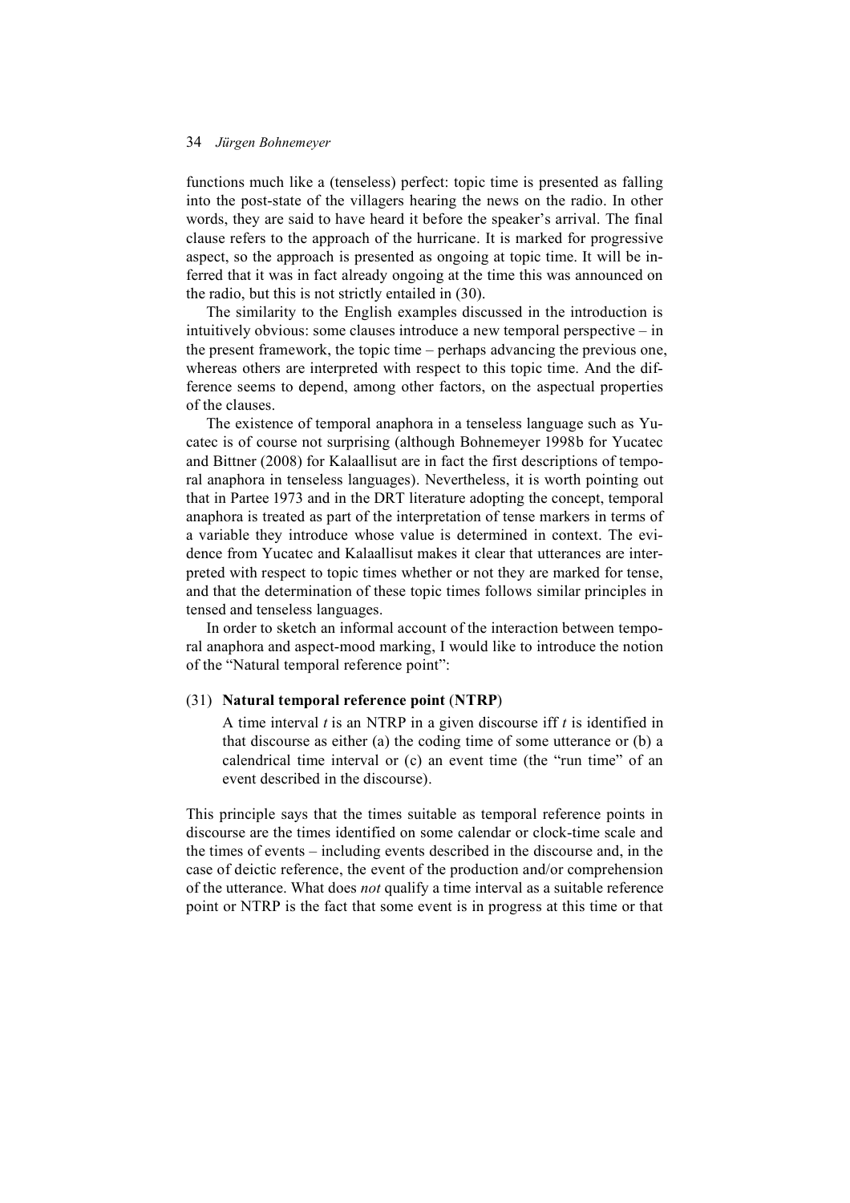functions much like a (tenseless) perfect: topic time is presented as falling into the post-state of the villagers hearing the news on the radio. In other words, they are said to have heard it before the speaker's arrival. The final clause refers to the approach of the hurricane. It is marked for progressive aspect, so the approach is presented as ongoing at topic time. It will be inferred that it was in fact already ongoing at the time this was announced on the radio, but this is not strictly entailed in (30).

The similarity to the English examples discussed in the introduction is intuitively obvious: some clauses introduce a new temporal perspective – in the present framework, the topic time – perhaps advancing the previous one, whereas others are interpreted with respect to this topic time. And the difference seems to depend, among other factors, on the aspectual properties of the clauses.

The existence of temporal anaphora in a tenseless language such as Yucatec is of course not surprising (although Bohnemeyer 1998b for Yucatec and Bittner (2008) for Kalaallisut are in fact the first descriptions of temporal anaphora in tenseless languages). Nevertheless, it is worth pointing out that in Partee 1973 and in the DRT literature adopting the concept, temporal anaphora is treated as part of the interpretation of tense markers in terms of a variable they introduce whose value is determined in context. The evidence from Yucatec and Kalaallisut makes it clear that utterances are interpreted with respect to topic times whether or not they are marked for tense, and that the determination of these topic times follows similar principles in tensed and tenseless languages.

In order to sketch an informal account of the interaction between temporal anaphora and aspect-mood marking, I would like to introduce the notion of the "Natural temporal reference point":

(31) **Natural temporal reference point** (**NTRP**)

A time interval *t* is an NTRP in a given discourse iff *t* is identified in that discourse as either (a) the coding time of some utterance or (b) a calendrical time interval or (c) an event time (the "run time" of an event described in the discourse).

This principle says that the times suitable as temporal reference points in discourse are the times identified on some calendar or clock-time scale and the times of events – including events described in the discourse and, in the case of deictic reference, the event of the production and/or comprehension of the utterance. What does *not* qualify a time interval as a suitable reference point or NTRP is the fact that some event is in progress at this time or that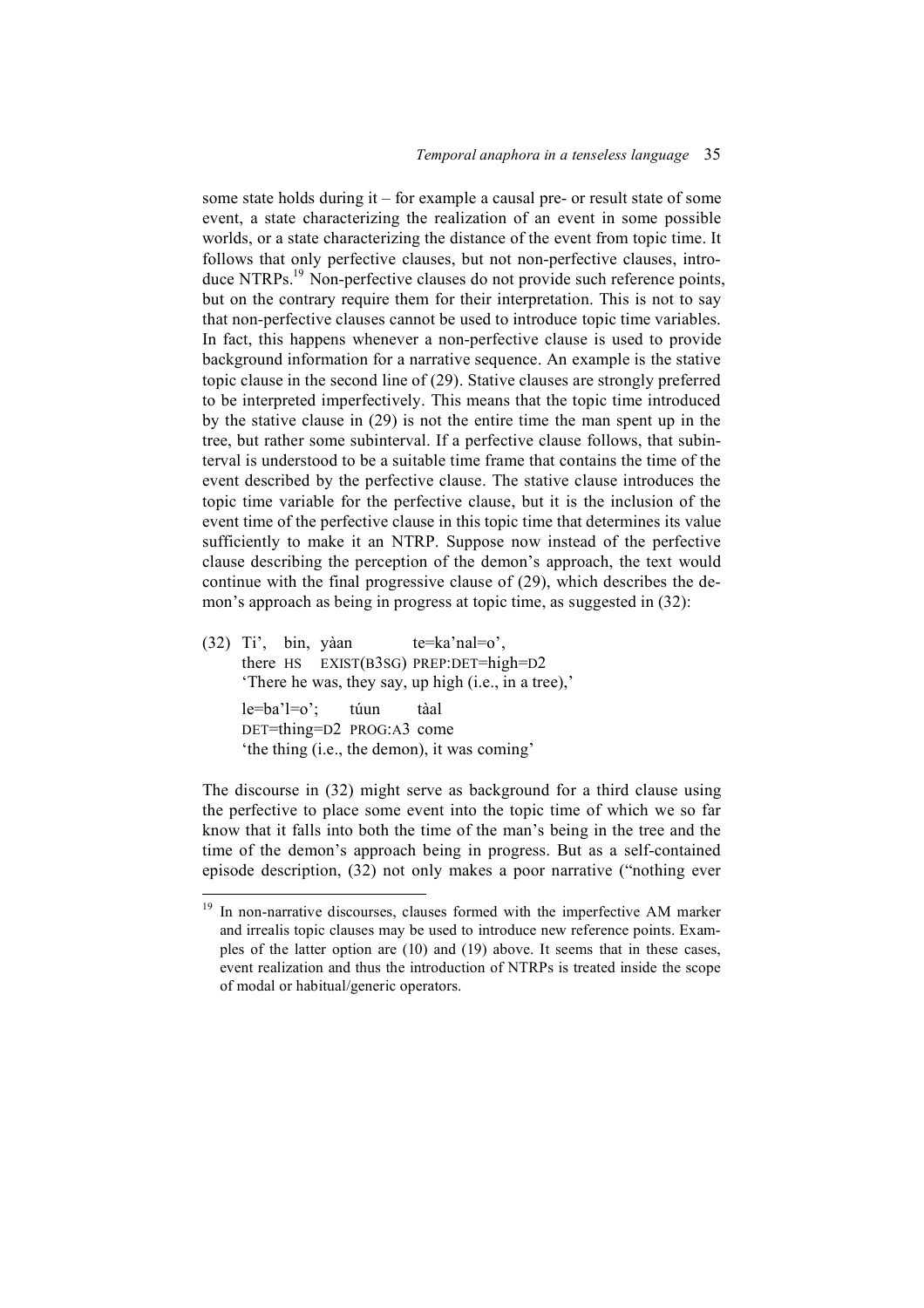some state holds during it – for example a causal pre- or result state of some event, a state characterizing the realization of an event in some possible worlds, or a state characterizing the distance of the event from topic time. It follows that only perfective clauses, but not non-perfective clauses, introduce NTRPs.[19] Non-perfective clauses do not provide such reference points, but on the contrary require them for their interpretation. This is not to say that non-perfective clauses cannot be used to introduce topic time variables. In fact, this happens whenever a non-perfective clause is used to provide background information for a narrative sequence. An example is the stative topic clause in the second line of (29). Stative clauses are strongly preferred to be interpreted imperfectively. This means that the topic time introduced by the stative clause in (29) is not the entire time the man spent up in the tree, but rather some subinterval. If a perfective clause follows, that subinterval is understood to be a suitable time frame that contains the time of the event described by the perfective clause. The stative clause introduces the topic time variable for the perfective clause, but it is the inclusion of the event time of the perfective clause in this topic time that determines its value sufficiently to make it an NTRP. Suppose now instead of the perfective clause describing the perception of the demon's approach, the text would continue with the final progressive clause of (29), which describes the demon's approach as being in progress at topic time, as suggested in (32):

(32) Ti', bin, yàan te=ka'nal=o',
there HS EXIST(B3SG) PREP:DET=high=D2
'There he was, they say, up high (i.e., in a tree),'

le=ba'l=o'; túun tàal
DET=thing=D2 PROG:A3 come
'the thing (i.e., the demon), it was coming'

The discourse in (32) might serve as background for a third clause using the perfective to place some event into the topic time of which we so far know that it falls into both the time of the man's being in the tree and the time of the demon's approach being in progress. But as a self-contained episode description, (32) not only makes a poor narrative ("nothing ever

[19] In non-narrative discourses, clauses formed with the imperfective AM marker and irrealis topic clauses may be used to introduce new reference points. Examples of the latter option are (10) and (19) above. It seems that in these cases, event realization and thus the introduction of NTRPs is treated inside the scope of modal or habitual/generic operators.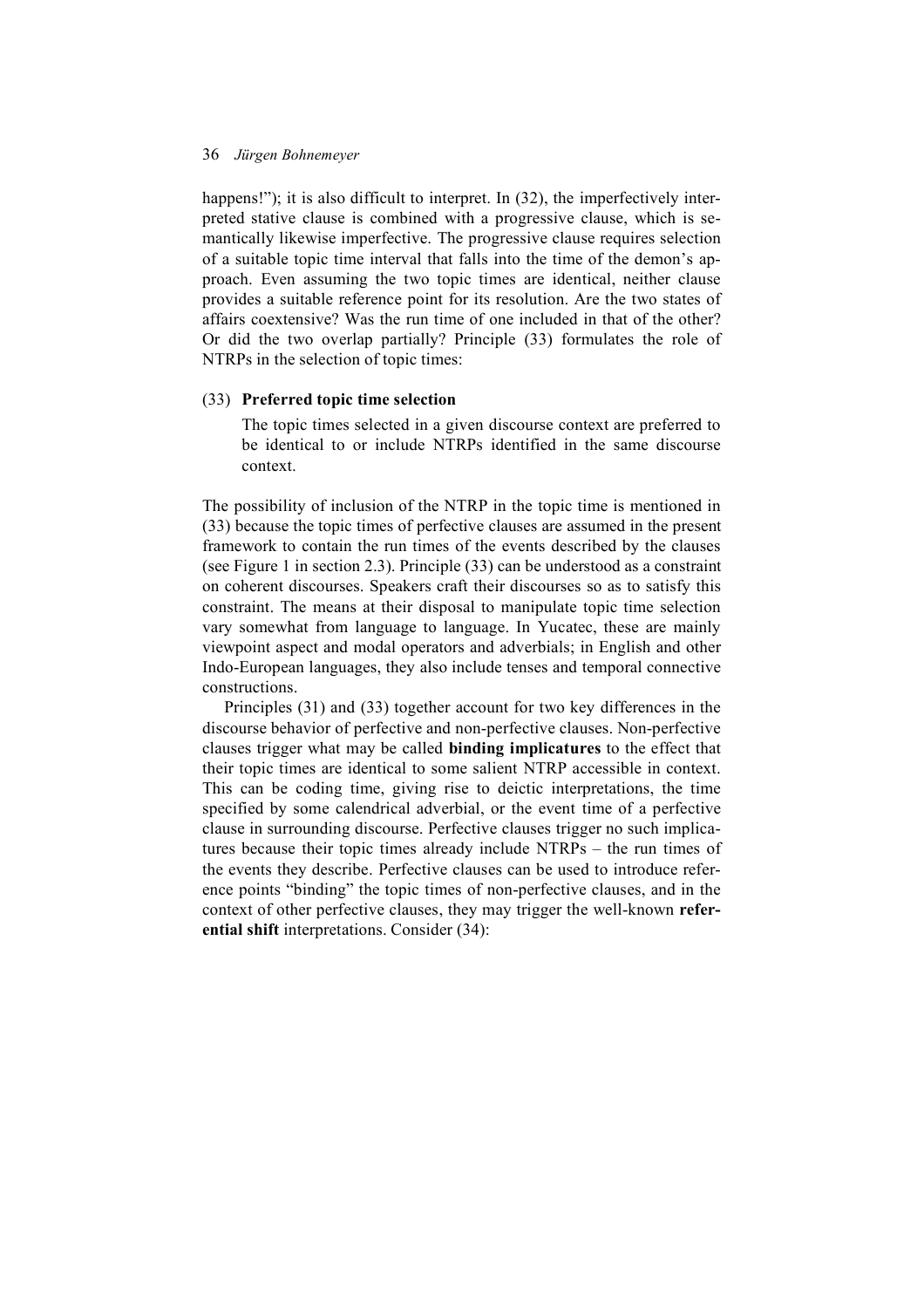happens!"); it is also difficult to interpret. In (32), the imperfectively interpreted stative clause is combined with a progressive clause, which is semantically likewise imperfective. The progressive clause requires selection of a suitable topic time interval that falls into the time of the demon's approach. Even assuming the two topic times are identical, neither clause provides a suitable reference point for its resolution. Are the two states of affairs coextensive? Was the run time of one included in that of the other? Or did the two overlap partially? Principle (33) formulates the role of NTRPs in the selection of topic times:

(33) **Preferred topic time selection**

> The topic times selected in a given discourse context are preferred to be identical to or include NTRPs identified in the same discourse context.

The possibility of inclusion of the NTRP in the topic time is mentioned in (33) because the topic times of perfective clauses are assumed in the present framework to contain the run times of the events described by the clauses (see Figure 1 in section 2.3). Principle (33) can be understood as a constraint on coherent discourses. Speakers craft their discourses so as to satisfy this constraint. The means at their disposal to manipulate topic time selection vary somewhat from language to language. In Yucatec, these are mainly viewpoint aspect and modal operators and adverbials; in English and other Indo-European languages, they also include tenses and temporal connective constructions.

Principles (31) and (33) together account for two key differences in the discourse behavior of perfective and non-perfective clauses. Non-perfective clauses trigger what may be called **binding implicatures** to the effect that their topic times are identical to some salient NTRP accessible in context. This can be coding time, giving rise to deictic interpretations, the time specified by some calendrical adverbial, or the event time of a perfective clause in surrounding discourse. Perfective clauses trigger no such implicatures because their topic times already include NTRPs – the run times of the events they describe. Perfective clauses can be used to introduce reference points "binding" the topic times of non-perfective clauses, and in the context of other perfective clauses, they may trigger the well-known **referential shift** interpretations. Consider (34):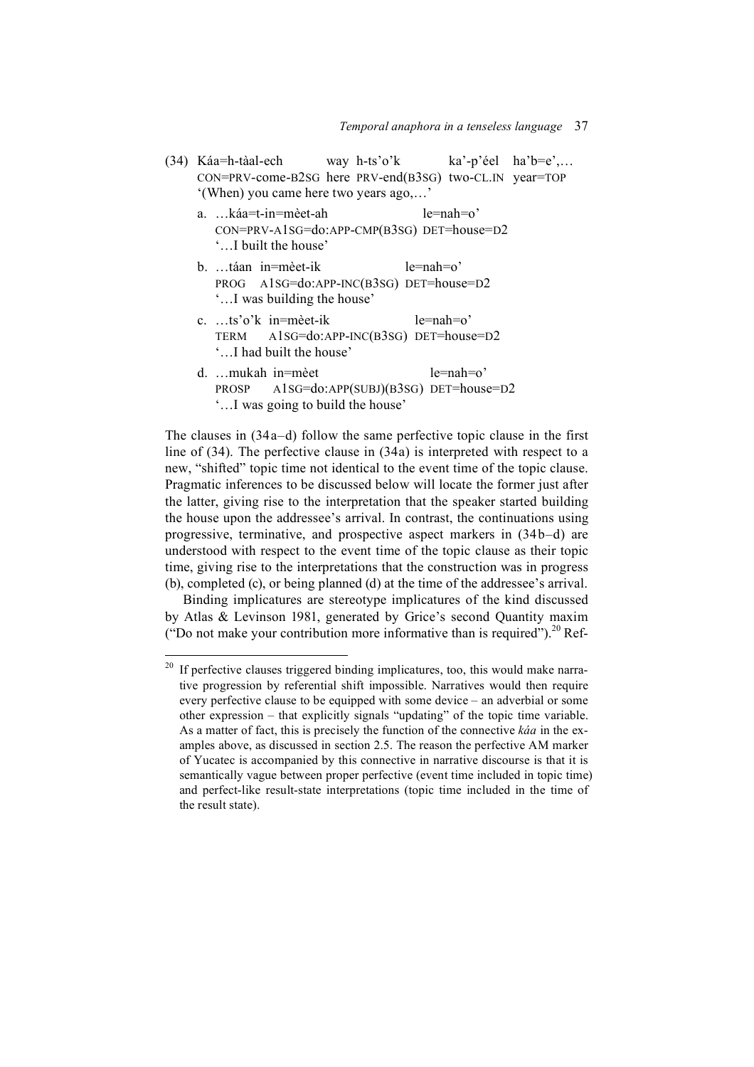(34) Káa=h-tàal-ech way h-ts'o'k ka'-p'éel ha'b=e',…
CON=PRV-come-B2SG here PRV-end(B3SG) two-CL.IN year=TOP
'(When) you came here two years ago,…'

a. …káa=t-in=mèet-ah le=nah=o'
CON=PRV-A1SG=do:APP-CMP(B3SG) DET=house=D2
'…I built the house'

b. …táan in=mèet-ik le=nah=o'
PROG A1SG=do:APP-INC(B3SG) DET=house=D2
'…I was building the house'

c. …ts'o'k in=mèet-ik le=nah=o'
TERM A1SG=do:APP-INC(B3SG) DET=house=D2
'…I had built the house'

d. …mukah in=mèet le=nah=o'
PROSP A1SG=do:APP(SUBJ)(B3SG) DET=house=D2
'…I was going to build the house'

The clauses in (34a–d) follow the same perfective topic clause in the first line of (34). The perfective clause in (34a) is interpreted with respect to a new, "shifted" topic time not identical to the event time of the topic clause. Pragmatic inferences to be discussed below will locate the former just after the latter, giving rise to the interpretation that the speaker started building the house upon the addressee's arrival. In contrast, the continuations using progressive, terminative, and prospective aspect markers in (34b–d) are understood with respect to the event time of the topic clause as their topic time, giving rise to the interpretations that the construction was in progress (b), completed (c), or being planned (d) at the time of the addressee's arrival.

Binding implicatures are stereotype implicatures of the kind discussed by Atlas & Levinson 1981, generated by Grice's second Quantity maxim ("Do not make your contribution more informative than is required").[20] Ref-

[20] If perfective clauses triggered binding implicatures, too, this would make narrative progression by referential shift impossible. Narratives would then require every perfective clause to be equipped with some device – an adverbial or some other expression – that explicitly signals "updating" of the topic time variable. As a matter of fact, this is precisely the function of the connective *káa* in the examples above, as discussed in section 2.5. The reason the perfective AM marker of Yucatec is accompanied by this connective in narrative discourse is that it is semantically vague between proper perfective (event time included in topic time) and perfect-like result-state interpretations (topic time included in the time of the result state).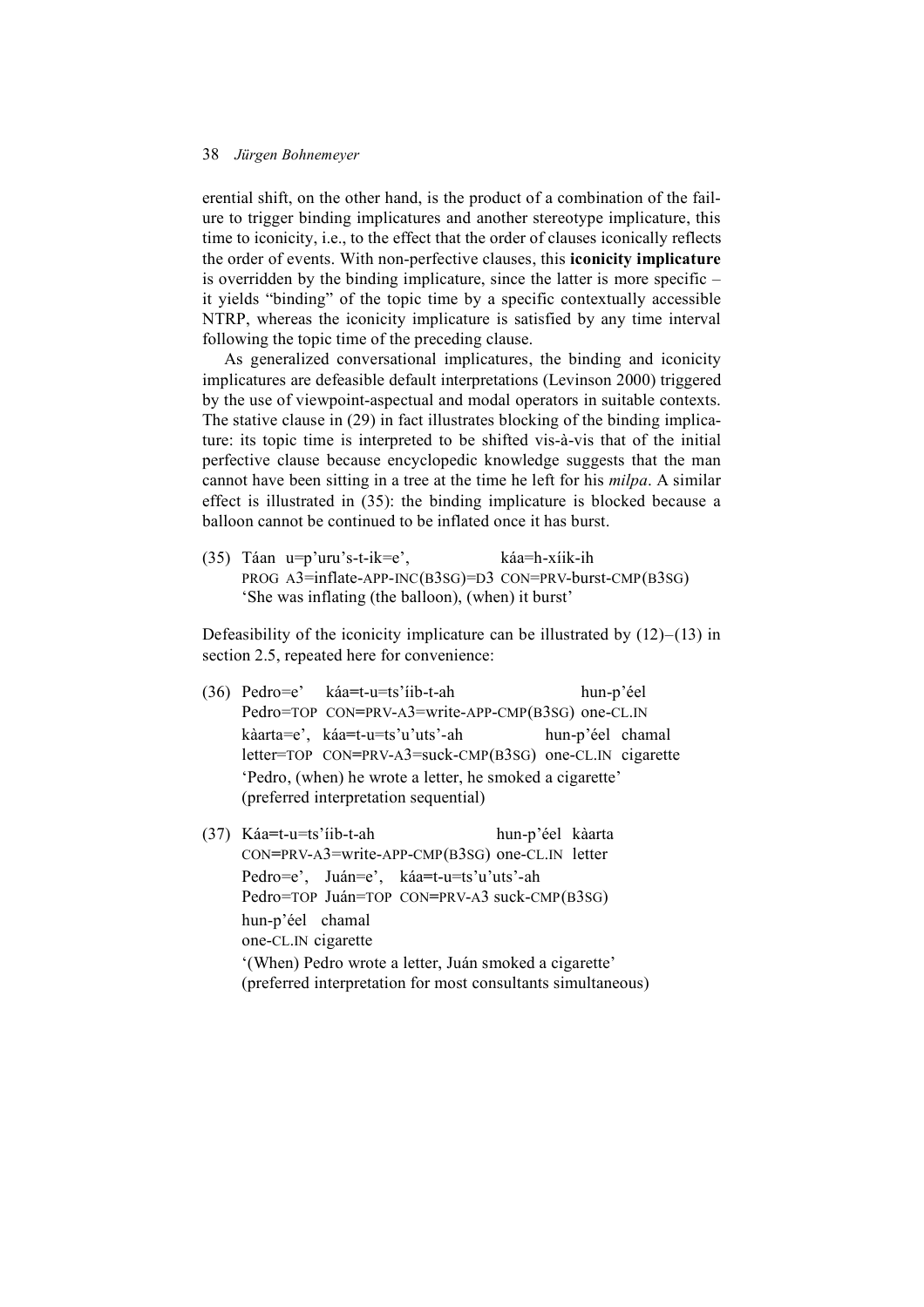erential shift, on the other hand, is the product of a combination of the failure to trigger binding implicatures and another stereotype implicature, this time to iconicity, i.e., to the effect that the order of clauses iconically reflects the order of events. With non-perfective clauses, this **iconicity implicature** is overridden by the binding implicature, since the latter is more specific – it yields "binding" of the topic time by a specific contextually accessible NTRP, whereas the iconicity implicature is satisfied by any time interval following the topic time of the preceding clause.

As generalized conversational implicatures, the binding and iconicity implicatures are defeasible default interpretations (Levinson 2000) triggered by the use of viewpoint-aspectual and modal operators in suitable contexts. The stative clause in (29) in fact illustrates blocking of the binding implicature: its topic time is interpreted to be shifted vis-à-vis that of the initial perfective clause because encyclopedic knowledge suggests that the man cannot have been sitting in a tree at the time he left for his *milpa*. A similar effect is illustrated in (35): the binding implicature is blocked because a balloon cannot be continued to be inflated once it has burst.

(35) Táan u=p'uru's-t-ik=e', káa=h-xíik-ih
PROG A3=inflate-APP-INC(B3SG)=D3 CON=PRV-burst-CMP(B3SG)
'She was inflating (the balloon), (when) it burst'

Defeasibility of the iconicity implicature can be illustrated by (12)–(13) in section 2.5, repeated here for convenience:

(36) Pedro=e' káa=t-u=ts'íib-t-ah hun-p'éel
Pedro=TOP CON=PRV-A3=write-APP-CMP(B3SG) one-CL.IN
kàarta=e', káa=t-u=ts'u'uts'-ah hun-p'éel chamal
letter=TOP CON=PRV-A3=suck-CMP(B3SG) one-CL.IN cigarette
'Pedro, (when) he wrote a letter, he smoked a cigarette'
(preferred interpretation sequential)

(37) Káa=t-u=ts'íib-t-ah hun-p'éel kàarta
CON=PRV-A3=write-APP-CMP(B3SG) one-CL.IN letter
Pedro=e', Juán=e', káa=t-u=ts'u'uts'-ah
Pedro=TOP Juán=TOP CON=PRV-A3 suck-CMP(B3SG)
hun-p'éel chamal
one-CL.IN cigarette
'(When) Pedro wrote a letter, Juán smoked a cigarette'
(preferred interpretation for most consultants simultaneous)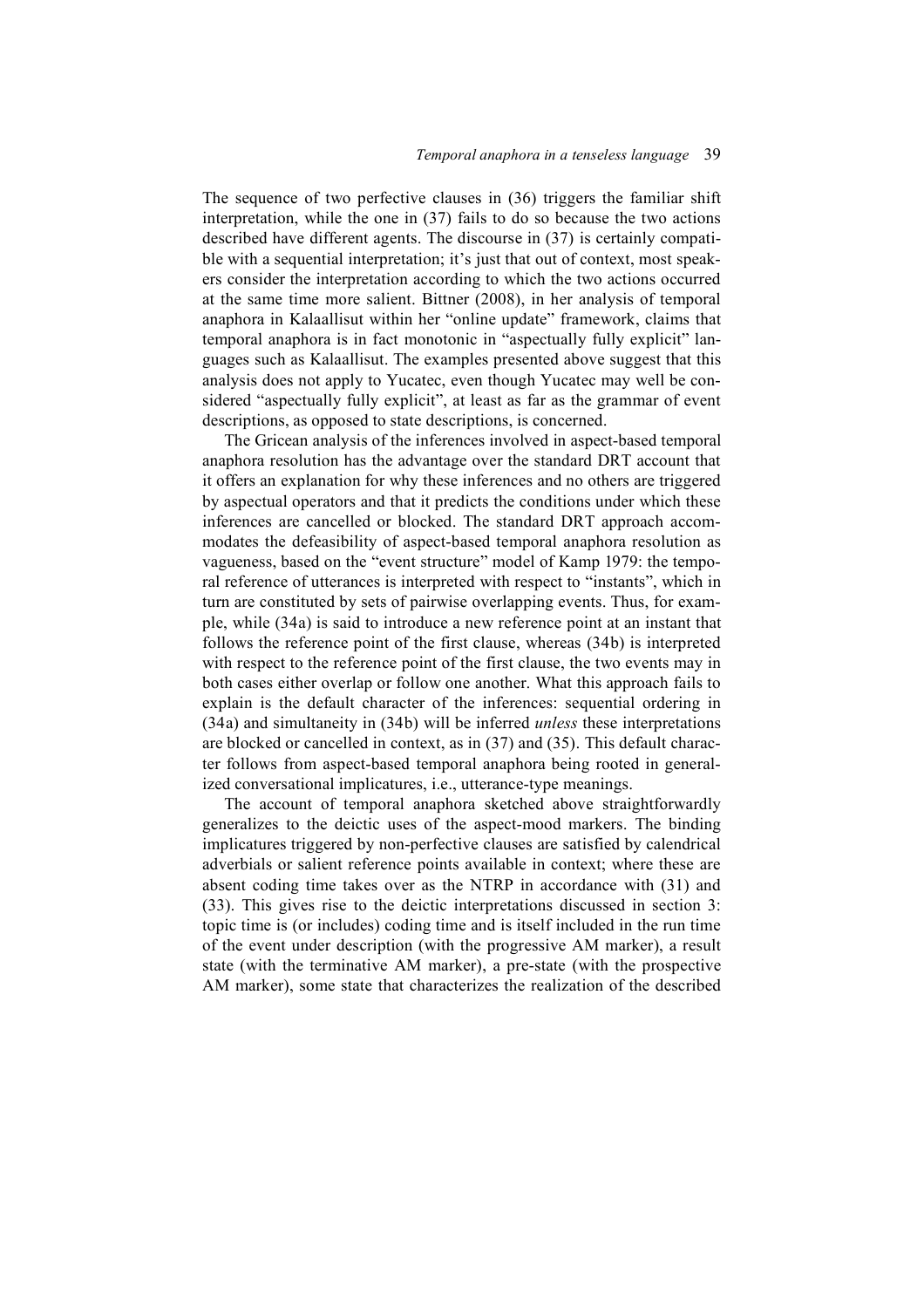The sequence of two perfective clauses in (36) triggers the familiar shift interpretation, while the one in (37) fails to do so because the two actions described have different agents. The discourse in (37) is certainly compatible with a sequential interpretation; it's just that out of context, most speakers consider the interpretation according to which the two actions occurred at the same time more salient. Bittner (2008), in her analysis of temporal anaphora in Kalaallisut within her "online update" framework, claims that temporal anaphora is in fact monotonic in "aspectually fully explicit" languages such as Kalaallisut. The examples presented above suggest that this analysis does not apply to Yucatec, even though Yucatec may well be considered "aspectually fully explicit", at least as far as the grammar of event descriptions, as opposed to state descriptions, is concerned.

The Gricean analysis of the inferences involved in aspect-based temporal anaphora resolution has the advantage over the standard DRT account that it offers an explanation for why these inferences and no others are triggered by aspectual operators and that it predicts the conditions under which these inferences are cancelled or blocked. The standard DRT approach accommodates the defeasibility of aspect-based temporal anaphora resolution as vagueness, based on the "event structure" model of Kamp 1979: the temporal reference of utterances is interpreted with respect to "instants", which in turn are constituted by sets of pairwise overlapping events. Thus, for example, while (34a) is said to introduce a new reference point at an instant that follows the reference point of the first clause, whereas (34b) is interpreted with respect to the reference point of the first clause, the two events may in both cases either overlap or follow one another. What this approach fails to explain is the default character of the inferences: sequential ordering in (34a) and simultaneity in (34b) will be inferred *unless* these interpretations are blocked or cancelled in context, as in (37) and (35). This default character follows from aspect-based temporal anaphora being rooted in generalized conversational implicatures, i.e., utterance-type meanings.

The account of temporal anaphora sketched above straightforwardly generalizes to the deictic uses of the aspect-mood markers. The binding implicatures triggered by non-perfective clauses are satisfied by calendrical adverbials or salient reference points available in context; where these are absent coding time takes over as the NTRP in accordance with (31) and (33). This gives rise to the deictic interpretations discussed in section 3: topic time is (or includes) coding time and is itself included in the run time of the event under description (with the progressive AM marker), a result state (with the terminative AM marker), a pre-state (with the prospective AM marker), some state that characterizes the realization of the described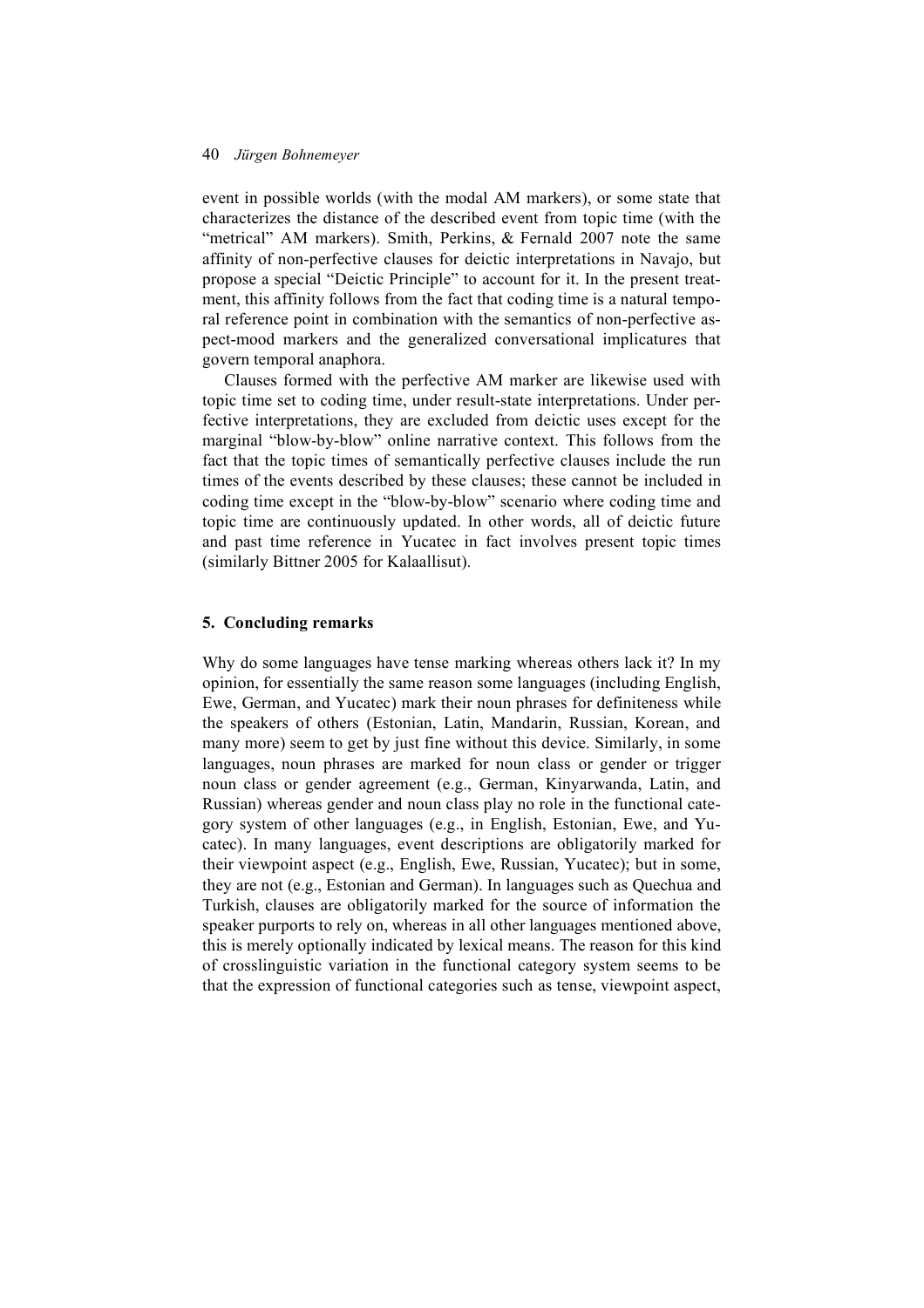event in possible worlds (with the modal AM markers), or some state that characterizes the distance of the described event from topic time (with the "metrical" AM markers). Smith, Perkins, & Fernald 2007 note the same affinity of non-perfective clauses for deictic interpretations in Navajo, but propose a special "Deictic Principle" to account for it. In the present treatment, this affinity follows from the fact that coding time is a natural temporal reference point in combination with the semantics of non-perfective aspect-mood markers and the generalized conversational implicatures that govern temporal anaphora.

Clauses formed with the perfective AM marker are likewise used with topic time set to coding time, under result-state interpretations. Under perfective interpretations, they are excluded from deictic uses except for the marginal "blow-by-blow" online narrative context. This follows from the fact that the topic times of semantically perfective clauses include the run times of the events described by these clauses; these cannot be included in coding time except in the "blow-by-blow" scenario where coding time and topic time are continuously updated. In other words, all of deictic future and past time reference in Yucatec in fact involves present topic times (similarly Bittner 2005 for Kalaallisut).

## 5. Concluding remarks

Why do some languages have tense marking whereas others lack it? In my opinion, for essentially the same reason some languages (including English, Ewe, German, and Yucatec) mark their noun phrases for definiteness while the speakers of others (Estonian, Latin, Mandarin, Russian, Korean, and many more) seem to get by just fine without this device. Similarly, in some languages, noun phrases are marked for noun class or gender or trigger noun class or gender agreement (e.g., German, Kinyarwanda, Latin, and Russian) whereas gender and noun class play no role in the functional category system of other languages (e.g., in English, Estonian, Ewe, and Yucatec). In many languages, event descriptions are obligatorily marked for their viewpoint aspect (e.g., English, Ewe, Russian, Yucatec); but in some, they are not (e.g., Estonian and German). In languages such as Quechua and Turkish, clauses are obligatorily marked for the source of information the speaker purports to rely on, whereas in all other languages mentioned above, this is merely optionally indicated by lexical means. The reason for this kind of crosslinguistic variation in the functional category system seems to be that the expression of functional categories such as tense, viewpoint aspect,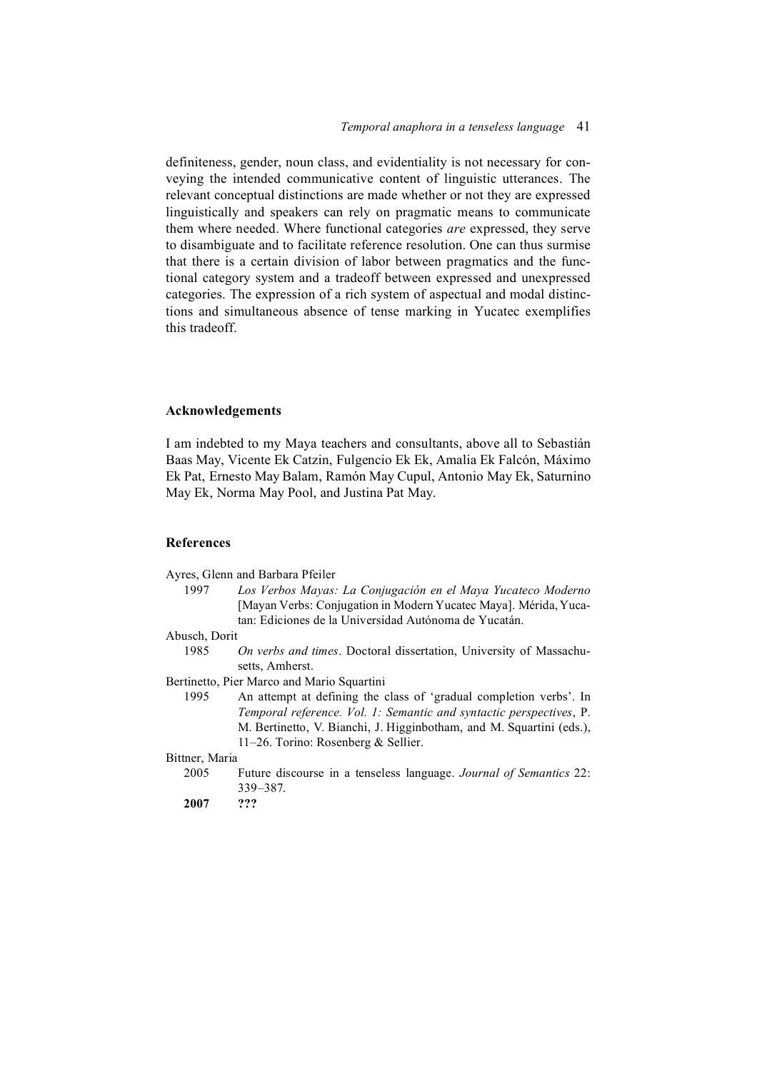definiteness, gender, noun class, and evidentiality is not necessary for conveying the intended communicative content of linguistic utterances. The relevant conceptual distinctions are made whether or not they are expressed linguistically and speakers can rely on pragmatic means to communicate them where needed. Where functional categories *are* expressed, they serve to disambiguate and to facilitate reference resolution. One can thus surmise that there is a certain division of labor between pragmatics and the functional category system and a tradeoff between expressed and unexpressed categories. The expression of a rich system of aspectual and modal distinctions and simultaneous absence of tense marking in Yucatec exemplifies this tradeoff.

## Acknowledgements

I am indebted to my Maya teachers and consultants, above all to Sebastián Baas May, Vicente Ek Catzin, Fulgencio Ek Ek, Amalia Ek Falcón, Máximo Ek Pat, Ernesto May Balam, Ramón May Cupul, Antonio May Ek, Saturnino May Ek, Norma May Pool, and Justina Pat May.

## References

Ayres, Glenn and Barbara Pfeiler

1997 *Los Verbos Mayas: La Conjugación en el Maya Yucateco Moderno* [Mayan Verbs: Conjugation in Modern Yucatec Maya]. Mérida, Yucatan: Ediciones de la Universidad Autónoma de Yucatán.

Abusch, Dorit

1985 *On verbs and times*. Doctoral dissertation, University of Massachusetts, Amherst.

Bertinetto, Pier Marco and Mario Squartini

1995 An attempt at defining the class of 'gradual completion verbs'. In *Temporal reference. Vol. 1: Semantic and syntactic perspectives*, P. M. Bertinetto, V. Bianchi, J. Higginbotham, and M. Squartini (eds.), 11–26. Torino: Rosenberg & Sellier.

Bittner, Maria

2005 Future discourse in a tenseless language. *Journal of Semantics* 22: 339–387.

**2007** **???**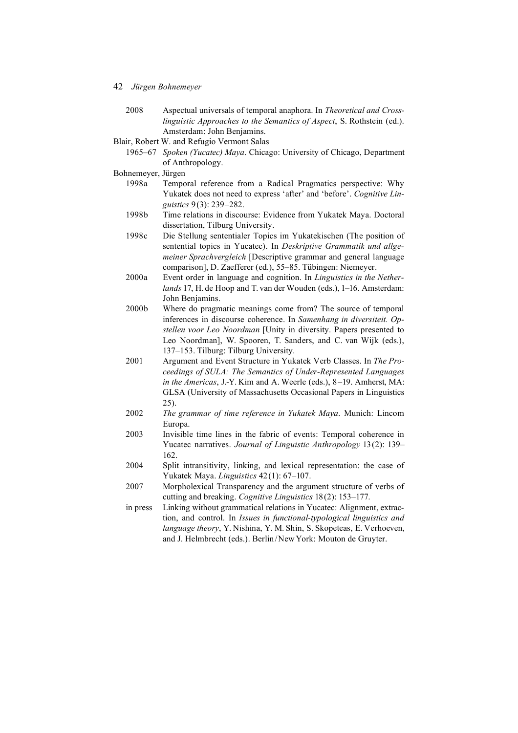2008 Aspectual universals of temporal anaphora. In *Theoretical and Cross-linguistic Approaches to the Semantics of Aspect*, S. Rothstein (ed.). Amsterdam: John Benjamins.

Blair, Robert W. and Refugio Vermont Salas

1965–67 *Spoken (Yucatec) Maya*. Chicago: University of Chicago, Department of Anthropology.

Bohnemeyer, Jürgen

1998a Temporal reference from a Radical Pragmatics perspective: Why Yukatek does not need to express 'after' and 'before'. *Cognitive Linguistics* 9(3): 239–282.

1998b Time relations in discourse: Evidence from Yukatek Maya. Doctoral dissertation, Tilburg University.

1998c Die Stellung sententialer Topics im Yukatekischen (The position of sentential topics in Yucatec). In *Deskriptive Grammatik und allgemeiner Sprachvergleich* [Descriptive grammar and general language comparison], D. Zaefferer (ed.), 55–85. Tübingen: Niemeyer.

2000a Event order in language and cognition. In *Linguistics in the Netherlands* 17, H. de Hoop and T. van der Wouden (eds.), 1–16. Amsterdam: John Benjamins.

2000b Where do pragmatic meanings come from? The source of temporal inferences in discourse coherence. In *Samenhang in diversiteit. Opstellen voor Leo Noordman* [Unity in diversity. Papers presented to Leo Noordman], W. Spooren, T. Sanders, and C. van Wijk (eds.), 137–153. Tilburg: Tilburg University.

2001 Argument and Event Structure in Yukatek Verb Classes. In *The Proceedings of SULA: The Semantics of Under-Represented Languages in the Americas*, J.-Y. Kim and A. Weerle (eds.), 8–19. Amherst, MA: GLSA (University of Massachusetts Occasional Papers in Linguistics 25).

2002 *The grammar of time reference in Yukatek Maya*. Munich: Lincom Europa.

2003 Invisible time lines in the fabric of events: Temporal coherence in Yucatec narratives. *Journal of Linguistic Anthropology* 13(2): 139–162.

2004 Split intransitivity, linking, and lexical representation: the case of Yukatek Maya. *Linguistics* 42(1): 67–107.

2007 Morpholexical Transparency and the argument structure of verbs of cutting and breaking. *Cognitive Linguistics* 18(2): 153–177.

in press Linking without grammatical relations in Yucatec: Alignment, extraction, and control. In *Issues in functional-typological linguistics and language theory*, Y. Nishina, Y. M. Shin, S. Skopeteas, E. Verhoeven, and J. Helmbrecht (eds.). Berlin/New York: Mouton de Gruyter.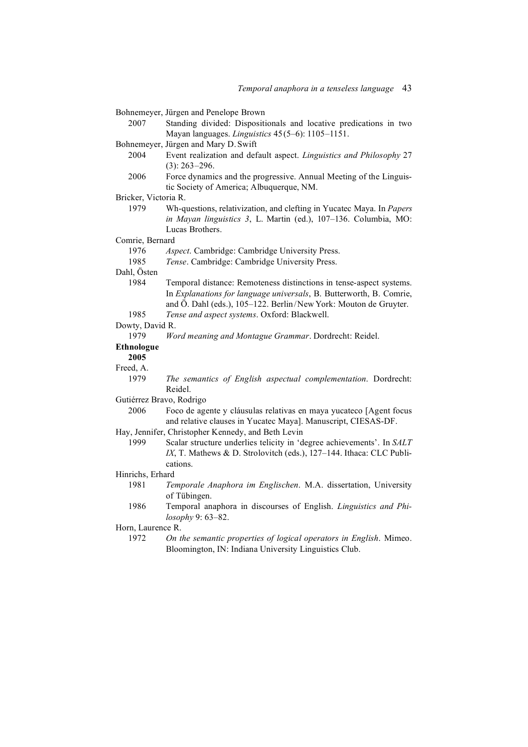Bohnemeyer, Jürgen and Penelope Brown

2007 Standing divided: Dispositionals and locative predications in two Mayan languages. *Linguistics* 45 (5–6): 1105–1151.

Bohnemeyer, Jürgen and Mary D. Swift

2004 Event realization and default aspect. *Linguistics and Philosophy* 27 (3): 263–296.

2006 Force dynamics and the progressive. Annual Meeting of the Linguistic Society of America; Albuquerque, NM.

Bricker, Victoria R.

1979 Wh-questions, relativization, and clefting in Yucatec Maya. In *Papers in Mayan linguistics 3*, L. Martin (ed.), 107–136. Columbia, MO: Lucas Brothers.

Comrie, Bernard

1976 *Aspect*. Cambridge: Cambridge University Press.

1985 *Tense*. Cambridge: Cambridge University Press.

Dahl, Östen

1984 Temporal distance: Remoteness distinctions in tense-aspect systems. In *Explanations for language universals*, B. Butterworth, B. Comrie, and Ö. Dahl (eds.), 105–122. Berlin/New York: Mouton de Gruyter.

1985 *Tense and aspect systems*. Oxford: Blackwell.

Dowty, David R.

1979 *Word meaning and Montague Grammar*. Dordrecht: Reidel.

**Ethnologue**

**2005**

Freed, A.

1979 *The semantics of English aspectual complementation*. Dordrecht: Reidel.

Gutiérrez Bravo, Rodrigo

2006 Foco de agente y cláusulas relativas en maya yucateco [Agent focus and relative clauses in Yucatec Maya]. Manuscript, CIESAS-DF.

Hay, Jennifer, Christopher Kennedy, and Beth Levin

1999 Scalar structure underlies telicity in 'degree achievements'. In *SALT IX*, T. Mathews & D. Strolovitch (eds.), 127–144. Ithaca: CLC Publications.

Hinrichs, Erhard

1981 *Temporale Anaphora im Englischen*. M.A. dissertation, University of Tübingen.

1986 Temporal anaphora in discourses of English. *Linguistics and Philosophy* 9: 63–82.

Horn, Laurence R.

1972 *On the semantic properties of logical operators in English*. Mimeo. Bloomington, IN: Indiana University Linguistics Club.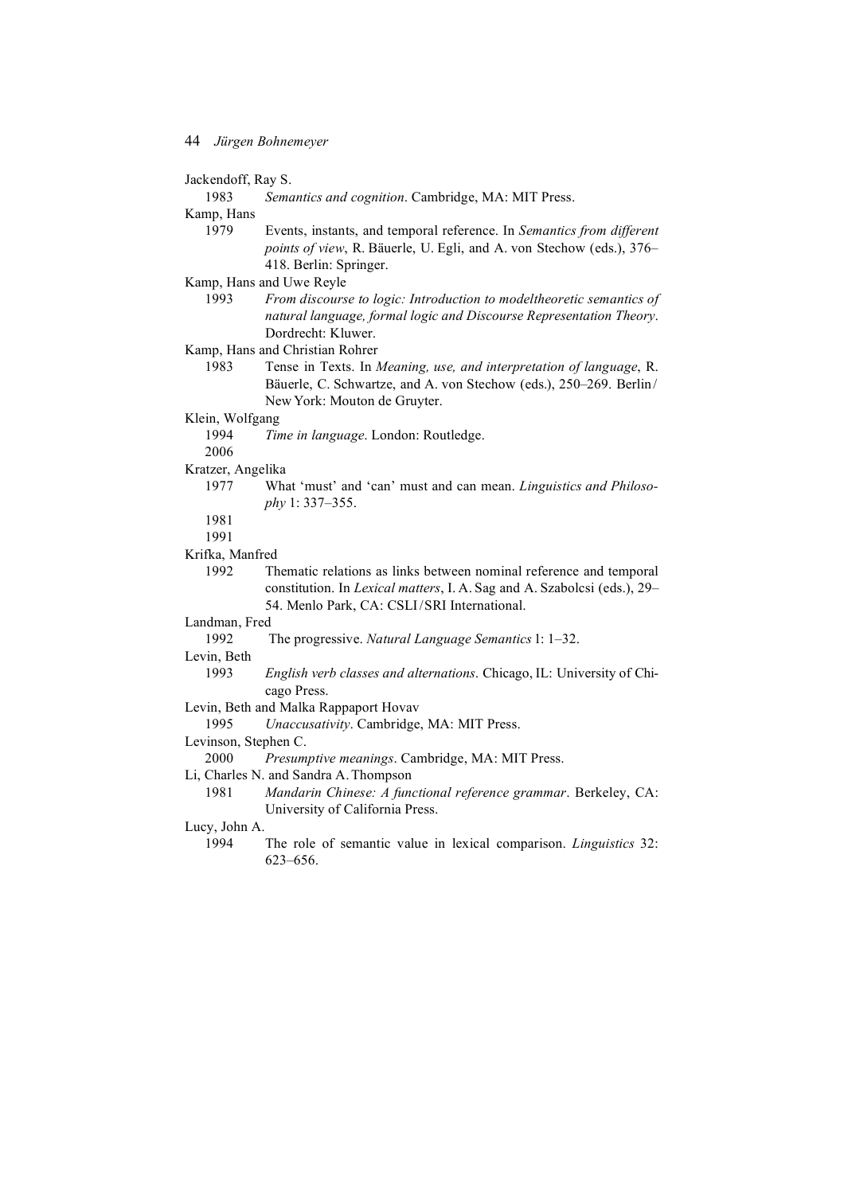Jackendoff, Ray S.
  1983  *Semantics and cognition*. Cambridge, MA: MIT Press.

Kamp, Hans
  1979  Events, instants, and temporal reference. In *Semantics from different points of view*, R. Bäuerle, U. Egli, and A. von Stechow (eds.), 376–418. Berlin: Springer.

Kamp, Hans and Uwe Reyle
  1993  *From discourse to logic: Introduction to modeltheoretic semantics of natural language, formal logic and Discourse Representation Theory*. Dordrecht: Kluwer.

Kamp, Hans and Christian Rohrer
  1983  Tense in Texts. In *Meaning, use, and interpretation of language*, R. Bäuerle, C. Schwartze, and A. von Stechow (eds.), 250–269. Berlin/New York: Mouton de Gruyter.

Klein, Wolfgang
  1994  *Time in language*. London: Routledge.
  2006

Kratzer, Angelika
  1977  What 'must' and 'can' must and can mean. *Linguistics and Philosophy* 1: 337–355.
  1981
  1991

Krifka, Manfred
  1992  Thematic relations as links between nominal reference and temporal constitution. In *Lexical matters*, I. A. Sag and A. Szabolcsi (eds.), 29–54. Menlo Park, CA: CSLI/SRI International.

Landman, Fred
  1992  The progressive. *Natural Language Semantics* 1: 1–32.

Levin, Beth
  1993  *English verb classes and alternations*. Chicago, IL: University of Chicago Press.

Levin, Beth and Malka Rappaport Hovav
  1995  *Unaccusativity*. Cambridge, MA: MIT Press.

Levinson, Stephen C.
  2000  *Presumptive meanings*. Cambridge, MA: MIT Press.

Li, Charles N. and Sandra A. Thompson
  1981  *Mandarin Chinese: A functional reference grammar*. Berkeley, CA: University of California Press.

Lucy, John A.
  1994  The role of semantic value in lexical comparison. *Linguistics* 32: 623–656.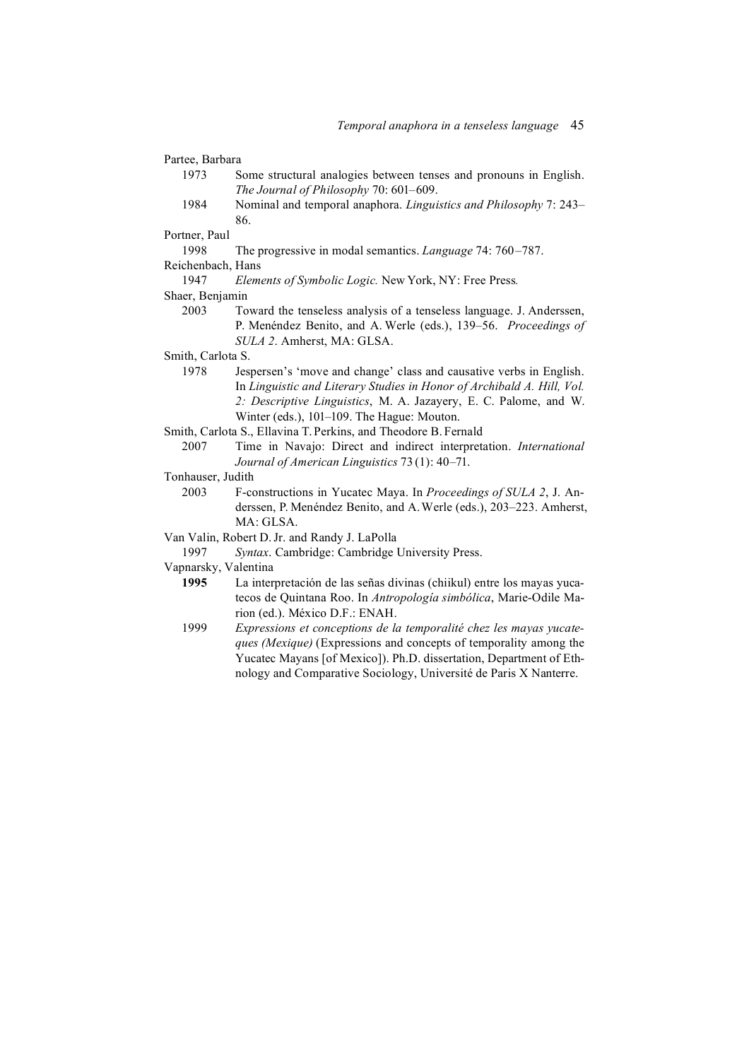Partee, Barbara

1973 Some structural analogies between tenses and pronouns in English. *The Journal of Philosophy* 70: 601–609.

1984 Nominal and temporal anaphora. *Linguistics and Philosophy* 7: 243–86.

Portner, Paul

1998 The progressive in modal semantics. *Language* 74: 760–787.

Reichenbach, Hans

1947 *Elements of Symbolic Logic.* New York, NY: Free Press.

Shaer, Benjamin

2003 Toward the tenseless analysis of a tenseless language. J. Anderssen, P. Menéndez Benito, and A. Werle (eds.), 139–56. *Proceedings of SULA 2*. Amherst, MA: GLSA.

Smith, Carlota S.

1978 Jespersen's 'move and change' class and causative verbs in English. In *Linguistic and Literary Studies in Honor of Archibald A. Hill, Vol. 2: Descriptive Linguistics*, M. A. Jazayery, E. C. Palome, and W. Winter (eds.), 101–109. The Hague: Mouton.

Smith, Carlota S., Ellavina T. Perkins, and Theodore B. Fernald

2007 Time in Navajo: Direct and indirect interpretation. *International Journal of American Linguistics* 73 (1): 40–71.

Tonhauser, Judith

2003 F-constructions in Yucatec Maya. In *Proceedings of SULA 2*, J. Anderssen, P. Menéndez Benito, and A. Werle (eds.), 203–223. Amherst, MA: GLSA.

Van Valin, Robert D. Jr. and Randy J. LaPolla

1997 *Syntax*. Cambridge: Cambridge University Press.

Vapnarsky, Valentina

**1995** La interpretación de las señas divinas (chiikul) entre los mayas yucatecos de Quintana Roo. In *Antropología simbólica*, Marie-Odile Marion (ed.). México D.F.: ENAH.

1999 *Expressions et conceptions de la temporalité chez les mayas yucateques (Mexique)* (Expressions and concepts of temporality among the Yucatec Mayans [of Mexico]). Ph.D. dissertation, Department of Ethnology and Comparative Sociology, Université de Paris X Nanterre.